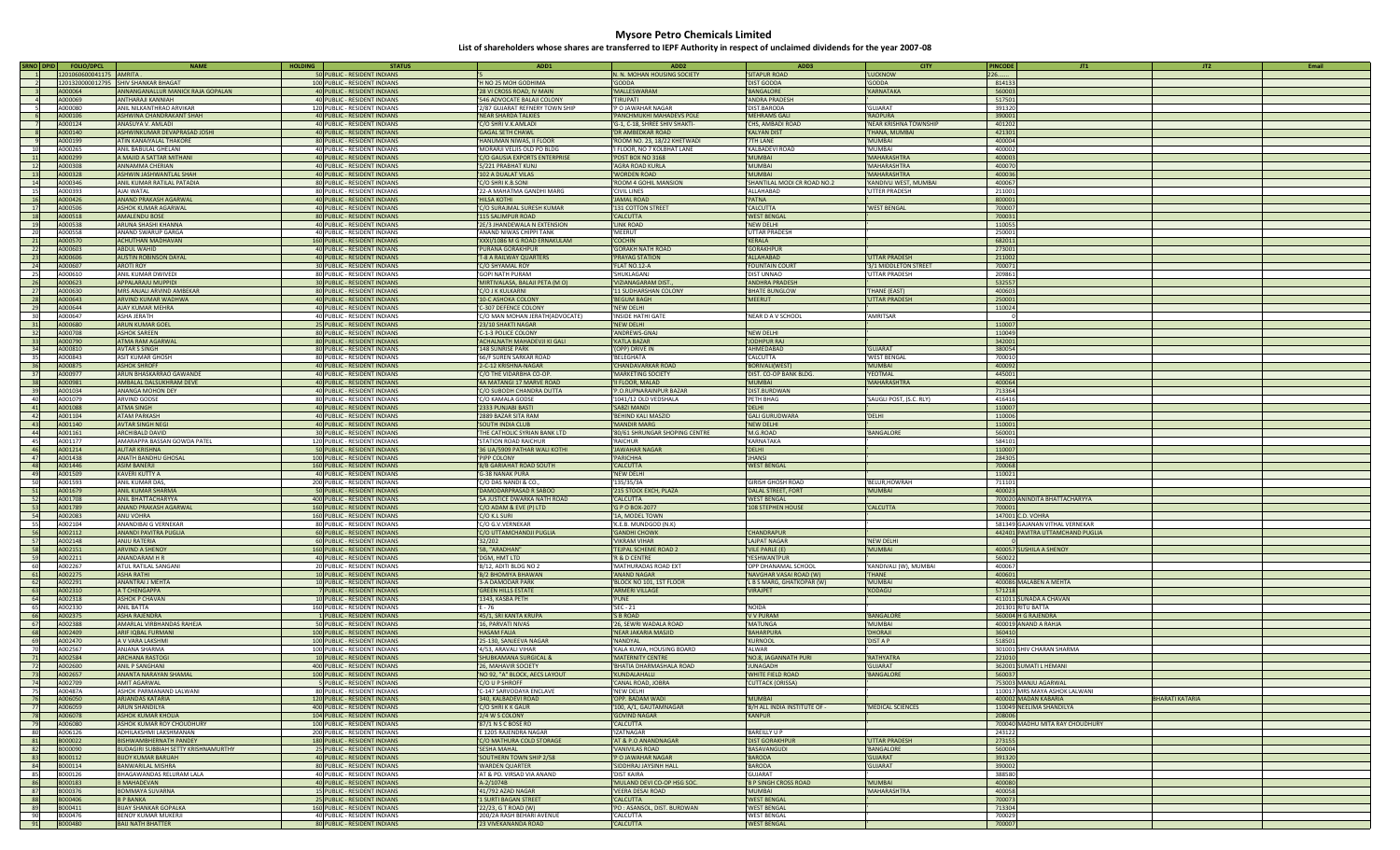# Mysore Petro Chemicals Limited

## List of shareholders whose shares are transferred to IEPF Authority in respect of unclaimed dividends for the year 2007-08

| SRNO | DPID | FOLIO/DPCL | NAME | HOLDING | STATUS | ADD1 | ADD2 | ADD3 | CITY | PINCODE | JT1 | JT2 | Email |
|---|---|---|---|---|---|---|---|---|---|---|---|---|---|
| 1 | | 1201060600041175 | AMRITA . | 50 | PUBLIC - RESIDENT INDIANS | 5 | N. N. MOHAN HOUSING SOCIETY | SITAPUR ROAD | LUCKNOW | 226...... | | | |
| 2 | | 1201320000012795 | SHIV SHANKAR BHAGAT | 100 | PUBLIC - RESIDENT INDIANS | H NO 25 MOH GODHIMA | GODDA | DIST GODDA | GODDA | 814133 | | | |
| 3 | | A000064 | ANNANGANALLUR MANICK RAJA GOPALAN | 40 | PUBLIC - RESIDENT INDIANS | 28 VI CROSS ROAD, IV MAIN | MALLESWARAM | BANGALORE | KARNATAKA | 560003 | | | |
| 4 | | A000069 | ANTHARAJI KANNIAH | 40 | PUBLIC - RESIDENT INDIANS | 546 ADVOCATE BALAJI COLONY | TIRUPATI | ANDRA PRADESH | | 517501 | | | |
| 5 | | A000080 | ANIL NILKANTHRAO ARVIKAR | 120 | PUBLIC - RESIDENT INDIANS | 2/87 GUJARAT REFINERY TOWN SHIP | P O JAWAHAR NAGAR | DIST.BARODA | GUJARAT | 391320 | | | |
| 6 | | A000106 | ASHWINA CHANDRAKANT SHAH | 40 | PUBLIC - RESIDENT INDIANS | NEAR SHARDA TALKIES | PANCHMUKHI MAHADEVS POLE | MEHRAMS GALI | RADPURA | 390001 | | | |
| 7 | | A000124 | ANASUYA V. AMLADI | 40 | PUBLIC - RESIDENT INDIANS | C/O SHRI V.K.AMLADI | G-1, C-18, SHREE SHIV SHAKTI- | CHS, AMBADI ROAD | NEAR KRISHNA TOWNSHIP | 401202 | | | |
| 8 | | A000140 | ASHWINKUMAR DEVAPRASAD JOSHI | 40 | PUBLIC - RESIDENT INDIANS | GAGAL SETH CHAWL | DR AMBEDKAR ROAD | KALYAN DIST | THANA, MUMBAI | 421301 | | | |
| 9 | | A000199 | ATIN KANAIYALAL THAKORE | 80 | PUBLIC - RESIDENT INDIANS | HANUMAN NIWAS, II FLOOR | ROOM NO. 23, 18/22 KHETWADI | 7TH LANE | MUMBAI | 400004 | | | |
| 10 | | A000265 | ANIL BABULAL GHELANI | 40 | PUBLIC - RESIDENT INDIANS | MORARJI VELJIS OLD PO BLDG | I FLOOR, NO 7 KOLBHAT LANE | KALBADEVI ROAD | MUMBAI | 400002 | | | |
| 11 | | A000299 | A MAJID A SATTAR MITHANI | 40 | PUBLIC - RESIDENT INDIANS | C/O GAUSIA EXPORTS ENTERPRISE | POST BOX NO 3168 | MUMBAI | MAHARASHTRA | 400003 | | | |
| 12 | | A000308 | ANNAMMA CHERIAN | 40 | PUBLIC - RESIDENT INDIANS | 5/221 PRABHAT KUNJ | AGRA ROAD KURLA | MUMBAI | MAHARASHTRA | 400070 | | | |
| 13 | | A000328 | ASHWIN JASHWANTLAL SHAH | 40 | PUBLIC - RESIDENT INDIANS | 102 A DUALAT VILAS | WORDEN ROAD | MUMBAI | MAHARASHTRA | 400036 | | | |
| 14 | | A000346 | ANIL KUMAR RATILAL PATADIA | 80 | PUBLIC - RESIDENT INDIANS | C/O SHRI K.B.SONI | ROOM 4 GOHIL MANSION | SHANTILAL MODI CR ROAD NO.2 | KANDIVLI WEST, MUMBAI | 400067 | | | |
| 15 | | A000393 | AJAI WATAL | 80 | PUBLIC - RESIDENT INDIANS | 22-A MAHATMA GANDHI MARG | CIVIL LINES | ALLAHABAD | UTTER PRADESH | 211001 | | | |
| 16 | | A000426 | ANAND PRAKASH AGARWAL | 40 | PUBLIC - RESIDENT INDIANS | HILSA KOTHI | JAMAL ROAD | PATNA | | 800001 | | | |
| 17 | | A000506 | ASHOK KUMAR AGARWAL | 40 | PUBLIC - RESIDENT INDIANS | C/O SURAJMAL SURESH KUMAR | 131 COTTON STREET | CALCUTTA | WEST BENGAL | 700007 | | | |
| 18 | | A000518 | AMALENDU BOSE | 80 | PUBLIC - RESIDENT INDIANS | 115 SALIMPUR ROAD | CALCUTTA | WEST BENGAL | | 700031 | | | |
| 19 | | A000538 | ARUNA SHASHI KHANNA | 40 | PUBLIC - RESIDENT INDIANS | 2E/3 JHANDEWALA N EXTENSION | LINK ROAD | NEW DELHI | | 110055 | | | |
| 20 | | A000558 | ANAND SWARUP GARGA | 40 | PUBLIC - RESIDENT INDIANS | ANAND NIWAS CHIPPI TANK | MEERUT | UTTAR PRADESH | | 250001 | | | |
| 21 | | A000570 | ACHUTHAN MADHAVAN | 160 | PUBLIC - RESIDENT INDIANS | XXXI/1086 M G ROAD ERNAKULAM | COCHIN | KERALA | | 682011 | | | |
| 22 | | A000603 | ABDUL WAHID | 40 | PUBLIC - RESIDENT INDIANS | PURANA GORAKHPUR | GORAKH NATH ROAD | GORAKHPUR | | 273001 | | | |
| 23 | | A000606 | AUSTIN ROBINSON DAYAL | 40 | PUBLIC - RESIDENT INDIANS | T-8 A RAILWAY QUARTERS | PRAYAG STATION | ALLAHABAD | UTTAR PRADESH | 211002 | | | |
| 24 | | A000607 | AROTI ROY | 30 | PUBLIC - RESIDENT INDIANS | C/O SHYAMAL ROY | FLAT NO.12-A | FOUNTAIN COURT | 3/1 MIDDLETON STREET | 700071 | | | |
| 25 | | A000615 | ANIL KUMAR DWIVEDI | 80 | PUBLIC - RESIDENT INDIANS | GOPI NATH PURAM | SHUKLAGANJ | DIST UNNAO | UTTAR PRADESH | 209861 | | | |
| 26 | | A000623 | APPALARAJU MUPPIDI | 30 | PUBLIC - RESIDENT INDIANS | MIRTIVALASA, BALAJI PETA (M O) | VIZIANAGARAM DIST., | ANDHRA PRADESH | | 532557 | | | |
| 27 | | A000630 | MRS ANJALI ARVIND AMBEKAR | 80 | PUBLIC - RESIDENT INDIANS | C/O J K KULKARNI | 11 SUDHARSHAN COLONY | BHATE BUNGLOW | THANE (EAST) | 400603 | | | |
| 28 | | A000643 | ARVIND KUMAR WADHWA | 40 | PUBLIC - RESIDENT INDIANS | 10-C ASHOKA COLONY | BEGUM BAGH | MEERUT | UTTAR PRADESH | 250001 | | | |
| 29 | | A000644 | AJAY KUMAR MEHRA | 40 | PUBLIC - RESIDENT INDIANS | C-307 DEFENCE COLONY | NEW DELHI | | | 110024 | | | |
| 30 | | A000647 | ASHA JERATH | 40 | PUBLIC - RESIDENT INDIANS | C/O MAN MOHAN JERATH(ADVOCATE) | INSIDE HATHI GATE | NEAR D A V SCHOOL | AMRITSAR | 0 | | | |
| 31 | | A000680 | ARUN KUMAR GOEL | 25 | PUBLIC - RESIDENT INDIANS | 23/10 SHAKTI NAGAR | NEW DELHI | | | 110007 | | | |
| 32 | | A000708 | ASHOK SAREEN | 80 | PUBLIC - RESIDENT INDIANS | C-1-3 POLICE COLONY | ANDREWS-GNAJ | NEW DELHI | | 110049 | | | |
| 33 | | A000790 | ATMA RAM AGARWAL | 80 | PUBLIC - RESIDENT INDIANS | ACHALNATH MAHADEVJI KI GALI | KATLA BAZAR | JODHPUR RAJ | | 342001 | | | |
| 34 | | A000810 | AVTAR S SINGH | 80 | PUBLIC - RESIDENT INDIANS | 148 SUNRISE PARK | (OPP) DRIVE IN | AHMEDABAD | GUJARAT | 380054 | | | |
| 35 | | A000843 | ASIT KUMAR GHOSH | 80 | PUBLIC - RESIDENT INDIANS | 66/F SUREN SARKAR ROAD | BELEGHATA | CALCUTTA | WEST BENGAL | 700010 | | | |
| 36 | | A000875 | ASHOK SHROFF | 40 | PUBLIC - RESIDENT INDIANS | 2-C-12 KRISHNA NAGAR | CHANDAVARKAR ROAD | BORIVALI(WEST) | MUMBAI | 400092 | | | |
| 37 | | A000977 | ARUN BHASKARRAO GAWANDE | 40 | PUBLIC - RESIDENT INDIANS | C/O THE VIDARBHA CO-OP. | MARKETING SOCIETY | DIST. CO-OP BANK BLDG. | YEOTMAL | 445001 | | | |
| 38 | | A000981 | AMBALAL DALSUKHRAM DEVE | 40 | PUBLIC - RESIDENT INDIANS | 4A MATANGI 17 MARVE ROAD | II FLOOR, MALAD | MUMBAI | MAHARASHTRA | 400064 | | | |
| 39 | | A001034 | ANANGA MOHON DEY | 40 | PUBLIC - RESIDENT INDIANS | C/O SUBODH CHANDRA DUTTA | P.O.RUPNARAINPUR BAZAR | DIST.BURDWAN | | 713364 | | | |
| 40 | | A001079 | ARVIND GODSE | 80 | PUBLIC - RESIDENT INDIANS | C/O KAMALA GODSE | 1041/12 OLD VEDSHALA | PETH BHAG | SAUGLI POST, (S.C. RLY) | 416416 | | | |
| 41 | | A001088 | ATMA SINGH | 40 | PUBLIC - RESIDENT INDIANS | 2333 PUNJABI BASTI | SABZI MANDI | DELHI | | 110007 | | | |
| 42 | | A001104 | ATAM PARKASH | 40 | PUBLIC - RESIDENT INDIANS | 2889 BAZAR SITA RAM | BEHIND KALI MASZID | GALI GURUDWARA | DELHI | 110006 | | | |
| 43 | | A001140 | AVTAR SINGH NEGI | 40 | PUBLIC - RESIDENT INDIANS | SOUTH INDIA CLUB | MANDIR MARG | NEW DELHI | | 110001 | | | |
| 44 | | A001161 | ARCHIBALD DAVID | 30 | PUBLIC - RESIDENT INDIANS | THE CATHOLIC SYRIAN BANK LTD | 80/61 SHRUNGAR SHOPING CENTRE | M.G.ROAD | BANGALORE | 560001 | | | |
| 45 | | A001177 | AMARAPPA BASSAN GOWDA PATEL | 120 | PUBLIC - RESIDENT INDIANS | STATION ROAD RAICHUR | RAICHUR | KARNATAKA | | 584101 | | | |
| 46 | | A001214 | AUTAR KRISHNA | 50 | PUBLIC - RESIDENT INDIANS | 36 UA/5909 PATHAR WALI KOTHI | JAWAHAR NAGAR | DELHI | | 110007 | | | |
| 47 | | A001438 | ANATH BANDHU GHOSAL | 100 | PUBLIC - RESIDENT INDIANS | PIPP COLONY | PARICHHA | JHANSI | | 284305 | | | |
| 48 | | A001446 | ASIM BANERJI | 160 | PUBLIC - RESIDENT INDIANS | 8/B GARIAHAT ROAD SOUTH | CALCUTTA | WEST BENGAL | | 700068 | | | |
| 49 | | A001509 | KAVERI KUTTY A | 40 | PUBLIC - RESIDENT INDIANS | G-38 NANAK PURA | NEW DELHI | | | 110021 | | | |
| 50 | | A001593 | ANIL KUMAR DAS, | 200 | PUBLIC - RESIDENT INDIANS | C/O DAS NANDI & CO., | 135/35/3A | GIRISH GHOSH ROAD | BELUR,HOWRAH | 711101 | | | |
| 51 | | A001679 | ANIL KUMAR SHARMA | 50 | PUBLIC - RESIDENT INDIANS | DAMODARPRASAD R SABOO | 215 STOCK EXCH, PLAZA | DALAL STREET, FORT | MUMBAI | 400023 | | | |
| 52 | | A001708 | ANIL BHATTACHARYYA | 400 | PUBLIC - RESIDENT INDIANS | 5A JUSTICE DWARKA NATH ROAD | CALCUTTA | WEST BENGAL | | 700020 | ANINDITA BHATTACHARYYA | | |
| 53 | | A001789 | ANAND PRAKASH AGARWAL | 160 | PUBLIC - RESIDENT INDIANS | C/O ADAM & EVE (P) LTD | G P O BOX-2077 | 108 STEPHEN HOUSE | CALCUTTA | 700001 | | | |
| 54 | | A002083 | ANU VOHRA | 160 | PUBLIC - RESIDENT INDIANS | C/O K.L SURI | 1A, MODEL TOWN | | | 147001 | C.D. VOHRA | | |
| 55 | | A002104 | ANANDIBAI G VERNEKAR | 80 | PUBLIC - RESIDENT INDIANS | C/O G.V.VERNEKAR | K.E.B. MUNDGOD (N.K) | | | 581349 | GAJANAN VITHAL VERNEKAR | | |
| 56 | | A002112 | ANAND PAVITRA PUGLIA | 60 | PUBLIC - RESIDENT INDIANS | C/O UTTAMCHANDJI PUGLIA | GANDHI CHOWK | CHANDRAPUR | | 442401 | PAVITRA UTTAMCHAND PUGLIA | | |
| 57 | | A002148 | ANJU RATERIA | 60 | PUBLIC - RESIDENT INDIANS | 32/202 | VIKRAM VIHAR | LAJPAT NAGAR | NEW DELHI | 0 | | | |
| 58 | | A002151 | ARVIND A SHENOY | 160 | PUBLIC - RESIDENT INDIANS | 5B, "ARADHAN" | TEJPAL SCHEME ROAD 2 | VILE PARLE (E) | MUMBAI | 400057 | SUSHILA A SHENOY | | |
| 59 | | A002211 | ANANDARAM H R | 40 | PUBLIC - RESIDENT INDIANS | DGM, HMT LTD | R & D CENTRE | YESHWANTPUR | | 560022 | | | |
| 60 | | A002267 | ATUL RATILAL SANGANI | 20 | PUBLIC - RESIDENT INDIANS | B/12, ADITI BLDG NO 2 | MATHURADAS ROAD EXT | OPP DHANAMAL SCHOOL | KANDIVALI (W), MUMBAI | 400067 | | | |
| 61 | | A002275 | ASHA RATHI | 10 | PUBLIC - RESIDENT INDIANS | B/2 BHOMIYA BHAWAN | ANAND NAGAR | NAVGHAR VASAI ROAD (W) | THANE | 400601 | | | |
| 62 | | A002291 | ANANTRAI J MEHTA | 10 | PUBLIC - RESIDENT INDIANS | 5-A DAMODAR PARK | BLOCK NO 101, 1ST FLOOR | L B S MARG, GHATKOPAR (W) | MUMBAI | 400086 | MALABEN A MEHTA | | |
| 63 | | A002310 | A T CHENGAPPA | 7 | PUBLIC - RESIDENT INDIANS | GREEN HILLS ESTATE | ARMERI VILLAGE | VIRAJPET | KODAGU | 571218 | | | |
| 64 | | A002318 | ASHOK P CHAVAN | 10 | PUBLIC - RESIDENT INDIANS | 1343, KASBA PETH | PUNE | | | 411011 | SUNADA A CHAVAN | | |
| 65 | | A002330 | ANIL BATTA | 160 | PUBLIC - RESIDENT INDIANS | E - 76 | SEC - 21 | NOIDA | | 201301 | RITU BATTA | | |
| 66 | | A002375 | ASHA RAJENDRA | 1 | PUBLIC - RESIDENT INDIANS | 45/1, SRI KANTA KRUPA | S B ROAD | V V PURAM | BANGALORE | 560004 | H G RAJENDRA | | |
| 67 | | A002388 | AMARLAL VIRBHANDAS RAHEJA | 50 | PUBLIC - RESIDENT INDIANS | 16, PARVATI NIVAS | 26, SEWRI WADALA ROAD | MATUNGA | MUMBAI | 400019 | ANAND A RAHJA | | |
| 68 | | A002409 | ARIF IQBAL FURMANI | 100 | PUBLIC - RESIDENT INDIANS | HASAM FALIA | NEAR JAKARIA MASJID | BAHARPURA | DHORAJI | 360410 | | | |
| 69 | | A002470 | A V VARA LAKSHMI | 100 | PUBLIC - RESIDENT INDIANS | 25-130, SANJEEVA NAGAR | NANDYAL | KURNOOL | DIST A P | 518501 | | | |
| 70 | | A002567 | ANJANA SHARMA | 100 | PUBLIC - RESIDENT INDIANS | 4/53, ARAVALI VIHAR | KALA KUWA, HOUSING BOARD | ALWAR | | 301001 | SHIV CHARAN SHARMA | | |
| 71 | | A002584 | ARCHANA RASTOGI | 10 | PUBLIC - RESIDENT INDIANS | SHUBKAMANA SURGICAL & | MATERNITY CENTRE | NO.8, JAGANNATH PURI | RATHYATRA | 221010 | | | |
| 72 | | A002600 | ANIL P SANGHANI | 400 | PUBLIC - RESIDENT INDIANS | 26, MAHAVIR SOCIETY | BHATIA DHARMASHALA ROAD | JUNAGADH | GUJARAT | 362001 | SUMATI L HEMANI | | |
| 73 | | A002657 | ANANTA NARAYAN SHAMAL | 100 | PUBLIC - RESIDENT INDIANS | NO 92, "A" BLOCK, AECS LAYOUT | KUNDALAHALLI | WHITE FIELD ROAD | BANGALORE | 560037 | | | |
| 74 | | A002709 | AMIT AGARWAL | 5 | PUBLIC - RESIDENT INDIANS | C/O U P SHROFF | CANAL ROAD, JOBRA | CUTTACK (ORISSA) | | 753003 | MANJU AGARWAL | | |
| 75 | | A00487A | ASHOK PARMANAND LALWANI | 80 | PUBLIC - RESIDENT INDIANS | C-147 SARVODAYA ENCLAVE | NEW DELHI | | | 110017 | MRS MAYA ASHOK LALWANI | | |
| 76 | | A006050 | ARJANDAS KATARIA | 120 | PUBLIC - RESIDENT INDIANS | 340, KALBADEVI ROAD | OPP. BADAM WADI | MUMBAI | | 400002 | MADAN KABARIA | BHARATI KATARIA | |
| 77 | | A006059 | ARUN SHANDILYA | 400 | PUBLIC - RESIDENT INDIANS | C/O SHRI K K GAUR | 100, A/1, GAUTAMNAGAR | B/H ALL INDIA INSTITUTE OF - | MEDICAL SCIENCES | 110049 | NEELIMA SHANDILYA | | |
| 78 | | A006078 | ASHOK KUMAR KHOJA | 104 | PUBLIC - RESIDENT INDIANS | 2/4 W S COLONY | GOVIND NAGAR | KANPUR | | 208006 | | | |
| 79 | | A006080 | ASHOK KUMAR ROY CHOUDHURY | 100 | PUBLIC - RESIDENT INDIANS | 87/1 N S C BOSE RD | CALCUTTA | | | 700040 | MADHU MITA RAY CHOUDHURY | | |
| 80 | | A006126 | ADHILAKSHMI LAKSHMANAN | 200 | PUBLIC - RESIDENT INDIANS | E 1205 RAJENDRA NAGAR | IZATNAGAR | BAREILLY U P | | 243122 | | | |
| 81 | | B000027 | BISHWAMBHERNATH PANDEY | 180 | PUBLIC - RESIDENT INDIANS | C/O MATHURA COLD STORAGE | AT & P O ANANDNAGAR | DIST GORAKHPUR | UTTAR PRADESH | 273155 | | | |
| 82 | | B000090 | BUDAGIRI SUBBIAH SETTY KRISHNAMURTHY | 25 | PUBLIC - RESIDENT INDIANS | SESHA MAHAL | VANIVILAS ROAD | BASAVANGUDI | BANGALORE | 560004 | | | |
| 83 | | B000112 | BIJOY KUMAR BARUAH | 40 | PUBLIC - RESIDENT INDIANS | SOUTHERN TOWN SHIP 2/58 | P O JAWAHAR NAGAR | BARODA | GUJARAT | 391320 | | | |
| 84 | | B000114 | BANWARILAL MISHRA | 80 | PUBLIC - RESIDENT INDIANS | WARDEN QUARTER | SIDDHRAJ JAYSINH HALL | BARODA | GUJARAT | 390002 | | | |
| 85 | | B000126 | BHAGAWANDAS RELURAM LALA | 40 | PUBLIC - RESIDENT INDIANS | AT & PO. VIRSAD VIA ANAND | DIST KAIRA | GUJARAT | | 388580 | | | |
| 86 | | B000183 | B MAHADEVAN | 40 | PUBLIC - RESIDENT INDIANS | A-2/10748 | MULAND DEVI CO-OP HSG SOC. | B P SINGH CROSS ROAD | MUMBAI | 400080 | | | |
| 87 | | B000376 | BOMMAYA SUVARNA | 15 | PUBLIC - RESIDENT INDIANS | 41/792 AZAD NAGAR | VEERA DESAI ROAD | MUMBAI | MAHARASHTRA | 400058 | | | |
| 88 | | B000406 | B P BANKA | 25 | PUBLIC - RESIDENT INDIANS | 1 SURTI BAGAN STREET | CALCUTTA | WEST BENGAL | | 700073 | | | |
| 89 | | B000411 | BIJAY SHANKAR GOPALKA | 160 | PUBLIC - RESIDENT INDIANS | 22/23, G T ROAD (W) | PO - ASANSOL, DIST. BURDWAN | WEST BENGAL | | 713304 | | | |
| 90 | | B000476 | BENOY KUMAR MUKERJI | 40 | PUBLIC - RESIDENT INDIANS | 200/2A RASH BEHARI AVENUE | CALCUTTA | WEST BENGAL | | 700029 | | | |
| 91 | | B000480 | BAIJ NATH BHATTER | 80 | PUBLIC - RESIDENT INDIANS | 23 VIVEKANANDA ROAD | CALCUTTA | WEST BENGAL | | 700007 | | | |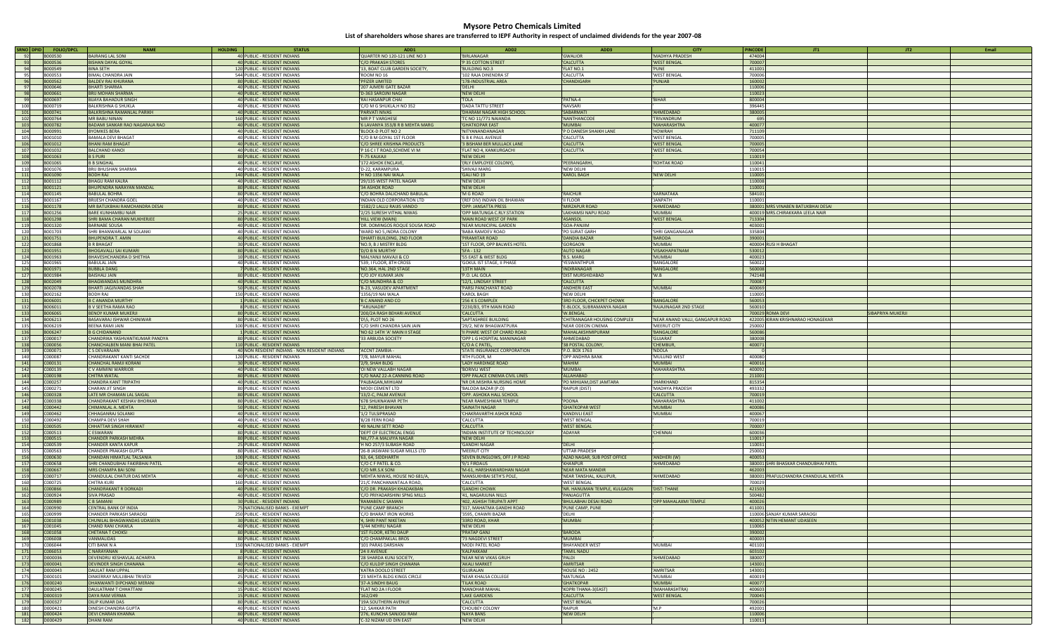# Mysore Petro Chemicals Limited

## List of shareholders whose shares are transferred to IEPF Authority in respect of unclaimed dividends for the year 2007-08

| SRNO | DPID | FOLIO/DPCL | NAME | HOLDING | STATUS | ADD1 | ADD2 | ADD3 | CITY | PINCODE | JT1 | JT2 | Email |
|---|---|---|---|---|---|---|---|---|---|---|---|---|---|
| 92 | | B000530 | BAJRANG LAL SONI | 40 | PUBLIC - RESIDENT INDIANS | 'QUARTER NO 120-121 LINE NO 3 | 'BIRLANAGAR | 'GWALIOR | 'MADHYA PRADESH | 474004 | | | |
| 93 | | B000536 | BISHAN DAYAL GOYAL | 40 | PUBLIC - RESIDENT INDIANS | 'C/O PRAKASH STORES | 'P 35 COTTON STREET | 'CALCUTTA | 'WEST BENGAL | 700007 | | | |
| 94 | | B000549 | BINA SETH | 120 | PUBLIC - RESIDENT INDIANS | '13, BOAT CLUB GARDEN SOCIETY, | 'BUILDING NO.3 | 'FLAT NO. 1 | 'PUNE | 411001 | | | |
| 95 | | B000553 | BIMAL CHANDRA JAIN | 544 | PUBLIC - RESIDENT INDIANS | 'ROOM NO 16 | '102 RAJA DINENDRA ST | 'CALCUTTA | 'WEST BENGAL | 700006 | | | |
| 96 | | B000562 | BALDEV RAJ KHURANA | 80 | PUBLIC - RESIDENT INDIANS | 'PFIZER LIMITED | '178-INDUSTRIAL AREA | 'CHANDIGARH | 'PUNJAB | 160002 | | | |
| 97 | | B000646 | BHARTI SHARMA | 40 | PUBLIC - RESIDENT INDIANS | '207 AJMERI GATE BAZAR | 'DELHI | | | 110006 | | | |
| 98 | | B000661 | BRIJ MOHAN SHARMA | 40 | PUBLIC - RESIDENT INDIANS | 'D-363 SAROJINI NAGAR | 'NEW DELHI | | | 110023 | | | |
| 99 | | B000697 | BIJAYA BAHADUR SINGH | 40 | PUBLIC - RESIDENT INDIANS | 'RAI HASANPUR CHAI | 'TOLA | 'PATNA-4 | 'BIHAR | 800004 | | | |
| 100 | | B000719 | BALKRISHNA G SHUKLA | 40 | PUBLIC - RESIDENT INDIANS | 'C/O M G SHUKLA,H NO 352 | 'DADA TATTU STREET | 'NAVSARI | | 396445 | | | |
| 101 | | B000741 | BALKRISHNA RAMANLAL PARIKH | 40 | PUBLIC - RESIDENT INDIANS | 'PARVATI NIVAS | 'DHARAM NAGAR HIGH SCHOOL | 'SABARMATI | 'AHMEDABAD | 380005 | | | |
| 102 | | B000764 | MR BABU NINAN | 160 | PUBLIC - RESIDENT INDIANS | 'MR P T VARGHESE | 'TC NO 11/771 NAJANDA | 'NANTHANCODE | 'TRIVANDRUM | 695 | | | |
| 103 | | B000782 | BADAMI SANKAR RAO NAGARAJA RAO | 40 | PUBLIC - RESIDENT INDIANS | '6 LAVANYA 353/8 R B MEHTA MARG | 'GHATKOPAR EAST | 'MUMBAI | 'MAHARASHTRA | 400077 | | | |
| 104 | | B000991 | BYOMKES BERA | 40 | PUBLIC - RESIDENT INDIANS | 'BLOCK-D PLOT NO 2 | 'NITYANANDANAGAR | 'P O DANESH SHAIKH LANE | 'HOWRAH | 711109 | | | |
| 105 | | B001010 | BAMALA DEVI BHAGAT | 40 | PUBLIC - RESIDENT INDIANS | 'C/O B M GOYAL 1ST FLOOR | '6 B K PAUL AVENUE | 'CALCUTTA | 'WEST BENGAL | 700005 | | | |
| 106 | | B001012 | BHANI RAM BHAGAT | 40 | PUBLIC - RESIDENT INDIANS | 'C/O SHREE KRISHNA PRODUCTS | '3 BISHAM BER MULLACK LANE | 'CALCUTTA | 'WEST BENGAL | 700005 | | | |
| 107 | | B001032 | BALCHAND KANOI | 40 | PUBLIC - RESIDENT INDIANS | 'P 16 C I T ROAD,SCHEME VI M | 'FLAT NO 4, KANKURGACHI | 'CALCUTTA | 'WEST BENGAL | 700054 | | | |
| 108 | | B001063 | B S PURI | 80 | PUBLIC - RESIDENT INDIANS | 'F-75 KALKAJI | 'NEW DELHI | | | 110019 | | | |
| 109 | | B001065 | B B SINGHAL | 40 | PUBLIC - RESIDENT INDIANS | '172 ASHOK ENCLAVE, | '(RLY EMPLOYEE COLONY), | 'PEERANGARHI, | 'ROHTAK ROAD | 110041 | | | |
| 110 | | B001076 | BRIJ BHUSHAN SHARMA | 40 | PUBLIC - RESIDENT INDIANS | 'D-22, KARAMPURA | 'SHIVAJI MARG | 'NEW DELHI | | 110015 | | | |
| 111 | | B001090 | BODH RAJ | 140 | PUBLIC - RESIDENT INDIANS | 'H NO 1356 NAI WALA | 'GALI NO 19 | 'KAROL BAGH | 'NEW DELHI | 110005 | | | |
| 112 | | B001112 | BHAGU RAM KALRA | 40 | PUBLIC - RESIDENT INDIANS | '29/135 WEST PATEL NAGAR | 'NEW DELHI | | | 110008 | | | |
| 113 | | B001121 | BHUPENDRA NARAYAN MANDAL | 80 | PUBLIC - RESIDENT INDIANS | '34 ASHOK ROAD | 'NEW DELHI | | | 110001 | | | |
| 114 | | B001145 | BABULAL BOHRA | 80 | PUBLIC - RESIDENT INDIANS | 'C/O BOHRA DALICHAND BABULAL | 'M G ROAD | 'RAICHUR | 'KARNATAKA | 584101 | | | |
| 115 | | B001167 | BRIJESH CHANDRA GOEL | 40 | PUBLIC - RESIDENT INDIANS | 'INDIAN OLD CORPORATION LTD | '(REF DIV) INDIAN OIL BHAWAN | 'II FLOOR | 'JANPATH | 110001 | | | |
| 116 | | B001178 | MR BATUKBHAI RAMCHANDRA DESAI | 80 | PUBLIC - RESIDENT INDIANS | '158172 LALLU RAIJIS VANDO | 'OPP: JAMSATTA PRESS | 'MIRZAPUR ROAD | 'AHMEDABAD | 380001 | MRS VINABEN BATUKBHAI DESAI | | |
| 117 | | B001256 | BARE KUNHAMBU NAIR | 25 | PUBLIC - RESIDENT INDIANS | '2/25 SURESH VITHAL NIWAS | 'OPP MATUNGA C.RLY.STATION | 'LAKHAMSI NAPU ROAD | 'MUMBAI | 400019 | MRS.CHIRAKKARA LEELA NAIR | | |
| 118 | | B001298 | SHRI BAMA CHARAN MUKHERJEE | 80 | PUBLIC - RESIDENT INDIANS | 'HILL VIEW (MAIN) | 'MAIN ROAD WEST OF PARK | 'ASANSOL | 'WEST BENGAL | 713304 | | | |
| 119 | | B001320 | BARNABE SOUSA | 40 | PUBLIC - RESIDENT INDIANS | 'DR. DOMINGOS ROQUE SOUSA ROAD | 'NEAR MUNICIPAL GARDEN | 'GOA-PANJIM | | 403001 | | | |
| 120 | | B001703 | SHRI BHANWARLAL M SOLANKI | 40 | PUBLIC - RESIDENT INDIANS | 'WARD NO 5,INDRA COLONY | 'BABA RAMDEV ROAD | 'PO SURAT GARH | 'SHRI GANGANAGAR | 335804 | | | |
| 121 | | B001751 | BHUPENDRA T. AMIN | 40 | PUBLIC - RESIDENT INDIANS | 'DHARTI BUILDING, 2ND FLOOR | 'PIRAMITAR ROAD | 'DANDIA BAZAR | 'BARODA | 390001 | | | |
| 122 | | B001868 | B R BHAGAT | 30 | PUBLIC - RESIDENT INDIANS | 'NO.9, B J MISTRY BLDG | '1ST FLOOR, OPP BALWES HOTEL | 'GORGAON | 'MUMBAI | 400004 | RUSI H BHAGAT | | |
| 123 | | B001951 | BHOGAVALLI SAI KUMARI | 80 | PUBLIC - RESIDENT INDIANS | 'D/O B N MURTHY | 'SFA - 132 | 'AUTO NAGAR | 'VISAKHAPATNAM | 530012 | | | |
| 124 | | B001963 | BHAVESHCHANDRA D SHETHIA | 10 | PUBLIC - RESIDENT INDIANS | 'MALYANJI MAVAJI & CO | '55 EAST & WEST BLDG | 'B.S. MARG | 'MUMBAI | 400023 | | | |
| 125 | | B001965 | BABULAL JAIN | 40 | PUBLIC - RESIDENT INDIANS | '539, I FLOOR, 8TH CROSS | 'GOKUL IST STAGE, II PHASE | 'YESWANTHPUR | 'BANGALORE | 560022 | | | |
| 126 | | B001971 | BUBBLA DANG | 7 | PUBLIC - RESIDENT INDIANS | 'NO.364, HAL 2ND STAGE | '13TH MAIN | 'INDIRANAGAR | 'BANGALORE | 560008 | | | |
| 127 | | B001984 | BAISHALI JAIN | 80 | PUBLIC - RESIDENT INDIANS | 'C/O JOY KUMAR JAIN | 'P.O. LAL GOLA | 'DIST MURSHIDABAD | 'W.B | 742148 | | | |
| 128 | | B002049 | BHAGWANDAS MUNDHRA | 40 | PUBLIC - RESIDENT INDIANS | 'C/O MUNDHRA & CO | '12/1, LINDSAY STREET | 'CALCUTTA | | 700087 | | | |
| 129 | | B002078 | BHARTI JAGJIVANDAS SHAH | 50 | PUBLIC - RESIDENT INDIANS | 'B-23, VASUDEV APARTMENT | 'PARSI PANCHAYAT ROAD | 'ANDHERI EAST | 'MUMBAI | 400069 | | | |
| 130 | | B002162 | BODH RAJ | 150 | PUBLIC - RESIDENT INDIANS | '1356/19 NAI WALA | 'KAROL BAGH | 'NEW DELHI | | 110005 | | | |
| 131 | | B006001 | B C ANANDA MURTHY | 1 | PUBLIC - RESIDENT INDIANS | 'B C ANAND AND CO | '256 K S COMPLEX | '3RD FLOOR, CHICKPET CHOWK | 'BANGALORE | 560053 | | | |
| 132 | | B006011 | B V SEETHA RAMA RAO | 8 | PUBLIC - RESIDENT INDIANS | '"ARUNADRI" | '2230/83, 9TH MAIN ROAD | 'E-BLOCK, SUBRAMANYA NAGAR | 'RAJAJINAGAR 2ND STAGE | 560010 | | | |
| 133 | | B006065 | BENOY KUMAR MUKERJI | 80 | PUBLIC - RESIDENT INDIANS | '200/2A RASH BEHARI AVENUE | 'CALCUTTA | 'W.BENGAL | | 700029 | ROMA DEVI | SIBAPRIYA MUKERJI | |
| 134 | | B006213 | BASAVARAJ ISHWAR CHINIWAR | 80 | PUBLIC - RESIDENT INDIANS | 'D\5, PLOT NO 26 | 'SAPTASHREE BUILDING | 'CHITRANAGAR HOUSING COMPLEX | 'NEAR ANAND VALLI, GANGAPUR ROAD | 422005 | KIRAN KRISHNARAO HONAGEKAR | | |
| 135 | | B006219 | BEENA RAMI JAIN | 100 | PUBLIC - RESIDENT INDIANS | 'C/O SHRI CHANDRA SAIN JAIN | '29/2, NEW BHAGWATPURA | 'NEAR ODEON CINEMA | 'MEERUT CITY | 250002 | | | |
| 136 | | B006247 | B G CHIDANAND | 1 | PUBLIC - RESIDENT INDIANS | 'NO 62 14TH 'A' MAIN II STAGE | 'II PHARE WEST OF CHARD ROAD | 'MAHALAKSHMIPURAM | 'BANGALORE | 560086 | | | |
| 137 | | C000017 | CHANDRIKA YASHVANTKUMAR PANDYA | 80 | PUBLIC - RESIDENT INDIANS | '33 ARBUDA SOCIETY | 'OPP L G HOSPITAL MANINAGAR | 'AHMEDABAD | 'GUJARAT | 380008 | | | |
| 138 | | C000056 | CHANCHALBEN MANI BHAI PATEL | 110 | PUBLIC - RESIDENT INDIANS | | 'C/O A C PATEL, | '38 POSTAL COLONY, | 'CHEMBUR, | 400071 | | | |
| 139 | | C000071 | C S DEVARAJAN | 40 | NON RESIDENT INDIANS - NON RESIDENT INDIANS | 'ACCNT ZAMBIA - | 'STATE INSURANCE CORPORATION | 'P.O. BOX 1763 | 'NDOLA | 0 | | | |
| 140 | | C000087 | CHANDRAKANT KANTI SACHDE | 120 | PUBLIC - RESIDENT INDIANS | '7/8, MAYUR MAHAL | '4TH FLOOR, M | 'OPP ANDHRA BANK | 'MULUND WEST | 400080 | | | |
| 141 | | C000131 | CHANCHAL RAMJI KORANI | 30 | PUBLIC - RESIDENT INDIANS | '2/9, SHAH BLDG | 'LADY HARDINGE ROAD | 'MAHIM | 'MUMBAI | 400016 | | | |
| 142 | | C000139 | C V AMMINI WARRIOR | 40 | PUBLIC - RESIDENT INDIANS | 'D NEW VALLABH NAGAR | 'BORIVLI WEST | 'MUMBAI | 'MAHARASHTRA | 400092 | | | |
| 143 | | C000198 | CHITRA WATAL | 80 | PUBLIC - RESIDENT INDIANS | 'C/O NAAZ 22-A CANNING ROAD | 'OPP PALACE CINEMA CIVIL LINES | 'ALLAHABAD | | 211001 | | | |
| 144 | | C000257 | CHANDRA KANT TRIPATHI | 40 | PUBLIC - RESIDENT INDIANS | 'PALBAGAN,MIHIJAM | 'NR DR.MISHRA NURSING HOME | 'PO MIHIJAM,DIST JAMTARA | 'JHARKHAND | 815354 | | | |
| 145 | | C000271 | CHARAN JIT SINGH | 80 | PUBLIC - RESIDENT INDIANS | 'MODI CEMENT LTD | 'BALODA BAZAR (P.O) | 'RAIPUR (DIST) | 'MADHYA PRADESH | 493332 | | | |
| 146 | | C000328 | LATE MR CHAMAN LAL SAIGAL | 80 | PUBLIC - RESIDENT INDIANS | '13/2-C, PALM AVENUE | 'OPP. ASHOKA HALL SCHOOL | | 'CALCUTTA | 700019 | | | |
| 147 | | C000338 | CHANDRAKANT KESHAV BHORKAR | 80 | PUBLIC - RESIDENT INDIANS | '678 SHUKRAWAR PETH | 'NEAR RAMESHWAR TEMPLE | 'POONA | 'MAHARASHTRA | 411002 | | | |
| 148 | | C000442 | CHIMANLAL A. MEHTA | 50 | PUBLIC - RESIDENT INDIANS | '12, PARESH BHAVAN | 'SAINATH NAGAR | 'GHATKOPAR WEST | 'MUMBAI | 400086 | | | |
| 149 | | C000462 | CHHAGANRAJ SOLANKI | 40 | PUBLIC - RESIDENT INDIANS | '1/2 TULSIPRASAD | 'CHAKRAVARTHI ASHOK ROAD | 'KANDIVLI EAST | 'MUMBAI | 400067 | | | |
| 150 | | C000492 | CHAMPA DEVI SHAH | 40 | PUBLIC - RESIDENT INDIANS | '8/28 FERN ROAD | 'CALCUTTA | 'WEST BENGAL | | 700019 | | | |
| 151 | | C000505 | CHHATTAR SINGH HIRAWAT | 40 | PUBLIC - RESIDENT INDIANS | '49 NALINI SETT ROAD | 'CALCUTTA | 'WEST BENGAL | | 700007 | | | |
| 152 | | C000513 | C ESWARAN | 80 | PUBLIC - RESIDENT INDIANS | 'DEPT OF ELECTRICAL ENGG | 'INDIAN INSTITUTE OF TECHNOLOGY | 'ADAYAR | 'CHENNAI | 600036 | | | |
| 153 | | C000515 | CHANDER PARKASH MEHRA | 80 | PUBLIC - RESIDENT INDIANS | 'NIL/77-A MALVIYA NAGAR | 'NEW DELHI | | | 110017 | | | |
| 154 | | C000539 | CHANDER KANTA KAPUR | 25 | PUBLIC - RESIDENT INDIANS | 'H NO 257/3 SUBASH ROAD | 'GANDHI NAGAR | 'DELHI | | 110031 | | | |
| 155 | | C000563 | CHANDER PRAKASH GUPTA | 30 | PUBLIC - RESIDENT INDIANS | '26-B JASWANI SUGAR MILLS LTD | 'MEERUT CITY | 'UTTAR PRADESH | | 250002 | | | |
| 156 | | C000630 | CHANDAN HIMATLAL TALSANIA | 100 | PUBLIC - RESIDENT INDIANS | '63, 64, SIDDHARTH | 'SEVEN BUNGLOWS, OFF J P ROAD | 'AZAD NAGAR, SUB POST OFFICE | 'ANDHERI (W) | 400053 | | | |
| 157 | | C000658 | SHRI CHANDUBHAI FAKIRBHAI PATEL | 40 | PUBLIC - RESIDENT INDIANS | 'C/O C F PATEL & CO. | '9/1 FIRDAUS | 'KHANPUR | 'AHMEDABAD | 380001 | SHRI BHASKAR CHANDUBHAI PATEL | | |
| 158 | | C000667 | MRS CHAMPA BAI SONI | 80 | PUBLIC - RESIDENT INDIANS | 'C/O MR.S.K SONI | 'M-61, HARSHAWARDHAN NAGAR | 'NEAR MATA MANDIR | | 462003 | | | |
| 159 | | C000717 | CHANDULAL CHATUR DAS MEHTA | 40 | PUBLIC - RESIDENT INDIANS | 'MEHTA NIWAS, HOUSE NO 681/A, | 'MANSUKHBAI SETH'S POLE, | 'NEAR TANSHAL, KALUPUR, | 'AHMEDABAD | 380001 | PRAFULCHANDRA CHANDULAL MEHTA | | |
| 160 | | C000725 | CHITRA KURI | 160 | PUBLIC - RESIDENT INDIANS | '21/C PANCHANANTALA ROAD, | 'CALCUTTA | 'WEST BENGAL | | 700029 | | | |
| 161 | | C000866 | CHANDRAKANT R DORKADI | 40 | PUBLIC - RESIDENT INDIANS | 'C/O DR. PRAKASH KHANDAKBAN | 'GANDHI CHOWK | 'NR. HANUMAN TEMPLE, KULGAON | 'DIST: THANE | 421503 | | | |
| 162 | | C000924 | SIVA PRASAD | 40 | PUBLIC - RESIDENT INDIANS | 'C/O PRIYADARSHINI SPNG MILLS | '41, NAGARJUNA NILLS | 'PANJAGUTTA | | 500482 | | | |
| 163 | | C000980 | C B SAMANI | 30 | PUBLIC - RESIDENT INDIANS | 'RAMABEN C SAMANI | '402, ASHISH TIRUPATI APPT | 'BHULABHAI DESAI ROAD | 'OPP MAHALAXMI TEMPLE | 400026 | | | |
| 164 | | C000990 | CENTRAL BANK OF INDIA | 75 | NATIONALISED BANKS - EXEMPT | 'PUNE CAMP BRANCH | '317, MAHATMA GANDHI ROAD | 'PUNE CAMP, PUNE | | 411001 | | | |
| 165 | | C000999 | CHANDER PARKASH SARAOGI | 250 | PUBLIC - RESIDENT INDIANS | 'C/O BHARAT IRON WORKS | '3595, CHAWRI BAZAR | 'DELHI | | 110006 | SANJAY KUMAR SARAOGI | | |
| 166 | | C001038 | CHUNILAL BHAGWANDAS UDASEEN | 30 | PUBLIC - RESIDENT INDIANS | '4, SHRI PANT NIKETAN | '33RD ROAD, KHAR | 'MUMBAI | | 400052 | NITIN HEMANT UDASEEN | | |
| 167 | | C001045 | CHAND RANI CHAWLA | 40 | PUBLIC - RESIDENT INDIANS | '5/44 NEHRU NAGAR | 'NEW DELHI | | | 110065 | | | |
| 168 | | C001058 | CHETANA T CHOKSI | 80 | PUBLIC - RESIDENT INDIANS | '1ST FLOOR, KETKI DAUP | 'PRATAP GANJ | 'BARODA | | 390002 | | | |
| 169 | | C006008 | VANMALIDAS | 80 | PUBLIC - RESIDENT INDIANS | 'C/O CHAMPAKLAL BROS | '73 NAGDEVI STREET | 'MUMBAI | | 400003 | | | |
| 170 | | C006044 | CITI BANK N A | 150 | NATIONALISED BANKS - EXEMPT | '101 PARAS DARSHAN | 'MODI PATEL ROAD | 'BHAYANDER WEST | 'MUMBAI | 401101 | | | |
| 171 | | C006053 | C NARAYANAN | 8 | PUBLIC - RESIDENT INDIANS | '24 II AVENUE | 'KALPAKKAM | 'TAMIL NADU | | 603102 | | | |
| 172 | | D000036 | DEVENDRU KESHAVLAL ACHARYA | 80 | PUBLIC - RESIDENT INDIANS | '28 SHARDA KUNJ SOCIETY, | 'NEAR NEW VIKAS GRUH | 'PALDI | 'AHMEDABAD | 380007 | | | |
| 173 | | D000041 | DEVINDER SINGH CHANANA | 40 | PUBLIC - RESIDENT INDIANS | 'C/O KULDIP SINGH CHANANA | 'AKALI MARKET | 'AMRITSAR | | 143001 | | | |
| 174 | | D000043 | DAULAT RAM UPPAL | 80 | PUBLIC - RESIDENT INDIANS | 'KATRA DOOLO STREET | 'GURBAZAR | 'HOUSE NO - 2452 | 'AMRITSAR | 143001 | | | |
| 175 | | D000101 | DINKERRAY MULJIBHAI TRIVEDI | 25 | PUBLIC - RESIDENT INDIANS | '23 MEHTA BLDG KINGS CIRCLE | 'NEAR KHALSA COLLEGE | 'MATUNGA | 'MUMBAI | 400019 | | | |
| 176 | | D000240 | DHANWANTI DIPCHAND MERANI | 40 | PUBLIC - RESIDENT INDIANS | '37-A SINDHI BAUG | 'TILAK ROAD | 'GHATKOPAR | 'MUMBAI | 400077 | | | |
| 177 | | D000245 | DAULATRAM T CHHATTANI | 15 | PUBLIC - RESIDENT INDIANS | 'FLAT NO 2A I FLOOR | 'MANOHAR MAHAL | 'KOPRI THANA-3(EAST) | '(MAHARASHTRA) | 400603 | | | |
| 178 | | D000319 | DAYA RAM VERMA | 15 | PUBLIC - RESIDENT INDIANS | '162/249 | 'LAKE GARDENS | 'CALCUTTA | 'WEST BENGAL | 700045 | | | |
| 179 | | D000327 | DILIP KUMAR DAS | 80 | PUBLIC - RESIDENT INDIANS | '19A SOUTHERN AVENUE | 'CALCUTTA | 'WEST BENGAL | | 700026 | | | |
| 180 | | D000421 | DINESH CHANDRA GUPTA | 40 | PUBLIC - RESIDENT INDIANS | '12, SAHKAR PATH | 'CHOUBEY COLONY | 'RAIPUR | 'M.P | 492001 | | | |
| 181 | | D000424 | DEVI CHARAN KHANNA | 80 | PUBLIC - RESIDENT INDIANS | '276, KUNCHA SANJOGI RAM | 'NAYA BANS | 'NEW DELHI | | 110006 | | | |
| 182 | | D000429 | DHANI RAM | 40 | PUBLIC - RESIDENT INDIANS | 'C-32 NIZAM UD DIN EAST | 'NEW DELHI | | | 110013 | | | |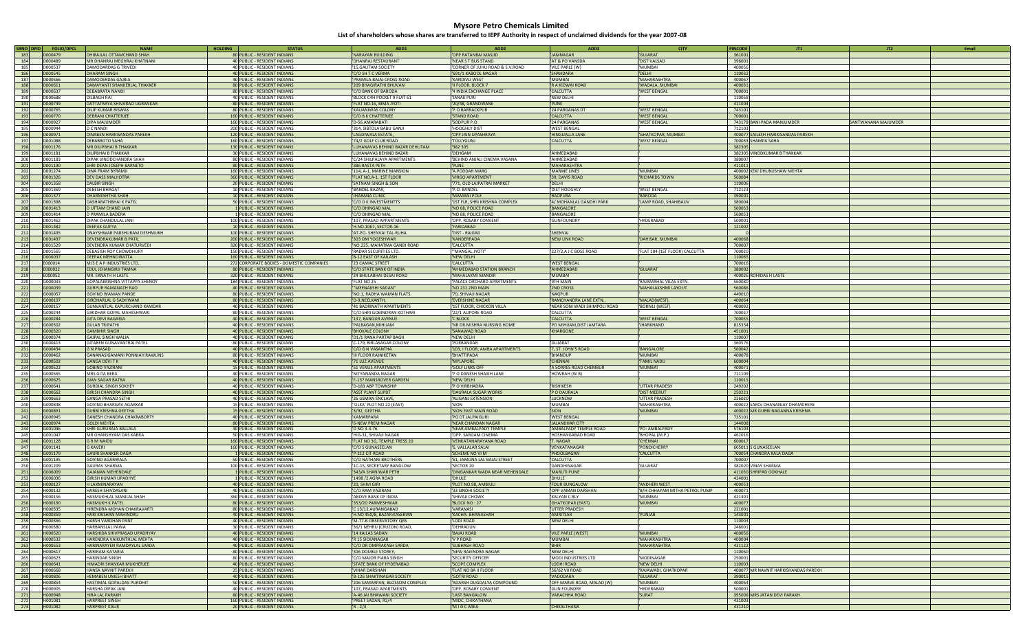# Mysore Petro Chemicals Limited

## List of shareholders whose shares are transferred to IEPF Authority in respect of unclaimed dividends for the year 2007-08

| SRNO | DPID | FOLIO/DPCL | NAME | HOLDING | STATUS | ADD1 | ADD2 | ADD3 | CITY | PINCODE | JT1 | JT2 | Email |
|---|---|---|---|---|---|---|---|---|---|---|---|---|---|
| 183 | | D000479 | DHIRAJLAL OTTAMCHAND SHAH | 80 | PUBLIC - RESIDENT INDIANS | NARAYAN BUILDING | OPP RATANBAI MASJID | JAMNAGAR | GUJARAT | 361001 | | | |
| 184 | | D000489 | MR DHANRAJ MEGHRAJ KHATNANI | 40 | PUBLIC - RESIDENT INDIANS | DHANRAJ RESTAURANT | NEAR S T BUS STAND | AT & PO VANSDA | DIST VALSAD | 396001 | | | |
| 185 | | D000537 | DAMODARDAS G TRIVEDI | 40 | PUBLIC - RESIDENT INDIANS | 15,GAUTAM SOCIETY | CORNER OF JUHU ROAD & S.V.ROAD | VILE PARLE (W) | MUMBAI | 400056 | | | |
| 186 | | D000545 | DHARAM SINGH | 40 | PUBLIC - RESIDENT INDIANS | C/O SH T C VERMA | 691/1 KABOOL NAGAR | SHAHDARA | DELHI | 110032 | | | |
| 187 | | D000566 | DAMODERDAS GAJRIA | 40 | PUBLIC - RESIDENT INDIANS | PRAMILA BAJAJ CROSS ROAD | KANDIVLI WEST | MUMBAI | MAHARASHTRA | 400067 | | | |
| 188 | | D000611 | DAMAYANTI SHANKERLAL THAKKER | 80 | PUBLIC - RESIDENT INDIANS | 209 BHAGIRATHI BHUVAN | II FLOOR, BLOCK 7 | R A KIDWAI ROAD | WADALA, MUMBAI | 400031 | | | |
| 189 | | D000637 | DEBABRATA NANDI | 80 | PUBLIC - RESIDENT INDIANS | C/O BANK OF BARODA | 4 INDIA EXCHANGE PLACE | CALCUTTA | WEST BENGAL | 700001 | | | |
| 190 | | D000688 | DILBAGH RAI | 40 | PUBLIC - RESIDENT INDIANS | BLOCK C4H POCKET 9 FLAT 61 | JANAK PURI | NEW DELHI | | 110058 | | | |
| 191 | | D000749 | DATTATRAYA SHIVARAO UGRANKAR | 80 | PUBLIC - RESIDENT INDIANS | FLAT NO.16, BIMA JYOTI | 20/48, GRANDWANE | PUNE | | 411004 | | | |
| 192 | | D000765 | DILIP KUMAR BISWAS | 80 | PUBLIC - RESIDENT INDIANS | KALIANIWAS COLONY | P.O.BARRACKPUR | 24 PARGANAS DT | WEST BENGAL | 743101 | | | |
| 193 | | D000770 | DEBRANI CHATTERJEE | 160 | PUBLIC - RESIDENT INDIANS | C/O B K CHATTERJEE | STAND ROAD | CALCUTTA | WEST BENGAL | 700001 | | | |
| 194 | | D000927 | DIPA MAJUMDER | 160 | PUBLIC - RESIDENT INDIANS | D-56,AMARABATI | SODPUR P.O. | 24 PARGANAS | WEST BENGAL | 743178 | BANI PADA MANJUMDER | SANTWANANA MAJUMDER | |
| 195 | | D000944 | D C NANDI | 200 | PUBLIC - RESIDENT INDIANS | 314, SIBTOLA BABU GANJI | HOOGHLY DIST | WEST BENGAL | | 712103 | | | |
| 196 | | D000971 | DINABEN HARKISANDAS PAREKH | 120 | PUBLIC - RESIDENT INDIANS | LAGDIWALA ESTATE, | OPP JAIN UPASHRAYA | HIMGIRLLA LANE | GHATKOPAR, MUMBAI | 400077 | SAILESH HARIKISANDAS PAREKH | | |
| 197 | | D001088 | DEBABROTO SAHA | 160 | PUBLIC - RESIDENT INDIANS | 74/2 GOLF CLUB ROAD | TOLLYGUNJ | CALCUTTA | WEST BENGAL | 700033 | SHAMPA SAHA | | |
| 198 | | D001176 | MR DILIPBHAI B THAKKAR | 130 | PUBLIC - RESIDENT INDIANS | LUHANAVAS BEHIND BAZAR DEHUTAM | 382 305 | | | 382305 | | | |
| 199 | | D001181 | DILIPBHAI B THAKKAR | 30 | PUBLIC - RESIDENT INDIANS | LUHANAVAS BEHIND BAZAR | DEHGAM | AHMEDABAD | | 382305 | VINODKUMAR B THAKKAR | | |
| 200 | | D001183 | DIPAK VINODCHANDRA SHAH | 80 | PUBLIC - RESIDENT INDIANS | C/24 SHILPALAYA APARTMENTS | BEHIND ANJALI CINEMA VASANA | AHMEDABAD | | 380007 | | | |
| 201 | | D001190 | SHRI DEAN JOSEPH BARNETO | 80 | PUBLIC - RESIDENT INDIANS | 386 RASTA PETH | PUNE | MAHARASHTRA | | 411011 | | | |
| 202 | | D001274 | DINA FRAM BYRAMJI | 160 | PUBLIC - RESIDENT INDIANS | 114, A-1, MARINE MANSION | A.PODDAR MARG | MARINE LINES | MUMBAI | 400002 | KEKI DHUNJISHAW MEHTA | | |
| 203 | | D001326 | DEV DASS MALHOTRA | 360 | PUBLIC - RESIDENT INDIANS | FLAT NO.A-1, 1ST FLOOR | VIRGO APARTMENT | 39, DAVIS ROAD | RICHARDS TOWN | 560084 | | | |
| 204 | | D001358 | DALBIR SINGH | 20 | PUBLIC - RESIDENT INDIANS | SATNAM SINGH & SON | 771, OLD LAJPATRAI MARKET | DELHI | | 110006 | | | |
| 205 | | D001369 | DEBESH BHAGAT | 10 | PUBLIC - RESIDENT INDIANS | BANDEL BAZAR, | P.O. BANDEL | DIST HOOGHLY | WEST BENGAL | 712123 | | | |
| 206 | | D001377 | DHARMISHTHA SHAH | 10 | PUBLIC - RESIDENT INDIANS | HARANA CLINIC | MAMANI POLE | RAOPURA | BARODA | 390001 | | | |
| 207 | | D001398 | DASHARATHBHAI K PATEL | 50 | PUBLIC - RESIDENT INDIANS | C/O D K INVESTMENTTS | 1ST FLR, SHRI KRISHNA COMPLEX | 4/ MOHANLAL GANDHI PARK | LAMP ROAD, SHAHIBAUV | 380004 | | | |
| 208 | | D001413 | D UTTAM CHAND JAIN | 1 | PUBLIC - RESIDENT INDIANS | C/O DHINGAD MAL | NO 68, POLICE ROAD | BANGALORE | | 560053 | | | |
| 209 | | D001414 | D PRAMILA BADERA | 1 | PUBLIC - RESIDENT INDIANS | C/O DHINGAD MAL | NO 68, POLICE ROAD | BANGALORE | | 560053 | | | |
| 210 | | D001462 | DIPAK CHANDULAL JANI | 100 | PUBLIC - RESIDENT INDIANS | 107, PRASAD APPARTMENTS | OPP. ROSARY CONVENT | GUNFOUNDRY | HYDERABAD | 500001 | | | |
| 211 | | D001482 | DEEPAK GUPTA | 10 | PUBLIC - RESIDENT INDIANS | H.NO.1067, SECTOR-16 | FARIDABAD | | | 121002 | | | |
| 212 | | D001495 | DNAYSHWAR PARSHURAM DESHMUKH | 100 | PUBLIC - RESIDENT INDIANS | AT-PO- SHENVAI TAL-ROHA | DIST - RAIGAD | SHENVAI | | 0 | | | |
| 213 | | D001497 | DEVENDRAKUMAR B PATIL | 200 | PUBLIC - RESIDENT INDIANS | 303 OM YOGESHWAR | KANDERPADA | NEW LINK ROAD | DAHISAR, MUMBAI | 400068 | | | |
| 214 | | D001529 | DEVENDRA KUMAR CHATURVEDI | 320 | PUBLIC - RESIDENT INDIANS | NO.225, MAHATMA GANDI ROAD | CALCUTTA | | | 700007 | | | |
| 215 | | D001565 | DEBASISH ROY CHOWDHURY | 150 | PUBLIC - RESIDENT INDIANS | RADAR SECURITIES LTD. | "MANGAL JYOTI" | 227/2,A J C BOSE ROAD | FLAT 104 (1ST FLOOR) CALCUTTA | 700020 | | | |
| 216 | | D006037 | DEEPAK MEHNDIRATTA | 160 | PUBLIC - RESIDENT INDIANS | B-12 EAST OF KAILASH | NEW DELHI | | | 110065 | | | |
| 217 | | E000014 | M/S E A P INDUSTRIES LTD., | 272 | CORPORATE BODIES - DOMESTIC COMPANIES | 23 CAMAC STREET | CALCUTTA | WEST BENGAL | | 700016 | | | |
| 218 | | E000022 | EDUL JEHANGIRJI TAMNA | 80 | PUBLIC - RESIDENT INDIANS | C/O STATE BANK OF INDIA | AHMEDABAD STATION BRANCH | AHMEDABAD | GUJARAT | 380002 | | | |
| 219 | | E000052 | MR. EKNATH H LASTE | 320 | PUBLIC - RESIDENT INDIANS | 24 BHULABHAI DESAI ROAD | MAHALAXMI MANDIR | MUMBAI | | 400026 | ROHIDAS H LASTE | | |
| 220 | | G000033 | GOPALAKRISHNA VITTAPPA SHENOY | 184 | PUBLIC - RESIDENT INDIANS | FLAT NO 25 | PALACE ORCHARD APARTMENTS | 9TH MAIN | RAJAMAHAL VILAS EXTN. | 560080 | | | |
| 221 | | G000039 | GURPUR RAMANATH RAO | 40 | PUBLIC - RESIDENT INDIANS | "MEENAKSHI SADAN" | NO 231 2ND MAIN | 2ND CROSS | MAHALAKSHMI LAYOUT | 560086 | | | |
| 222 | | G000057 | GOVIND WAMAN PANDE | 80 | PUBLIC - RESIDENT INDIANS | NO.1, RADHA WAMAN FLATS | 70, SHIVAJI NAGAR | NAGPUR | | 440010 | | | |
| 223 | | G000107 | GIRDHARLAL G SADHWANI | 80 | PUBLIC - RESIDENT INDIANS | D-9,NEELKANTH, | EVERSHINE NAGAR | RAMCHANDRA LANE EXTN., | MALAD(WEST), | 400064 | | | |
| 224 | | G000155 | GUNVANTLAL KAPURCHAND KAMDAR | 40 | PUBLIC - RESIDENT INDIANS | 41 BADRINATH APARTMENTS | 1ST FLOOR, CHICKON VILLA | NEAR SONI WADI SHIMPOLI ROAD | BORIVLI (WEST) | 400092 | | | |
| 225 | | G000244 | GIRIDHAR GOPAL MAHESHWARI | 80 | PUBLIC - RESIDENT INDIANS | C/O SHRI GOBINDRAN KOTHARI | 22/1 ALIPORE ROAD | CALCUTTA | | 700027 | | | |
| 226 | | G000284 | GITA DEVI BAGARIA | 40 | PUBLIC - RESIDENT INDIANS | 137, BANGUR AVENUE | C BLOCK | CALCUTTA | WEST BENGAL | 700055 | | | |
| 227 | | G000302 | GULAB TRIPATHI | 40 | PUBLIC - RESIDENT INDIANS | PALBAGAN,MIHIJAM | NR DR.MISHRA NURSING HOME | PO MIHIJAM,DIST JAMTARA | JHARKHAND | 815354 | | | |
| 228 | | G000320 | GAMBHIR SINGH | 40 | PUBLIC - RESIDENT INDIANS | BHOKALE COLONY | SANAWAD ROAD | KHARGONE | | 451001 | | | |
| 229 | | G000374 | GAJPAL SINGH WALIA | 40 | PUBLIC - RESIDENT INDIANS | D1/1 RANA PARTAP BAGH | NEW DELHI | | | 110007 | | | |
| 230 | | G000413 | GITABEN GUNAVANTRAI PATEL | 80 | PUBLIC - RESIDENT INDIANS | C-179, BIRLASAGAR COLONY | PORBANDAR | GUJARAT | | 360576 | | | |
| 231 | | G000434 | G N PRASAD | 40 | PUBLIC - RESIDENT INDIANS | C/O G N VASANTHA | 103, I FLOOR, AMBA APARTMENTS | 7, ST. JOHN'S ROAD | BANGALORE | 560042 | | | |
| 232 | | G000462 | GANANASIGAMANI PONNIAH RAWLINS | 80 | PUBLIC - RESIDENT INDIANS | III FLOOR RAJNIKETAN | BHATTIPADA | BHANDUP | MUMBAI | 400078 | | | |
| 233 | | G000502 | GANGA DEVI T K | 40 | PUBLIC - RESIDENT INDIANS | 71 LUZ AVENUE | MYLAPORE | CHENNAI | TAMIL NADU | 600004 | | | |
| 234 | | G000522 | GOBIND VAZIRANI | 35 | PUBLIC - RESIDENT INDIANS | 51 VENUS APARTMENTS | GOLF LINKS OFF | A SOARES ROAD CHEMBUR | MUMBAI | 400071 | | | |
| 235 | | G000565 | MRS GITA BERA | 40 | PUBLIC - RESIDENT INDIANS | NITYANANDA NAGAR | P O DANESH SHAIKH LANE | HOWRAH (W B) | | 711109 | | | |
| 236 | | G000625 | GIAN SAGAR BATRA | 40 | PUBLIC - RESIDENT INDIANS | F-137 MANSROVER GARDEN | NEW DELHI | | | 110015 | | | |
| 237 | | G000641 | GURDIAL SINGH SOKHEY | 40 | PUBLIC - RESIDENT INDIANS | D-183 ABP TOWNSHIP | P O VIRBHADRA | RISHIKESH | UTTAR PRADESH | 249202 | | | |
| 238 | | G000662 | GIRISH CHANDRA SINGH | 40 | PUBLIC - RESIDENT INDIANS | ASST PLANT SUPDT | DAURALA SUGAR WORKS | P O DAURALA | DIST MEERUT | 250221 | | | |
| 239 | | G000663 | GANGA PRASAD SETHI | 40 | PUBLIC - RESIDENT INDIANS | 26 USMAN ENCLAVE, | ALIGANJ EXTENSION | LUCKNOW | UTTAR PRADESH | 226020 | | | |
| 240 | | G000848 | GOVIND BHARGAV AGARKAR | 15 | PUBLIC - RESIDENT INDIANS | "ULKA" PLOT NO 22 (EAST) | SION | MUMBAI | MAHARASHTRA | 400022 | SAROJ DHANANJAY DHAMDHERE | | |
| 241 | | G000891 | GUBBI KRISHNA GEETHA | 15 | PUBLIC - RESIDENT INDIANS | 3/92, GEETHA | SION EAST MAIN ROAD | SION | MUMBAI | 400022 | MR GUBBI NAGANNA KRISHNA | | |
| 242 | | G000945 | GANESH CHANDRA CHAKRABORTY | 40 | PUBLIC - RESIDENT INDIANS | KAMARPARA | PO OT JALPAIGURI | WEST BENGAL | | 735101 | | | |
| 243 | | G000974 | GOLDI MEHTA | 80 | PUBLIC - RESIDENT INDIANS | 6-NEW PREM NAGAR | NEAR CHANDAN NAGAR | JALANDHAR CITY | | 144008 | | | |
| 244 | | G001046 | SHRI GURURAJA BALLALA | 30 | PUBLIC - RESIDENT INDIANS | D NO 3-3-76 | NEAR AMBALPADY TEMPLE | AMBALPADY TEMPLE ROAD | PO- AMBALPADY | 576103 | | | |
| 245 | | G001047 | MR GHANSHYAM DAS KABRA | 50 | PUBLIC - RESIDENT INDIANS | HIG-31, SHIVAJI NAGAR | OPP. SARGAM CINEMA | HOSHANGABAD ROAD | BHOPAL (M.P.) | 462016 | | | |
| 246 | | G001128 | G R M NAIDU | 160 | PUBLIC - RESIDENT INDIANS | FLAT NO 3G, TEMPLE TRESS 20 | VENKATANARAYANA ROAD | T. NAGAR | CHENNAI | 600017 | | | |
| 247 | | G001141 | G KAVERI | 160 | PUBLIC - RESIDENT INDIANS | C/O S GUNASEELAN | 6, VALLALAR SALAI | VENKATANAGAR | PONDICHERRY | 605011 | S GUNASEELAN | | |
| 248 | | G001179 | GAURI SHANKER DAGA | 1 | PUBLIC - RESIDENT INDIANS | P-112 CIT ROAD | SCHEME NO VI M | PHOOLBAGAN | CALCUTTA | 700054 | CHANDRA KALA DAGA | | |
| 249 | | G001195 | GOVIND AGARWALA | 50 | PUBLIC - RESIDENT INDIANS | C/O NATHANI BROTHERS | 61, JAMUNA LAL BAJAJ STREET | CALCUTTA | | 700007 | | | |
| 250 | | G001209 | GAURAV SHARMA | 100 | PUBLIC - RESIDENT INDIANS | 1C-15, SECRETARY BANGLOW | SECTOR 20 | GANDHINAGAR | GUJARAT | 382020 | VINAY SHARMA | | |
| 251 | | G006009 | GAJANAN MEHENDALE | 1 | PUBLIC - RESIDENT INDIANS | 343/A SHANIWAR PETH | DINGANKAR WADA NEAR MEHENDALE | MARUTI PUNE | | 411030 | SHRIPAD GOKHALE | | |
| 252 | | G006036 | GIRISH KUMAR UPADHYE | 1 | PUBLIC - RESIDENT INDIANS | 1498 /2 AGRA ROAD | DHULE | | | 424001 | | | |
| 253 | | H000127 | H LAXMINARAYAN | 40 | PUBLIC - RESIDENT INDIANS | 20, SHIVI GIRI | PLOT NO.98, AMBIJLI | FOUR BUNGALOW | ANDHERI WEST | 400053 | | | |
| 254 | | H000134 | HARESH SHIVDASANI | 40 | PUBLIC - RESIDENT INDIANS | C/O RAM VAZIRANI | 33 SINDHI SOCIETY | OPP VAMAN DARSHAN | B/H CHHAYAM MITHA PETROL PUMP | 400071 | | | |
| 255 | | H000156 | HASMUKHLAL MANILAL SHAH | 360 | PUBLIC - RESIDENT INDIANS | ABOVE BANK OF INDIA | SHIVAJI CHOWK | KALYAN C.RLY | MUMBAI | 421301 | | | |
| 256 | | H000190 | HASMUKH K PATEL | 80 | PUBLIC - RESIDENT INDIANS | 353/20 PARMESHWAR | BLOCK NO : 27 | GHATKOPAR (EAST) | MUMBAI | 400077 | | | |
| 257 | | H000335 | HIRENDRA MOHAN CHAKRAVARTI | 80 | PUBLIC - RESIDENT INDIANS | C 13/12 AURANGABAD | VARANASI | UTTER PRADESH | | 221001 | | | |
| 258 | | H000359 | HARI KRISHAN MAHINDRU | 40 | PUBLIC - RESIDENT INDIANS | H.NO.450/8, BAZAR-KASERIAN | KACHA- BHANASHAH | AMRITSAR | PUNJAB | 143001 | | | |
| 259 | | H000366 | HARSH VARDHAN PANT | 40 | PUBLIC - RESIDENT INDIANS | M-77-B OBSERVATORY QRS | LODI ROAD | NEW DELHI | | 110003 | | | |
| 260 | | H000380 | HARBANSLAL PAWA | 30 | PUBLIC - RESIDENT INDIANS | 36/1 NEHRU (CRUZON) ROAD, | DEHRADUN | | | 248001 | | | |
| 261 | | H000520 | HARSHIDA SHIVPRASAD UPADHYAY | 40 | PUBLIC - RESIDENT INDIANS | 14 KAILAS SADAN | BAJAJ ROAD | VILE PARLE (WEST) | MUMBAI | 400056 | | | |
| 262 | | H000532 | HARENDRA VAIKUNTHLAL MEHTA | 40 | PUBLIC - RESIDENT INDIANS | R 15 SICKANAGAR | V P ROAD | MUMBAI | MAHARASHTRA | 400004 | | | |
| 263 | | H000553 | HARINARAYEN RAMDAYLAL SARDA | 40 | PUBLIC - RESIDENT INDIANS | C/O DR OMPRAKASH SARDA | SUBHASH ROAD | BHIR | MAHARASHTRA | 431122 | | | |
| 264 | | H000617 | HARIRAM KATARIA | 80 | PUBLIC - RESIDENT INDIANS | 306 DOUBLE STOREY, | NEW RAJENDRA NAGAR | NEW DELHI | | 110060 | | | |
| 265 | | H000623 | HARINDAR SINGH | 80 | PUBLIC - RESIDENT INDIANS | C/O MAJOR PIARA SINGH | SECURITY OFFICER | MODI INDUSTRIES LTD | MODINAGAR | 250001 | | | |
| 266 | | H000641 | HIMADRI SHANKAR MUKHERJEE | 40 | PUBLIC - RESIDENT INDIANS | STATE BANK OF HYDERABAD | SCOPE COMPLEX | LODHI ROAD | NEW DELHI | 110003 | | | |
| 267 | | H000668 | HANSA NAVNIT PAREKH | 25 | PUBLIC - RESIDENT INDIANS | VIHAR DARSHAN | FLAT NO 8A II FLOOR | 56/62 VII ROAD | RAJAWADI, GHATKOPAR | 400077 | MR NAVNIT HARKISHANDAS PAREKH | | |
| 268 | | H000806 | HEMABEN UMESH BHATT | 40 | PUBLIC - RESIDENT INDIANS | B-126 SHAKTINAGAR SOCIETY | GOTRI ROAD | VADODARA | GUJARAT | 390015 | | | |
| 269 | | H000854 | HASTIMAL GOPALDAS PUROHIT | 50 | PUBLIC - RESIDENT INDIANS | 206 SAMARPAN, BLOSSOM COMPLEX | ADARSH DUGDALYA COMPOUND | OFF MARVE ROAD, MALAD (W) | MUMBAI | 400064 | | | |
| 270 | | H000905 | HARSHA DIPAK JANI | 40 | PUBLIC - RESIDENT INDIANS | 107, PRASAD APARTMENTS | OPP. ROSARY CONVENT | GUN FOUNDRY | HYDERABAD | 500001 | | | |
| 271 | | H000948 | HIRA LAL PARAKH | 80 | PUBLIC - RESIDENT INDIANS | A-46 JAI BHAWANI SOCIETY | LAST BANGALOW | VARACHHA ROAD | SURAT | 395006 | MRS JATAN DEVI PARAKH | | |
| 272 | | H001081 | HARPREET SINGH | 160 | PUBLIC - RESIDENT INDIANS | PREET SADAN, R2/4 | MIDC, CHIKATHANA | | | 431003 | | | |
| 273 | | H001082 | HARPREET KAUR | 20 | PUBLIC - RESIDENT INDIANS | R - 2/4 | M I D C AREA | CHIKALTHANA | | 431210 | | | |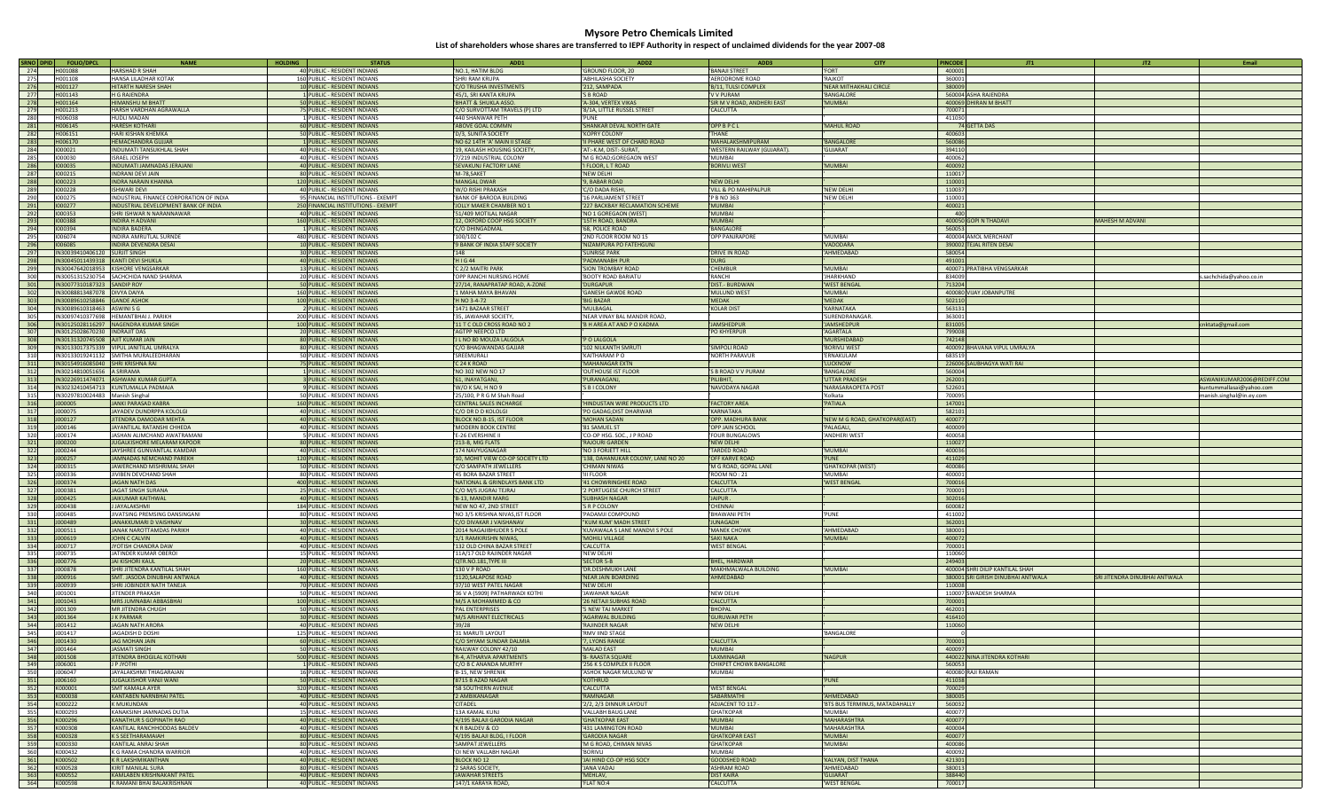# Mysore Petro Chemicals Limited

## List of shareholders whose shares are transferred to IEPF Authority in respect of unclaimed dividends for the year 2007-08

| SRNO | DPID | FOLIO/DPCL | NAME | HOLDING | STATUS | ADD1 | ADD2 | ADD3 | CITY | PINCODE | JT1 | JT2 | Email |
|---|---|---|---|---|---|---|---|---|---|---|---|---|---|
| 274 | | H001088 | HARSHAD R SHAH | 40 | PUBLIC - RESIDENT INDIANS | NO.1, HATIM BLDG | GROUND FLOOR, 20 | BANAJI STREET | FORT | 400001 | | | |
| 275 | | H001108 | HANSA LILADHAR KOTAK | 160 | PUBLIC - RESIDENT INDIANS | SHRI RAM KRUPA | ABHILASHA SOCIETY | AERODROME ROAD | RAJKOT | 360001 | | | |
| 276 | | H001127 | HITARTH NARESH SHAH | 10 | PUBLIC - RESIDENT INDIANS | C/O TRUSHA INVESTMENTS | 212, SAMPADA | B/11, TULSI COMPLEX | NEAR MITHAKHALI CIRCLE | 380009 | | | |
| 277 | | H001143 | H G RAJENDRA | 1 | PUBLIC - RESIDENT INDIANS | 45/1, SRI KANTA KRUPA | 5 B ROAD | V V PURAM | BANGALORE | 560004 | ASHA RAJENDRA | | |
| 278 | | H001164 | HIMANSHU M BHATT | 50 | PUBLIC - RESIDENT INDIANS | BHATT & SHUKLA ASSO. | A-304, VERTEX VIKAS | SIR M V ROAD, ANDHERI EAST | MUMBAI | 400069 | DHIRAN M BHATT | | |
| 279 | | H001213 | HARSH VARDHAN AGRAWALLA | 75 | PUBLIC - RESIDENT INDIANS | C/O SURVOTTAM TRAVELS (P) LTD | 8/1A, LITTLE RUSSEL STREET | CALCUTTA | | 700071 | | | |
| 280 | | H006038 | HUDLI MADAN | 1 | PUBLIC - RESIDENT INDIANS | 440 SHANWAR PETH | PUNE | | | 411030 | | | |
| 281 | | H006145 | HARESH KOTHARI | 60 | PUBLIC - RESIDENT INDIANS | ABOVE GOAL COMMN | SHANKAR DEVAL NORTH GATE | OPP B P C L | MAHUL ROAD | 74 | GETTA DAS | | |
| 282 | | H006151 | HARI KISHAN KHEMKA | 50 | PUBLIC - RESIDENT INDIANS | D/5, SUNITA SOCIETY | KOPRY COLONY | THANE | | 400603 | | | |
| 283 | | H006170 | HEMACHANDRA GUJJAR | 1 | PUBLIC - RESIDENT INDIANS | NO 62 14TH 'A' MAIN II STAGE | II PHASE WEST OF CHARD ROAD | MAHALAKSHMIPURAM | BANGALORE | 560086 | | | |
| 284 | | I000021 | INDUMATI TANSUKHLAL SHAH | 40 | PUBLIC - RESIDENT INDIANS | 19, KAILASH HOUSING SOCIETY, | AT:-K.M, DIST:-SURAT, | WESTERN RAILWAY (GUJARAT). | GUJARAT | 394110 | | | |
| 285 | | I000030 | ISRAEL JOSEPH | 40 | PUBLIC - RESIDENT INDIANS | 7/219 INDUSTRIAL COLONY | M G ROAD GOREGAON WEST | MUMBAI | | 400062 | | | |
| 286 | | I000035 | INDUMATI JAMNADAS JERAJANI | 40 | PUBLIC - RESIDENT INDIANS | SEVAKUNJ FACTORY LANE | I FLOOR, L T ROAD | BORIVLI WEST | MUMBAI | 400092 | | | |
| 287 | | I000215 | INDRANI DEVI JAIN | 80 | PUBLIC - RESIDENT INDIANS | M-78,SAKET | NEW DELHI | | | 110017 | | | |
| 288 | | I000223 | INDRA NARAIN KHANNA | 120 | PUBLIC - RESIDENT INDIANS | MANGAL DWAR | 9, BABAR ROAD | NEW DELHI | | 110001 | | | |
| 289 | | I000228 | ISHWARI DEVI | 40 | PUBLIC - RESIDENT INDIANS | W/O RISHI PRAKASH | C/O DADA RISHI, | VILL & PO MAHIPALPUR | NEW DELHI | 110037 | | | |
| 290 | | I000275 | INDUSTRIAL FINANCE CORPORATION OF INDIA | 95 | FINANCIAL INSTITUTIONS - EXEMPT | BANK OF BARODA BUILDING | 16 PARLIAMENT STREET | P B NO 363 | NEW DELHI | 110001 | | | |
| 291 | | I000277 | INDUSTRIAL DEVELOPMENT BANK OF INDIA | 250 | FINANCIAL INSTITUTIONS - EXEMPT | IDLLY MAKER CHAMBER NO 1 | 227 BACKBAY RECLAMATION SCHEME | MUMBAI | | 400021 | | | |
| 292 | | I000353 | SHRI ISHWAR N NARANNAWAR | 40 | PUBLIC - RESIDENT INDIANS | 51/409 MOTILAL NAGAR | NO 1 GOREGAON (WEST) | MUMBAI | | 400 | | | |
| 293 | | I000388 | INDIRA H ADVANI | 160 | PUBLIC - RESIDENT INDIANS | 12, OXFORD COOP HSG SOCIETY | 15TH ROAD, BANDRA | MUMBAI | | 400050 | GOPI N THADAVI | MAHESH M ADVANI | |
| 294 | | I000394 | INDIRA BADERA | 1 | PUBLIC - RESIDENT INDIANS | C/O DHINGADMAL | 68, POLICE ROAD | BANGALORE | | 560053 | | | |
| 295 | | I006074 | INDIRA AMRUTLAL SURNDE | 480 | PUBLIC - RESIDENT INDIANS | 100/102 C | 2ND FLOOR ROOM NO 15 | OPP PANJRAPORE | MUMBAI | 400004 | AMOL MERCHANT | | |
| 296 | | I006085 | INDIRA DEVENDRA DESAI | 10 | PUBLIC - RESIDENT INDIANS | 9 BANK OF INDIA STAFF SOCIETY | NIZAMPURA PO FATEHGUNJ | | VADODARA | 390002 | TEJAL RITEN DESAI | | |
| 297 | | IN30039410406120 | SURJIT SINGH | 30 | PUBLIC - RESIDENT INDIANS | 148 | SUNRISE PARK | DRIVE IN ROAD | AHMEDABAD | 380054 | | | |
| 298 | | IN30045011439318 | KANTI DEVI SHUKLA | 40 | PUBLIC - RESIDENT INDIANS | H I G 44 | PADMANABH PUR | DURG | | 491001 | | | |
| 299 | | IN30047642018953 | KISHORE VENGSARKAR | 13 | PUBLIC - RESIDENT INDIANS | C 2/2 MAITRI PARK | SION TROMBAY ROAD | CHEMBUR | MUMBAI | 400071 | PRATIBHA VENGSARKAR | | |
| 300 | | IN30051315230754 | SACHCHIDA NAND SHARMA | 20 | PUBLIC - RESIDENT INDIANS | OPP RANCHI NURSING HOME | BOOTY ROAD BARIATU | RANCHI | JHARKHAND | 834009 | | | s.sachchida@yahoo.co.in |
| 301 | | IN30077310187323 | SANDIP ROY | 50 | PUBLIC - RESIDENT INDIANS | 27/14, RANAPRATAP ROAD, A-ZONE | DURGAPUR | DIST.- BURDWAN | WEST BENGAL | 713204 | | | |
| 302 | | IN30088813487078 | DIVYA DAIYA | 160 | PUBLIC - RESIDENT INDIANS | 1 MAHA MAYA BHAVAN | GANESH GAWDE ROAD | MULUND WEST | MUMBAI | 400080 | VIJAY JOBANPUTRE | | |
| 303 | | IN30089610258846 | GANDE ASHOK | 100 | PUBLIC - RESIDENT INDIANS | H NO 3-4-72 | BIG BAZAR | MEDAK | MEDAK | 502110 | | | |
| 304 | | IN30089610318463 | ASWINI S G | 2 | PUBLIC - RESIDENT INDIANS | 1471 BAZAAR STREET | MULBAGAL | KOLAR DIST | KARNATAKA | 563131 | | | |
| 305 | | IN30097410377698 | HEMANTBHAI J. PARIKH | 200 | PUBLIC - RESIDENT INDIANS | 35, JAWAHAR SOCIETY, | NEAR VINAY BAL MANDIR ROAD, | | SURENDRANAGAR. | 363001 | | | |
| 306 | | IN30125028116297 | NAGENDRA KUMAR SINGH | 100 | PUBLIC - RESIDENT INDIANS | 11 T C OLD CROSS ROAD NO 2 | B H AREA AT AND P O KADMA | JAMSHEDPUR | JAMSHEDPUR | 831005 | | | cnktata@gmail.com |
| 307 | | IN30125028670230 | INDRAJIT DAS | 20 | PUBLIC - RESIDENT INDIANS | AGTPP NEEPCO LTD | PO KHYERPUR | | AGARTALA | 799008 | | | |
| 308 | | IN30131320745508 | AJIT KUMAR JAIN | 80 | PUBLIC - RESIDENT INDIANS | J L NO 80 MOUZA LALGOLA | P O LALGOLA | | MURSHIDABAD | 742148 | | | |
| 309 | | IN30133017375339 | VIPUL JANTILAL UMRALYA | 80 | PUBLIC - RESIDENT INDIANS | C/O BHAGWANDAS GAJJAR | 102 NILKANTH SMRUTI | SIMPOLI ROAD | BORIVLI WEST | 400092 | BHAVANA VIPUL UMRALYA | | |
| 310 | | IN30133019241132 | SMITHA MURALEEDHARAN | 50 | PUBLIC - RESIDENT INDIANS | SREEMURALI | KAITHARAM P O | NORTH PARAVUR | ERNAKULAM | 683519 | | | |
| 311 | | IN30154916085040 | SHRI KRISHNA RAI | 75 | PUBLIC - RESIDENT INDIANS | C 24 K ROAD | MAHANAGAR EXTN | | LUCKNOW | 226006 | SAUBHAGYA WATI RAI | | |
| 312 | | IN30214810051656 | A SRIRAMA | 1 | PUBLIC - RESIDENT INDIANS | NO 302 NEW NO 17 | OUTHOUSE IST FLOOR | 5 B ROAD V V PURAM | BANGALORE | 560004 | | | |
| 313 | | IN30226911474071 | ASHWANI KUMAR GUPTA | 3 | PUBLIC - RESIDENT INDIANS | 61, INAYATGANJ, | PURANAGANJ, | PILIBHIT, | UTTAR PRADESH | 262001 | | | ASWANIKUMAR2006@REDIFF.COM |
| 314 | | IN30232410454713 | KUNTUMALLA PADMAJA | 9 | PUBLIC - RESIDENT INDIANS | W/O K SAI, H NO 9 | S B I COLONY | NAVODAYA NAGAR | NARASARAOPETA POST | 522601 | | | kuntummallasai@yahoo.com |
| 315 | | IN30297810024484 | Manish Singhal | 50 | PUBLIC - RESIDENT INDIANS | 25/100, P R G M Shah Road | | | Kolkata | 700095 | | | manish.singhal@in.ey.com |
| 316 | | J000005 | JANKI PARASAD KABRA | 160 | PUBLIC - RESIDENT INDIANS | CENTRAL SALES INCHARGE | HINDUSTAN WIRE PRODUCTS LTD | FACTORY AREA | PATIALA | 147001 | | | |
| 317 | | J000075 | JAYADEV DUNDRPPA KOLOLGI | 40 | PUBLIC - RESIDENT INDIANS | C/O DR D D KOLOLGI | PO GADAG;DIST DHARWAR | KARNATAKA | | 582101 | | | |
| 318 | | J000127 | JITENDRA DAMODAR MEHTA | 40 | PUBLIC - RESIDENT INDIANS | BLOCK NO.B-15, IST FLOOR | MOHAN SADAN | OPP. MADHURA BANK | NEW M G ROAD, GHATKOPAR(EAST) | 400077 | | | |
| 319 | | J000146 | JAYANTILAL RATANSHI CHHEDA | 40 | PUBLIC - RESIDENT INDIANS | MODERN BOOK CENTRE | 81 SAMUEL ST | OPP JAIN SCHOOL | PALAGALI, | 400009 | | | |
| 320 | | J000174 | JASHAN ALIMCHAND AWATRAMANI | 5 | PUBLIC - RESIDENT INDIANS | E-26 EVERSHINE II | CO-OP HSG. SOC., J P ROAD | FOUR BUNGALOWS | ANDHERI WEST | 400058 | | | |
| 321 | | J000200 | JUGALKISHORE MELARAM KAPOOR | 80 | PUBLIC - RESIDENT INDIANS | 213-B, MIG FLATS | RAJOURI GARDEN | NEW DELHI | | 110027 | | | |
| 322 | | J000244 | JAYSHREE GUNVANTLAL KAMDAR | 40 | PUBLIC - RESIDENT INDIANS | 174 NAVYUGNAGAR | NO 3 FORJETT HILL | TARDEO ROAD | MUMBAI | 400036 | | | |
| 323 | | J000257 | JAMNADAS NEMCHAND PAREKH | 120 | PUBLIC - RESIDENT INDIANS | 10, MOHIT VIEW CO-OP SOCIETY LTD | 138, DAHANUKAR COLONY, LANE NO 20 | OFF KARVE ROAD | PUNE | 411029 | | | |
| 324 | | J000315 | JAWERCHAND MISHRIMAL SHAH | 50 | PUBLIC - RESIDENT INDIANS | C/O SAMPATH JEWELLERS | CHIMAN NIWAS | M G ROAD, GOPAL LANE | GHATKOPAR (WEST) | 400086 | | | |
| 325 | | J000336 | JIVIBEN DEVCHAND SHAH | 80 | PUBLIC - RESIDENT INDIANS | 45 BORA BAZAR STREET | III FLOOR | ROOM NO : 21 | MUMBAI | 400001 | | | |
| 326 | | J000374 | JAGAN NATH DAS | 400 | PUBLIC - RESIDENT INDIANS | NATIONAL & GRINDLAYS BANK LTD | 41 CHOWRINGHEE ROAD | CALCUTTA | WEST BENGAL | 700016 | | | |
| 327 | | J000381 | JAGAT SINGH SURANA | 25 | PUBLIC - RESIDENT INDIANS | C/O M/S JUGRAJ TEJRAJ | 2 PORTUGESE CHURCH STREET | CALCUTTA | | 700001 | | | |
| 328 | | J000425 | JAIKUMAR KAITHWAL | 40 | PUBLIC - RESIDENT INDIANS | B-13, MANDIR MARG | SUBHASH NAGAR | JAIPUR . | | 302016 | | | |
| 329 | | J000438 | J JAYALAKSHMI | 184 | PUBLIC - RESIDENT INDIANS | NEW NO 47, 2ND STREET | S R P COLONY | CHENNAI | | 600082 | | | |
| 330 | | J000485 | JIVATSING PREMSING DANSINGANI | 80 | PUBLIC - RESIDENT INDIANS | NO 3/5 KRISHNA NIVAS,IST FLOOR | PADAMJI COMPOUND | BHAWANI PETH | PUNE | 411002 | | | |
| 331 | | J000489 | JANAKKUMARI D VAISHNAV | 30 | PUBLIC - RESIDENT INDIANS | C/O DIVAKAR J VAISHANAV | KUM KUM' MADH STREET | JUNAGADH | | 362001 | | | |
| 332 | | J000511 | JANAK NAROTTAMDAS PARIKH | 40 | PUBLIC - RESIDENT INDIANS | 2014 NAGAJIBHER S POLE | KUVAWALA & LANE MANDVI S POLE | MANEK CHOWK | AHMEDABAD | 380001 | | | |
| 333 | | J000619 | JOHN C CALVIN | 40 | PUBLIC - RESIDENT INDIANS | 1/1 RAMKRISHN NIWAS, | MOHILI VILLAGE | SAKI NAKA | MUMBAI | 400072 | | | |
| 334 | | J000717 | JYOTISH CHANDRA DAW | 40 | PUBLIC - RESIDENT INDIANS | 132 OLD CHINA BAZAR STREET | CALCUTTA | WEST BENGAL | | 700001 | | | |
| 335 | | J000735 | JATINDER KUMAR OBEROI | 15 | PUBLIC - RESIDENT INDIANS | 11A/17 OLD RAJINDER NAGAR | NEW DELHI | | | 110060 | | | |
| 336 | | J000776 | JAI KISHORI KAUL | 20 | PUBLIC - RESIDENT INDIANS | QTR.NO.181,TYPE III | SECTOR 5-B | BHEL, HARDWAR | | 249403 | | | |
| 337 | | J000878 | SHRI JITENDRA KANTILAL SHAH | 160 | PUBLIC - RESIDENT INDIANS | 130 V P ROAD | DR DESHMUKH LANE | MAKHMALWALA BUILDING | MUMBAI | 400004 | SHRI DILIP KANTILAL SHAH | | |
| 338 | | J000916 | SMT. JASODA DINUBHAI ANTWALA | 40 | PUBLIC - RESIDENT INDIANS | 1120,SALAPOSE ROAD | NEAR JAIN BOARDING | AHMEDABAD | | 380001 | SRI GIRISH DINUBHAI ANTWALA | SRI JITENDRA DINUBHAI ANTWALA | |
| 339 | | J000939 | SHRI JOBINDER NATH TANEJA | 70 | PUBLIC - RESIDENT INDIANS | 37/10 WEST PATEL NAGAR | NEW DELHI | | | 110008 | | | |
| 340 | | J001001 | JITENDER PRAKASH | 50 | PUBLIC - RESIDENT INDIANS | 36 V A (5909) PATHARWADI KOTHI | JAWAHAR NAGAR | NEW DELHI | | 110007 | SWADESH SHARMA | | |
| 341 | | J001043 | MRS JUMNABAI ABBASBHAI | 100 | PUBLIC - RESIDENT INDIANS | M/S A MOHAMMED & CO | 26 NETAJI SUBHAS ROAD | CALCUTTA | | 700001 | | | |
| 342 | | J001309 | MR JITENDRA CHUGH | 50 | PUBLIC - RESIDENT INDIANS | PAL ENTERPRISES | 5 NEW TAI MARKET | BHOPAL | | 462001 | | | |
| 343 | | J001364 | J K PARMAR | 30 | PUBLIC - RESIDENT INDIANS | M/S ARIHANT ELECTRICALS | AGARWAL BUILDING | GURUWAR PETH | | 416410 | | | |
| 344 | | J001412 | JAGAN NATH ARORA | 40 | PUBLIC - RESIDENT INDIANS | 39/28 | RAJINDER NAGAR | NEW DELHI | | 110060 | | | |
| 345 | | J001417 | JAGADISH D DOSHI | 125 | PUBLIC - RESIDENT INDIANS | 31 MARUTI LAYOUT | RMV IIND STAGE | | BANGALORE | 0 | | | |
| 346 | | J001430 | JAG MOHAN JAIN | 60 | PUBLIC - RESIDENT INDIANS | C/O SHYAM SUNDAR DALMIA | 7, LYONS RANGE | CALCUTTA | | 700001 | | | |
| 347 | | J001464 | JASMATI SINGH | 50 | PUBLIC - RESIDENT INDIANS | RAILWAY COLONY 42/10 | MALAD EAST | MUMBAI | | 400097 | | | |
| 348 | | J001508 | JITENDRA BHOGILAL KOTHARI | 500 | PUBLIC - RESIDENT INDIANS | R-4, ATHARVA APARTMENTS | B- RAASTA SQUARE | LAXMINAGAR | NAGPUR | 440022 | NINA JITENDRA KOTHARI | | |
| 349 | | J006001 | J P JYOTHI | 1 | PUBLIC - RESIDENT INDIANS | C/O B C ANANDA MURTHY | 256 K S COMPLEX II FLOOR | CHIKPET CHOWK BANGALORE | | 560053 | | | |
| 350 | | J006047 | JAYALAKSHMI THIAGARAJAN | 16 | PUBLIC - RESIDENT INDIANS | B-15, NEW SHRENIK | ASHOK NAGAR MULUND W | MUMBAI | | 400080 | RAJI RAMAN | | |
| 351 | | J006160 | JUGALKISHOR VANJI WANI | 50 | PUBLIC - RESIDENT INDIANS | 8715 B AZAD NAGAR | KOTHRUD | | PUNE | 411038 | | | |
| 352 | | K000001 | SMT KAMALA AYER | 320 | PUBLIC - RESIDENT INDIANS | 58 SOUTHERN AVENUE | CALCUTTA | WEST BENGAL | | 700029 | | | |
| 353 | | K000038 | KANTABEN NARNBHAI PATEL | 40 | PUBLIC - RESIDENT INDIANS | 2 AMBIKANAGAR | RAMNAGAR | SABARMATHI | AHMEDABAD | 380005 | | | |
| 354 | | K000222 | K MUKUNDAN | 40 | PUBLIC - RESIDENT INDIANS | CITADEL | 2/2, 2/3 INNNUR LAYOUT | ADJACENT TO 117 - | BTS BUS TERMINUS, MATADAHALLY | 560032 | | | |
| 355 | | K000293 | KANAKSINH JAMNADAS DUTIA | 15 | PUBLIC - RESIDENT INDIANS | 13A KAMAL KUNJ | VALLABH BAUG LANE | GHATKOPAR | MUMBAI | 400077 | | | |
| 356 | | K000296 | KANATHUR S GOPINATH RAO | 40 | PUBLIC - RESIDENT INDIANS | 4/195 BALAJI GARODIA NAGAR | GHATKOPAR EAST | MUMBAI | MAHARASHTRA | 400077 | | | |
| 357 | | K000308 | KANTILAL RANCHHODDAS BALDEV | 40 | PUBLIC - RESIDENT INDIANS | K R BALDEV & CO | 431 LAMINGTON ROAD | MUMBAI | MAHARASHTRA | 400004 | | | |
| 358 | | K000328 | K S SEETHARAMAIAH | 80 | PUBLIC - RESIDENT INDIANS | 4/195 BALAJI BLDG, I FLOOR | GARODIA NAGAR | GHATKOPAR EAST | MUMBAI | 400077 | | | |
| 359 | | K000330 | KANTILAL ANRAJ SHAH | 80 | PUBLIC - RESIDENT INDIANS | SAMPAT JEWELLERS | M G ROAD, CHIMAN NIVAS | GHATKOPAR | MUMBAI | 400086 | | | |
| 360 | | K000432 | K G RAMA CHANDRA WARRIOR | 40 | PUBLIC - RESIDENT INDIANS | OI NEW VALLABH NAGAR | BORIVLI | MUMBAI | | 400092 | | | |
| 361 | | K000502 | K R LAKSHMIKANTHAN | 40 | PUBLIC - RESIDENT INDIANS | BLOCK NO 12 | JAI HIND CO-OP HSG SOCY | GOODSHED ROAD | KALYAN, DIST THANA | 421301 | | | |
| 362 | | K000528 | KIRIT MANILAL SURA | 80 | PUBLIC - RESIDENT INDIANS | 2 SARAS SOCIETY, | JANA VADAJ | ASHRAM ROAD | AHMEDABAD | 380013 | | | |
| 363 | | K000552 | KAMLABEN KRISHNAKANT PATEL | 40 | PUBLIC - RESIDENT INDIANS | JAWAHAR STREETS | MEHLAV, | DIST KAIRA | GUJARAT | 388440 | | | |
| 364 | | K000598 | K RAMANI BHAI BALAKRISHNAN | 40 | PUBLIC - RESIDENT INDIANS | 147/1 KARAYA ROAD, | FLAT NO:4 | CALCUTTA | WEST BENGAL | 700017 | | | |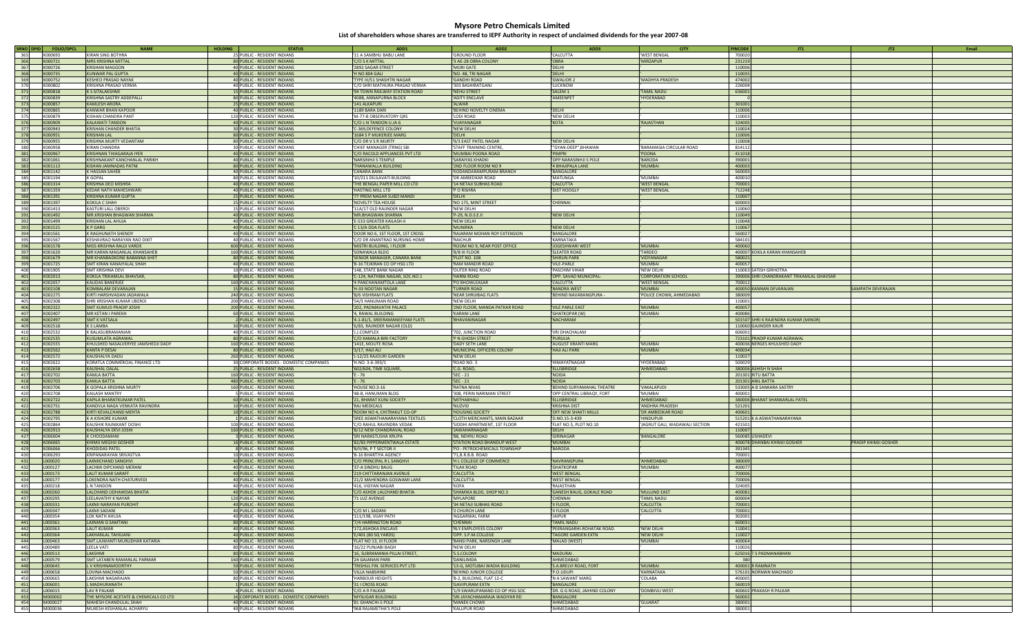# Mysore Petro Chemicals Limited

## List of shareholders whose shares are transferred to IEPF Authority in respect of unclaimed dividends for the year 2007-08

| SRNO | DPID | FOLIO/DPCL | NAME | HOLDING | STATUS | ADD1 | ADD2 | ADD3 | CITY | PINCODE | JT1 | JT2 | Email |
|---|---|---|---|---|---|---|---|---|---|---|---|---|---|
| 365 | | K000693 | KIRAN SING BOTHRA | 25 | PUBLIC - RESIDENT INDIANS | '11 A SAMBHU BABU LANE | 'GROUND FLOOR | 'CALCUTTA | 'WEST BENGAL | 700020 | | | |
| 366 | | K000721 | MRS KRISHNA MITTAL | 80 | PUBLIC - RESIDENT INDIANS | 'C/O S K MITTAL | '3 AE-28 OBRA COLONY | 'OBRA | 'MIRZAPUR | 231219 | | | |
| 367 | | K000726 | KRISHAN MAGGON | 40 | PUBLIC - RESIDENT INDIANS | '2892 SAGAR STREET | 'MORI GATE | 'DELHI | ' | 110006 | | | |
| 368 | | K000735 | KUNWAR PAL GUPTA | 40 | PUBLIC - RESIDENT INDIANS | 'H NO 804 GALI | 'NO. 48, TRI NAGAR | 'DELHI | ' | 110035 | | | |
| 369 | | K000752 | KESHEO PRASAD NAYAK | 40 | PUBLIC - RESIDENT INDIANS | 'TYPE III/51 SHASHTRI NAGAR | 'GANDHI ROAD | 'GWALIOR 2 | 'MADHYA PRADESH | 474002 | | | |
| 370 | | K000802 | KRISHNA PRASAD VERMA | 40 | PUBLIC - RESIDENT INDIANS | 'C/O SHRI MATHURA PRASAD VERMA | '303 BASHIRAT GANJ | 'LUCKNOW | ' | 226004 | | | |
| 371 | | K000818 | K S SITALAKSHMI | 15 | PUBLIC - RESIDENT INDIANS | '94 TOWN RAILWAY STATION ROAD | 'NEHRU STREET | 'SALEM 1 | 'TAMIL NADU | 636001 | | | |
| 372 | | K000839 | KRISHNA SASTRY ADDEPALLI | 80 | PUBLIC - RESIDENT INDIANS | '4088, ANNAPURNA BLOCK | 'ADITY ENCLAVE | 'AMEENPET | 'HYDERABAD | 0 | | | |
| 373 | | K000857 | KAMLESH ARORA | 25 | PUBLIC - RESIDENT INDIANS | '141 ALKAPURI | 'ALWAR | ' | ' | 301001 | | | |
| 374 | | K000865 | KANWAR BHAN KAPOOR | 40 | PUBLIC - RESIDENT INDIANS | '1189 BARA DARI | 'BEHIND NOVELTY CINEMA | 'DELHI | ' | 110006 | | | |
| 375 | | K000879 | KISHAN CHANDRA PANT | 120 | PUBLIC - RESIDENT INDIANS | 'M-77-B OBSERVATORY QRS | 'LODI ROAD | 'NEW DELHI | ' | 110003 | | | |
| 376 | | K000909 | KALAWATI TANDON | 40 | PUBLIC - RESIDENT INDIANS | 'C/O L N TANDON U.IA 6 | 'VIJAYANAGAR | 'KOTA | 'RAJASTHAN | 324005 | | | |
| 377 | | K000943 | KRISHAN CHANDER BHATIA | 30 | PUBLIC - RESIDENT INDIANS | 'C-369,DEFENCE COLONY | 'NEW DELHI | ' | ' | 110024 | | | |
| 378 | | K000951 | KRISHAN LAL | 80 | PUBLIC - RESIDENT INDIANS | '1684 S P MUKERJEE MARG | 'DELHI | ' | ' | 110006 | | | |
| 379 | | K000955 | KRISHNA MURTY VEDANTAM | 80 | PUBLIC - RESIDENT INDIANS | 'C/O DR V S R MURTY | '9/3 EAST PATEL NAGAR | 'NEW DELHI | ' | 110008 | | | |
| 380 | | K000958 | KIRAN CHANDRA | 30 | PUBLIC - RESIDENT INDIANS | 'CHIEF MANAGER (TRNG) SBI | 'STAFF TRAINING CENTRE, | '"GYAN-DEEP",BHAWAN | 'BARAMASIA CIRCULAR ROAD | 814112 | | | |
| 381 | | K000967 | KRISHNAN THIAGARAJA IYER | 40 | PUBLIC - RESIDENT INDIANS | 'C/O RACOLD APPLIANCES PVT LTD | 'MUMBAI POONA ROAD | 'PIMPRI | 'POONA | 411018 | | | |
| 382 | | K001061 | KRISHNAKANT KANCHANLAL PARIKH | 40 | PUBLIC - RESIDENT INDIANS | 'NARSINHJI S TEMPLE | 'SARAIYAS KHADKI | 'OPP NARASINHJI S POLE | 'BARODA | 390001 | | | |
| 383 | | K001113 | KISHAN JAMNADAS PATNI | 80 | PUBLIC - RESIDENT INDIANS | 'THANAWALLA BUILDING | '2ND FLOOR ROOM NO 9 | '4 BHAJIPALA LANE | 'MUMBAI | 400003 | | | |
| 384 | | K001142 | K HASSAN SAHEB | 40 | PUBLIC - RESIDENT INDIANS | 'CANARA BANK | 'KODANDARAMPURAM BRANCH | 'BANGALORE | ' | 560003 | | | |
| 385 | | K001194 | K GOPAL | 80 | PUBLIC - RESIDENT INDIANS | '10/211 DILILAVATI BUILDING | 'DR AMBEDKAR ROAD | 'MATUNGA | 'MUMBAI | 400019 | | | |
| 386 | | K001314 | KRISHNA DEO MISHRA | 40 | PUBLIC - RESIDENT INDIANS | 'THE BENGAL PAPER MILL CO LTD | '14 NETAJI SUBHAS ROAD | 'CALCUTTA | 'WEST BENGAL | 700001 | | | |
| 387 | | K001359 | KEDAR NATH MAHESHWARI | 40 | PUBLIC - RESIDENT INDIANS | 'HASTING MILL LTD | 'P O RISHRA | 'DIST HOOGLY | 'WEST BENGAL | 712248 | | | |
| 388 | | K001391 | KRISHNA KUMAR GUPTA | 25 | PUBLIC - RESIDENT INDIANS | '77 PREM NAGAR SUBZI MANDI | 'DELHI | ' | ' | 110007 | | | |
| 389 | | K001397 | KOKILA C SHAH | 25 | PUBLIC - RESIDENT INDIANS | 'NOVELTY TEA HOUSE | 'NO 175, MINT STREET | 'CHENNAI | ' | 600003 | | | |
| 390 | | K001413 | KASTURI LALL OBEROI | 15 | PUBLIC - RESIDENT INDIANS | '11A/17 OLD RAJINDER NAGAR | 'NEW DELHI | ' | ' | 110060 | | | |
| 391 | | K001492 | MR.KRISHAN BHAGWAN SHARMA | 40 | PUBLIC - RESIDENT INDIANS | 'MR.BHAGWAN SHARMA | 'P-29, N.D.S.E.II | 'NEW DELHI | ' | 110049 | | | |
| 392 | | K001499 | KRISHAN LAL AHUJA | 40 | PUBLIC - RESIDENT INDIANS | 'E-533 GREATER KAILASH-II | 'NEW DELHI | ' | ' | 110048 | | | |
| 393 | | K001515 | K P GARG | 40 | PUBLIC - RESIDENT INDIANS | 'C 13/A DDA FLATS | 'MUNIRKA | 'NEW DELHI | ' | 110067 | | | |
| 394 | | K001561 | K RAGHUNATH SHENOY | 40 | PUBLIC - RESIDENT INDIANS | 'DOOR NO 6, 1ST FLOOR, 1ST CROSS | 'RAJARAM MOHAN ROY EXTENSION | 'BANGALORE | ' | 560027 | | | |
| 395 | | K001567 | KESHAVRAO NARAYAN RAO DIXIT | 40 | PUBLIC - RESIDENT INDIANS | 'C/O DR ANANTRAO NURSING HOME | 'RAICHUR | 'KARNATAKA | ' | 584101 | | | |
| 396 | | K001578 | MISS KRISHNA RAUJI VARDE | 600 | PUBLIC - RESIDENT INDIANS | 'MISTRI BUILDING, I FLOOR | 'ROOM NO 9, NEAR POST OFFICE | 'JOGESHWARI WEST | 'MUMBAI | 400060 | | | |
| 397 | | K001620 | MR KARAN MAGANLAL KHANSAHEB | 160 | PUBLIC - RESIDENT INDIANS | 'SONAWALA BLDG | '8/B III FLOOR | 'SLEATER ROAD | 'TARDEO | 400007 | KOKILA KARAN KHANSAHEB | | |
| 398 | | K001679 | MR KHANBADKONE BABANNA SHET | 80 | PUBLIC - RESIDENT INDIANS | 'SENIOR MANAGER, CANARA BANK | 'PLOT NO. 108 | 'SHIRUN PARK | 'VIDYANAGAR | 580021 | | | |
| 399 | | K001725 | SMT KIRAN KANAIYALAL SHAH | 40 | PUBLIC - RESIDENT INDIANS | 'B-16 TEJKIRAN CO OP HSG LTD | 'RAM MANDIR ROAD | 'VILE-PARLE | 'MUMBAI | 400057 | | | |
| 400 | | K001905 | SMT KRISHNA DEVI | 10 | PUBLIC - RESIDENT INDIANS | '148, STATE BANK NAGAR | 'OUTER RING ROAD | 'PASCHIM VIHAR | 'NEW DELHI | 110063 | SATISH GIRHOTRA | | |
| 401 | | K002013 | KOKILA TRIKAMLAL BHAVSAR, | 80 | PUBLIC - RESIDENT INDIANS | 'C-124, NATHIBA NAGAR, SOC.NO.1 | 'HARNI ROAD | 'OPP. SAVAD MUNICIPAL- | 'CORPORATION SCHOOL | 390006 | SHRI CHANDRAKANT TRIKAMLAL GHAVSAR | | |
| 402 | | K002057 | KALIDAS BANERJEE | 160 | PUBLIC - RESIDENT INDIANS | '4 PANCHANAMTOLA LANE | 'PO BHOWLEASAR | 'CALCUTTA | 'WEST BENGAL | 700012 | | | |
| 403 | | K002108 | KOMBALAM DEVARAJAN | 15 | PUBLIC - RESIDENT INDIANS | 'H-33 NOOTAN NAGAR | 'TURNER ROAD | 'BANDRA WEST | 'MUMBAI | 400050 | KANNAN DEVARAJAN | SAMPATH DEVERAJAN | |
| 404 | | K002275 | KIRTI HARSHVADAN JADAWALA | 240 | PUBLIC - RESIDENT INDIANS | 'B/6 VISHRAM FLATS | 'NEAR SHRIJIBAG FLATS | 'BEHIND NAVARANGPURA - | 'POLICE CHOWK, AHMEDABAD | 380009 | | | |
| 405 | | K002308 | SHRI KRISHAN KUMAR UBEROI | 200 | PUBLIC - RESIDENT INDIANS | '54/3 HANUMAN ROAD | 'NEW DELHI | ' | ' | 110001 | | | |
| 406 | | K002322 | SMT KUMUD PRADIP JOSHI | 200 | PUBLIC - RESIDENT INDIANS | '202, PADMAVATHI PALACE | '2ND FLOOR, MANDA PATKAR ROAD | 'VILE PARLE EAST | 'MUMBAI | 400057 | | | |
| 407 | | K002407 | MR KETAN I PAREKH | 60 | PUBLIC - RESIDENT INDIANS | '4, RAWAL BUILDING | 'KARANI LANE | 'GHATKOPAR (W) | 'MUMBAI | 400086 | | | |
| 408 | | K002497 | SMT K VATSALA | 2 | PUBLIC - RESIDENT INDIANS | '4-1-81/1, SREERAMANEEYAM FLATS | 'BHAVANINAGAR | 'NACHARAM | ' | 501507 | SHRI K RAJENDRA KUMAR (MINOR) | | |
| 409 | | K002518 | K S LAMBA | 30 | PUBLIC - RESIDENT INDIANS | '6/83, RAJINDER NAGAR (OLD) | ' | ' | ' | 110060 | GAJINDER KAUR | | |
| 410 | | K002532 | K BALASUBRAMANIAN | 40 | PUBLIC - RESIDENT INDIANS | 'J.COMPLEX | '702, JUNCTION ROAD | 'VRI DHACHALAM | ' | 606001 | | | |
| 411 | | K002535 | KUSUMLATA AGRAWAL | 80 | PUBLIC - RESIDENT INDIANS | 'C/O KAMALA BIRI FACTORY | 'P N GHOSH STREET | 'PURULIA | ' | 723101 | PRADIP KUMAR AGRAWAL | | |
| 412 | | K002555 | KHULSHED NASALVERYEE JAMSHEDJI DADY | 160 | PUBLIC - RESIDENT INDIANS | '1411, MOUTE ROSA | 'DADY SETH LANE | 'AUGUST KRANTI MARG | 'MUMBAI | 400036 | NERGES KHULSHED DADY | | |
| 413 | | K002562 | KANTA P DESAI | 80 | PUBLIC - RESIDENT INDIANS | '3/17, HAJI ALI | 'MUNICIPAL OFFICERS COLONY | 'HAJI ALI PARK | 'MUMBAI | 400034 | | | |
| 414 | | K002572 | KAUSHALYA DADU | 260 | PUBLIC - RESIDENT INDIANS | 'J-12/25 RAJOURI GARDEN | 'NEW DELHI | ' | ' | 110027 | | | |
| 415 | | K002622 | KORATLA COMMERCIAL FINANCE LTD | 30 | CORPORATE BODIES - DOMESTIC COMPANIES | 'H.NO. 3-6-393/1 | 'ROAD NO. 3 | 'HIMAYATNAGAR | 'HYDERABAD | 500029 | | | |
| 416 | | K002658 | KAUSHAL DALAL | 25 | PUBLIC - RESIDENT INDIANS | '602/604, TIME SQUARE, | 'C.G. ROAD, | 'ELLISBRIDGE | 'AHMEDABAD | 380006 | ASHISH N SHAH | | |
| 417 | | K002702 | KAMLA BATTA | 160 | PUBLIC - RESIDENT INDIANS | 'E - 76 | 'SEC - 21 | 'NOIDA | ' | 201301 | RITU BATTA | | |
| 418 | | K002703 | KAMLA BATTA | 480 | PUBLIC - RESIDENT INDIANS | 'E - 76 | 'SEC - 21 | 'NOIDA | ' | 201301 | ANIL BATTA | | |
| 419 | | K002706 | K GOPALA KRISHNA MURTY | 160 | PUBLIC - RESIDENT INDIANS | 'HOUSE NO.3-16 | 'RATNA NIVAS | 'BEHIND SURYAMAHAL THEATRE | 'VAKALAPUDI | 533005 | A B SANKARA SASTRY | | |
| 420 | | K002708 | KAILASH MANTRY | 5 | PUBLIC - RESIDENT INDIANS | '48-B, HANUMAN BLDG | '308, PERIN NARIMAN STREET | 'OPP CENTRAL LIBRAQY, FORT | 'MUMBAI | 400001 | | | |
| 421 | | K002722 | KAPILA BHARATKUMAR PATEL | 60 | PUBLIC - RESIDENT INDIANS | '21, BHARAT KUNJ SOCIETY | 'MITHAKHALI | 'ELLISBRIDGE | 'AHMEDABAD | 380006 | BHARAT SHANKARLAL PATEL | | |
| 422 | | K002751 | KANDVLA NAGA VENKATA RAVINDRA | 10 | PUBLIC - RESIDENT INDIANS | 'RAJ MEDICALS | 'NUZVID | 'KRISHNA DIST | 'ANDHRA PRADESH | 521201 | | | |
| 423 | | K002788 | KIRTI KEVALCHAND MEHTA | 10 | PUBLIC - RESIDENT INDIANS | 'ROOM NO 4, CHITRAKUT CO-OP | 'HOUSING SOCIETY | 'OFF NEW SHAKTI MILLS | 'DR AMBEDKAR ROAD | 400601 | | | |
| 424 | | K002795 | K A KISHORE KUMAR | 1 | PUBLIC - RESIDENT INDIANS | 'SREE ASWATHANARAYANA TEXTILES | 'CLOTH MERCHANTS, MAIN BAZAAR | 'D.NO.15-3-439 | 'HINDUPUR | 515201 | K A ASWATHANARAYANA | | |
| 425 | | K002864 | KAUSHIK RAJNIKANT DOSHI | 100 | PUBLIC - RESIDENT INDIANS | 'C/O RAHUL RAVINDRA VEDAK | 'SIDDHI APARTMENT, 1ST FLOOR | 'FLAT NO.5, PLOT NO.10 | 'JAGRUT GALI, WADAWALI SECTION | 421501 | | | |
| 426 | | K002913 | KAUSHALYA DEVI JOSHI | 160 | PUBLIC - RESIDENT INDIANS | 'B/12 NEW CHANDRAVAL ROAD | 'JAWAHARNAGAR | 'DELHI | ' | 110007 | | | |
| 427 | | K006004 | K CHOODAMANI | 3 | PUBLIC - RESIDENT INDIANS | 'SRI NARASTUSHA KRUPA | '88, NEHRU ROAD | 'GIRINAGAR | 'BANGALORE | 560085 | USHADEVI | | |
| 428 | | K006065 | KHIMJI MEGHJI GOSHER | 16 | PUBLIC - RESIDENT INDIANS | '82/83 PIPPERMENTWALA ESTATE | 'STATION ROAD BHANDUP WEST | 'MUMBAI | ' | 400078 | DHANBAI KHIMJI GOSHER | PRADIP KHIMJI GOSHER | |
| 429 | | K006066 | KHODIDAS PATEL | 8 | PUBLIC - RESIDENT INDIANS | 'B/II/96, P T SECTOR II | 'PO : PETROCHEMICALS TOWNSHIP | 'BARODA | ' | 391345 | | | |
| 430 | | K006293 | KRIPANARAYAN SRIVASTVA | 10 | PUBLIC - RESIDENT INDIANS | 'B-16 BHARTIYA AGENCY | '71,B.R.B.B. ROAD | ' | ' | 700001 | | | |
| 431 | | L000020 | LAXMICHAND SANGHVI | 40 | PUBLIC - RESIDENT INDIANS | 'C/O PRINCIPAL R L SANGHVI | 'H L COLLEGE OF COMMERCE | 'NAVRANGPURA | 'AHMEDABAD | 380009 | | | |
| 432 | | L000127 | LACHMI DIPCHAND MERANI | 40 | PUBLIC - RESIDENT INDIANS | '37-A SINDHU BAUG | 'TILAK ROAD | 'GHATKOPAR | 'MUMBAI | 400077 | | | |
| 433 | | L000173 | LALIT KUMAR SARAFF | 40 | PUBLIC - RESIDENT INDIANS | '219 CHITTARANJAN AVENUE | 'CALCUTTA | 'WEST BENGAL | ' | 700006 | | | |
| 434 | | L000177 | LOKENDRA NATH CHATURVEDI | 40 | PUBLIC - RESIDENT INDIANS | '21/2 MAHENDRA GOSWAMI LANE | 'CALCUTTA | 'WEST BENGAL | ' | 700006 | | | |
| 435 | | L000218 | L N TANDON | 40 | PUBLIC - RESIDENT INDIANS | '416, VIGYAN NAGAR | 'KOTA | 'RAJASTHAN | ' | 324005 | | | |
| 436 | | L000260 | LALCHAND UDHAVDAS BHATIA | 40 | PUBLIC - RESIDENT INDIANS | 'C/O ASHOK LALCHAND BHATIA | 'SHAMIKA BLDG. SHOP NO.3 | 'GANESH BAUG, GOKALE ROAD | 'MULUND EAST | 400081 | | | |
| 437 | | L000295 | LEELAVATHY K NAYAR | 120 | PUBLIC - RESIDENT INDIANS | '71 LUZ AVENUE | 'MYLAPORE | 'CHENNAI | 'TAMIL NADU | 600004 | | | |
| 438 | | L000331 | LAXMI NARAYAN PUROHIT | 40 | PUBLIC - RESIDENT INDIANS | ' | '34 NETAJI SUBHAS ROAD | 'II FLOOR, | 'CALCUTTA | 700001 | | | |
| 439 | | L000347 | LAXMI SADANI | 40 | PUBLIC - RESIDENT INDIANS | 'C/O M L SADANI | '2 CHURCH LANE | 'II FLOOR | 'CALCUTTA | 700001 | | | |
| 440 | | L000354 | LOK NATH AHUJA | 40 | PUBLIC - RESIDENT INDIANS | '111/198, VIJAY PATH | 'AGGARWAL FARM | 'JAIPUR | ' | 302001 | | | |
| 441 | | L000361 | LAXMAN G SAMTANI | 80 | PUBLIC - RESIDENT INDIANS | '7/4 HARRINGTON ROAD | 'CHENNAI | 'TAMIL NADU | ' | 600031 | | | |
| 442 | | L000363 | LALIT KUMAR | 40 | PUBLIC - RESIDENT INDIANS | '172,ASHOKA ENCLAVE | 'RLY EMPLOYEES COLONY | 'PEERANGARHI-ROHATAK ROAD. | 'NEW DELHI | 110041 | | | |
| 443 | | L000364 | LAKHANLAL TAHILIANI | 40 | PUBLIC - RESIDENT INDIANS | 'E/401 (80 SQ YARDS) | 'OPP. S.P.M.COLLEGE | 'TAGORE GARDEN EXTN | 'NEW DELHI | 110027 | | | |
| 444 | | L000453 | SMT.LAJWANTI MURLIDHAR KATARIA | 40 | PUBLIC - RESIDENT INDIANS | 'FLAT NO 13, III FLOOR | 'BANSI PARK, NARSINGH LANE | 'MALAD (WEST) | 'MUMBAI | 400064 | | | |
| 445 | | L000489 | LEELA VATI | 80 | PUBLIC - RESIDENT INDIANS | '16/22 PUNJABI BAGH | 'NEW DELHI | ' | ' | 110026 | | | |
| 446 | | L000513 | LAKSHMI | 80 | PUBLIC - RESIDENT INDIANS | '16, SUBRAMANIA PILLAI STREET, | 'S.S.COLONY | 'MADURAI | ' | 625016 | T S PADMANABHAN | | |
| 447 | | L000579 | SMT LATABEN RAMANLAL PARMAR | 160 | PUBLIC - RESIDENT INDIANS | '24 GAGHAN PARK | 'DANILIMDA | 'AHMEDABAD | ' | 380 | | | |
| 448 | | L000645 | L V KRISHNAMOORTHY | 50 | PUBLIC - RESIDENT INDIANS | 'TRISHUL FIN. SERVICES PVT LTD | '13-G, MOTLIBAI WADIA BUILDING | 'S.A.BRELVI ROAD, FORT | 'MUMBAI | 400001 | R RAMNATH | | |
| 449 | | L000658 | LOVINA MACHADO | 50 | PUBLIC - RESIDENT INDIANS | 'VILLA NABSHINE | 'BEHIND JUNIOR COLLEGE | 'P.O.UDUPI | 'KARNATAKA | 576101 | NORMAN MACHADO | | |
| 450 | | L000665 | LAKSHMI NAGARAJAN | 80 | PUBLIC - RESIDENT INDIANS | 'HARBOUR HEIGHTS | 'B-2, BUILDING, FLAT 12-C | 'N A SAWANT MARG | 'COLABA | 400005 | | | |
| 451 | | L006001 | L MADHURANATH | 1 | PUBLIC - RESIDENT INDIANS | '31 I CROSS ROAD | 'GAVIPURAM EXTN | 'BANGALORE | ' | 560019 | | | |
| 452 | | L006015 | LAV R PALKAR | 4 | PUBLIC - RESIDENT INDIANS | 'C/O A R PALKAR | '1/9 SWARUPANAND CO OP HSG SOC | 'DR. G G ROAD, JAIHIND COLONY | 'DOMBIVLI WEST | 400602 | PRAKASH R PALKAR | | |
| 453 | | M000002 | THE MYSORE ACETATE & CHEMICALS CO LTD | 16 | CORPORATE BODIES - DOMESTIC COMPANIES | 'MYSUGAR BUILDINGS | 'SRI JAYACHAMARAJA WADIYAR RD | 'BANGALORE | ' | 560002 | | | |
| 454 | | M000027 | MAHESH CHANDULAL SHAH | 40 | PUBLIC - RESIDENT INDIANS | '81 GHANCHI-S POLE | 'MANEK CHOWK | 'AHMEDABAD | 'GUJARAT | 380001 | | | |
| 455 | | M000036 | MUKESH KESHANLAL ACHARYU | 40 | PUBLIC - RESIDENT INDIANS | '968 RAJAMETHA'S POLE | 'KALUPUR ROAD | 'AHMEDABAD | ' | 380001 | | | |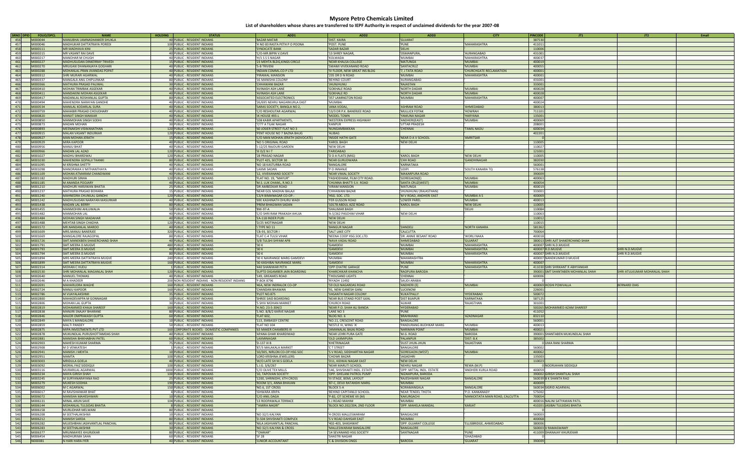# Mysore Petro Chemicals Limited

## List of shareholders whose shares are transferred to IEPF Authority in respect of unclaimed dividends for the year 2007-08

| SRNO | DPID | FOLIO/DPCL | NAME | HOLDING | STATUS | ADD1 | ADD2 | ADD3 | CITY | PINCODE | JT1 | JT2 | Email |
|---|---|---|---|---|---|---|---|---|---|---|---|---|---|
| 456 | | M000044 | MANUBHAI JAMNASHANKER SHUKLA | 40 | PUBLIC - RESIDENT INDIANS | 'BAZAR MATAR | 'DIST. KAIRA | 'GUJARAT | ' | 387530 | | | |
| 457 | | M000046 | MADHUKAR DATTATRAYA POREDI | 100 | PUBLIC - RESIDENT INDIANS | 'H NO 83 RASTA PETH P O POONA | 'POST. PUNE | 'PUNE | 'MAHARASHTRA | 411011 | | | |
| 458 | | M000111 | MR MADHAVA KINI | 25 | PUBLIC - RESIDENT INDIANS | 'SYNDICATE BANK | 'SADAR BAZAR | 'DELHI | ' | 110006 | | | |
| 459 | | M000215 | MR VASANT RAI DAVE | 40 | PUBLIC - RESIDENT INDIANS | 'C/O-MR.BIPIN V.DAVE | '13 SHREY NAGAR, | 'OSMANPURA, | 'AURANGABAD | 431001 | | | |
| 460 | | M000217 | MANOHAR M CHUGH | 40 | PUBLIC - RESIDENT INDIANS | 'H/1 S S S NAGAR | 'KOLWADA | 'MUMBAI | 'MAHARASHTRA | 400037 | | | |
| 461 | | M000227 | MADHUSUDAN DINKERRAY TRIVEDI | 15 | PUBLIC - RESIDENT INDIANS | '23 MEHTA BLDG,KINGS CIRCLE | 'NEAR KHALSA COLLEGE | 'MATUNGA | 'MUMBAI | 400019 | | | |
| 462 | | M000270 | MRUGAXI DHANANJAYA GOGHARI | 40 | PUBLIC - RESIDENT INDIANS | '5-B TRIVENI | 'SWAMI VIVEKANAND ROAD | 'SANTACRUZ | 'MUMBAI | 400055 | | | |
| 463 | | M000288 | MOHANLAL PRAN JIVANDAS POPAT | 40 | PUBLIC - RESIDENT INDIANS | 'INDIAN COMML CO P LTD | 'IV FLOOR, NEW GREAT INS BLDG | '7, J TATA ROAD | 'CHURCHGATE RECLAMATION | 400001 | | | |
| 464 | | M000312 | SHRI MURARI AGARWAL | 40 | PUBLIC - RESIDENT INDIANS | 'PIRAMAL MANSION | '235 DR D N ROAD | 'MUMBAI | 'MAHARASHTRA | 400001 | | | |
| 465 | | M000337 | MANGALA ANIL CHIPLUNKAR | 80 | PUBLIC - RESIDENT INDIANS | '16 MANISHA COLONY | 'BEHIND COURT | 'AURANGABAD | ' | 431001 | | | |
| 466 | | M000366 | MATHURA PRASAD PALIWAL | 30 | PUBLIC - RESIDENT INDIANS | 'CHHAWANI BAZAR | 'JHUNJHUNU | 'RAJASTAN | ' | 333001 | | | |
| 467 | | M000410 | MOHAN TRIMBAK ASGEKAR | 40 | PUBLIC - RESIDENT INDIANS | 'AVINASH ASH LANE | 'GOKHALE ROAD | 'NORTH DADAR | 'MUMBAI | 400028 | | | |
| 468 | | M000411 | MANDAKINI MOHAN ASGEKAR | 40 | PUBLIC - RESIDENT INDIANS | 'AVINASH ASH LANE | 'GOKHALE RD | 'NORTH DADAR | 'MUMBAI | 400028 | | | |
| 469 | | M000417 | MADANLAL ROSHANLAL GUPTA | 80 | PUBLIC - RESIDENT INDIANS | 'ASSOCIATED ELECTRONICS | '357 LAMINGTON ROAD | 'MUMBAI | 'MAHARASHTRA | 400007 | | | |
| 470 | | M000494 | MAHENDRA NARAYAN GANDHE | 40 | PUBLIC - RESIDENT INDIANS | '26/695 NEHRU NAGARKURLA EAST | 'MUMBAI | ' | ' | 400024 | | | |
| 471 | | M000534 | MANILAL KODARLAL SURA | 40 | PUBLIC - RESIDENT INDIANS | 'SARAS SOCIETY, BANGLA NO 2, | 'JANA VODAJ, | 'ASHRAM ROAD | 'AHMEDABAD | 380013 | | | |
| 472 | | M000759 | MAHABIR PRASAD CHOUDHARY | 40 | PUBLIC - RESIDENT INDIANS | 'C/O RESHOUTAR AGARWAL | '13/3 DR P.K. BANERJEE ROAD | 'MULLICK FOTAK | 'HOWRAH | 711101 | | | |
| 473 | | M000820 | MANJIT SINGH MAKKAR | 40 | PUBLIC - RESIDENT INDIANS | '1K HOUSE 493-L | 'MODEL TOWN | 'YAMUNA NAGAR | 'HARYANA | 135001 | | | |
| 474 | | M000850 | MANMOHAN SINGH SODHI | 40 | PUBLIC - RESIDENT INDIANS | '108 KABIR APARTMENTS, | 'WESTERN EXPRESS HIGHWAY | 'ANDHERI(EAST) | 'MUMBAI | 400069 | | | |
| 475 | | M000873 | MADAN MOHAN | 30 | PUBLIC - RESIDENT INDIANS | '7/77 A TILAK NAGAR | 'KANPUR | 'UTTAR PRADESH | ' | 208001 | | | |
| 476 | | M000893 | MEENAKSHI VISWANATHAN | 120 | PUBLIC - RESIDENT INDIANS | '60 JOSIER STREET FLAT NO 3 | 'NUNGAMBAKKAN | 'CHENNAI | 'TAMIL NADU | 600034 | | | |
| 477 | | M000915 | MALAN VASANT INDURKAR | 120 | PUBLIC - RESIDENT INDIANS | 'PENT HOUSE NO 7 BAZNA BAUG | 'ALIBAG | ' | ' | 402201 | | | |
| 478 | | M000927 | MAN MOHAN JERATH | 15 | PUBLIC - RESIDENT INDIANS | 'C/O MAN MOHAN JERATH (ADVOCATE) | 'INSIDE HATHI GATE | 'NEAR D A V SCHOOL | 'AMRITSAR | 0 | | | |
| 479 | | M000929 | MIRA KAPOOR | 40 | PUBLIC - RESIDENT INDIANS | 'NO 5 ORIGINAL ROAD | 'KAROL BAGH | 'NEW DELHI | ' | 110005 | | | |
| 480 | | M000956 | MANJU BHAT | 40 | PUBLIC - RESIDENT INDIANS | 'J-12/25 RAJOURI GARDEN | 'NEW DELHI | ' | ' | 110027 | | | |
| 481 | | M000966 | MADAN LAL AZAD | 120 | PUBLIC - RESIDENT INDIANS | 'III D/2 N I T | 'FARIDABAD | ' | ' | 121001 | | | |
| 482 | | M001027 | MADHU BHARDWAJ | 120 | PUBLIC - RESIDENT INDIANS | '28 PRASAD NAGAR | 'D D A FLATS (MIG) | 'KAROL BAGH | 'NEW DELHI | 110005 | | | |
| 483 | | M001030 | MAHENDRA GOPALJI THANKI | 80 | PUBLIC - RESIDENT INDIANS | 'PLOT 425, SECTOR 30 | 'NEAR GURUDWARA | 'CHH ROAD | 'GANDHINAGAR | 382030 | | | |
| 484 | | M001095 | M KRISHNA SHETTY | 40 | PUBLIC - RESIDENT INDIANS | 'NO 18 KASTURBA ROAD | 'BANGALORE | 'KARNATAKA | ' | 560001 | | | |
| 485 | | M001098 | MANORAMA V MITHANTHAYA | 40 | PUBLIC - RESIDENT INDIANS | 'LAXMI SADAN | 'P O INNANJE | 'UDIPI | 'SOUTH KANARA TQ | 576138 | | | |
| 486 | | M001109 | MOHAN ATMARAM CHANDWANI | 40 | PUBLIC - RESIDENT INDIANS | '12, VIVEKANAND SOCIETY | 'NEAR VIMAL SOCIETY | 'MANINAPURA ROAD | ' | 390009 | | | |
| 487 | | M001182 | MADHURI SINHA | 120 | PUBLIC - RESIDENT INDIANS | 'FLAT NO. 19, "MAYUR" | 'YASHODHAM, FILM CITY ROAD, | 'GOREGAON(E) | 'MUMBAI | 400063 | | | |
| 488 | | M001185 | M ANANDA POOJARY | 40 | PUBLIC - RESIDENT INDIANS | 'M.S. LUK CHAWL, R.NO.3 | 'CHUNNA BHATTI S.V. ROAD | 'SANTA CRUZ(WEST) | 'MUMBAI | 400054 | | | |
| 489 | | M001210 | MADHURI HARJIWAN BHATIA | 25 | PUBLIC - RESIDENT INDIANS | 'DR AMBEDKAR ROAD | 'VIRAM MANSION | 'MATUNGA | 'MUMBAI | 400019 | | | |
| 490 | | M001237 | MATHURA PRASAD BOHARA | 15 | PUBLIC - RESIDENT INDIANS | 'NEAR GOL MADHAI BALAJI | 'CHHAWANI BAZAR | 'JHUNJHUNU (RAJASTHAN) | ' | 333001 | | | |
| 491 | | M001240 | MAHNEDRA CHUNILAL GANDHI | 120 | PUBLIC - RESIDENT INDIANS | 'C3/4 BIMANAGAR CO-OP.- | 'HSG. SOC. LTD. | 'M V ROAD, ANDHERI EAST | 'MUMBAI A S | 400069 | | | |
| 492 | | M001242 | MADHUSUDAN NARAYAN MASURKAR | 40 | PUBLIC - RESIDENT INDIANS | '69E KASHINATH DHURU WADI | 'FER GUSSON ROAD | 'LOWER PAREL | 'MUMBAI | 400013 | | | |
| 493 | | M001438 | MADAN LAL BERRY | 80 | PUBLIC - RESIDENT INDIANS | 'PREM BHAGWAN SADAN | '10178 ABDUL AZIZ ROAD | 'KAROL BAGH | 'NEW DELHI | 110005 | | | |
| 494 | | M001455 | MANMOHINI AHLUWALIA | 50 | PUBLIC - RESIDENT INDIANS | 'BW-97-A | 'SHALIMAR BAGH | ' | 'DELHI | 110088 | | | |
| 495 | | M001482 | MANMOHAN LAL | 40 | PUBLIC - RESIDENT INDIANS | 'C/O SHRI RAM PRAKASH AHUJA | 'A-5/262 PASCHIM VIHAR | 'NEW DELHI | ' | 110063 | | | |
| 496 | | M001484 | MOHAN SINGH MADAHAR | 40 | PUBLIC - RESIDENT INDIANS | 'EA-118 INDER PURI | 'NEW DELHI | ' | ' | 110012 | | | |
| 497 | | M001488 | MEHTAB SINGH CHADHA | 120 | PUBLIC - RESIDENT INDIANS | 'D/25 MOTINAGAR | 'NEW DELHI | ' | ' | 110015 | | | |
| 498 | | M001572 | MR.NANDANLAL MAROO | 40 | PUBLIC - RESIDENT INDIANS | 'I TYPE NO 11 | 'BANGUR NAGAR | 'DANDELI | 'NORTH KANARA | 581362 | | | |
| 499 | | M001609 | MRS.MANJU BANERJEE | 320 | PUBLIC - RESIDENT INDIANS | 'CB-93, SECTOR I | 'SALT LAKE CITY | 'CALCUTTA | ' | 700064 | | | |
| 500 | | M001669 | MANGALORE RAJAGOPAL | 80 | PUBLIC - RESIDENT INDIANS | 'FLAT C-4 TULSI VIHAR | 'NEENA COOP HSG.SOC.LTD. | 'DR. ANNIE BESANT ROAD | 'WORLI NAKA | 400018 | | | |
| 501 | | M001726 | SMT.MANEKBEN SHAKERCHAND SHAH | 40 | PUBLIC - RESIDENT INDIANS | '3/8 TULSHI SHYAM APB | 'NAVA VADAJ ROAD | 'AHMEDABAD | 'GUJARAT | 380013 | SHRI AJIT SHAKERCHAND SHAH | | |
| 502 | | M001791 | SMT.MEERA D.MUGVE | 480 | PUBLIC - RESIDENT INDIANS | '30 K | 'GAMDEVI | 'MUMBAI | 'MAHARASHTRA | 400007 | SHRI N.D.MUGVE | | |
| 503 | | M001793 | SMT.MEERA D.MUGVE | 40 | PUBLIC - RESIDENT INDIANS | '30 K | 'GAMDEVI | 'MUMBAI | 'MAHARASHTRA | 400007 | R.D.MUGVE | SHRI N.D.MUGVE | |
| 504 | | M001794 | SMT.MEERA D.MUGVE | 80 | PUBLIC - RESIDENT INDIANS | '30 K | 'GAMDEVI | 'MUMBAI | 'MAHARASHTRA | 400007 | SHRI N.D.MUGVE | SHRI R.D.MUGVE | |
| 505 | | M001894 | MRS MEERA DATTATRAYA MUGVE | 240 | PUBLIC - RESIDENT INDIANS | '30 K NAVRANGE MARG GAMDEVI | 'MUMBAI | 'MAHARASHTRA | ' | 400007 | NANDKUMAR D MUGVE | | |
| 506 | | M001899 | SMT MEERA DATTATRAYA MUGVE | 160 | PUBLIC - RESIDENT INDIANS | '30 KASHIBAI NAVRANGE MARG | 'GAMDEVI | 'MUMBAI | 'MAHARASHTRA | 400007 | | | |
| 507 | | M002314 | MOHAN C HUDLI | 1 | PUBLIC - RESIDENT INDIANS | '440 SHANIWAR PETH | 'OPP CHATRE GARAGE | 'PUNE | 'MAHARASHTRA | 411030 | SHRI SHRIKANT R ABHYANKAR | | |
| 508 | | M002530 | SHRI MOHANLAL MAGANLAL SHAH | 120 | PUBLIC - RESIDENT INDIANS | 'SUPTD DIGAMBER JAIN BOARDING | 'KHARCHIKAR KHANCHA | 'RAOPURA BARODA | ' | 390001 | SMT SHANTABEN MOHANLAL SHAH | SHRI ATULKUMAR MOHANLAL SHAH | |
| 509 | | M002640 | MANUEL THOMAS | 40 | PUBLIC - RESIDENT INDIANS | '149, GREAMES ROAD | 'THOUSAND LIGHTS | 'CHENNAI | ' | 600006 | | | |
| 510 | | M002646 | M A KHADEER | 200 | NON RESIDENT INDIANS - NON RESIDENT INDIANS | 'P.BOX 8796 | 'RIYADH 11492 | 'SAUDI ARABIA | ' | 0 | | | |
| 511 | | M002691 | MAHARUDRA WAGHE | 160 | PUBLIC - RESIDENT INDIANS | '46A, NEW INDRALOK CO-OP | '59 OLD NAGARDAS ROAD | 'ANDHERI (E) | 'MUMBAI | 400069 | HOSHI POWVALLA | BERNARD DIAS | |
| 512 | | M002724 | MANJU KAPOOR | 160 | PUBLIC - RESIDENT INDIANS | 'CHANDAN BHAWAN | '91, NEW GANESH GANJ | 'LUCKNOW | ' | 226001 | | | |
| 513 | | M002786 | M VIJAYALAKSHMI | 35 | PUBLIC - RESIDENT INDIANS | 'PLOT NO.875 | 'VASANTH NAGAR COLONY | 'KUKATPALLY | 'HYDERABAD | 500072 | | | |
| 514 | | M002800 | MAHADEVAPPA M GONNAGAR | 10 | PUBLIC - RESIDENT INDIANS | 'SHREE SAID BOARDING | 'NEAR BUS STAND POST ILKAL | 'DIST BIJAPUR | 'KARNATAKA | 587125 | | | |
| 515 | | M002806 | MOHAN LAL GUPTA | 30 | PUBLIC - RESIDENT INDIANS | '5 SHIV MOHAN MARKET | 'CHURCH ROAD | 'ALWAR | 'RAJASTHAN | 301001 | | | |
| 516 | | M002819 | MOHAMMED KHAJA SHAREEF | 160 | PUBLIC - RESIDENT INDIANS | 'H.NO.23-5-304/2 | 'NEAR P.O. SHAH ALI BANDA | 'HYDERABAD | ' | 500265 | MOHAMMED AZAM SHAREEF | | |
| 517 | | M002838 | MANJIRI SNAJAY BHARANE | 80 | PUBLIC - RESIDENT INDIANS | '5.NO. 8/8/2 KARVE NAGAR | 'LANE NO 3 | 'PUNE | ' | 411052 | | | |
| 518 | | M002846 | MAJOR OMPRAKASH GUPTA | 60 | PUBLIC - RESIDENT INDIANS | 'FLAT 602, | 'BLDG NO. 6 | 'BRAHMAND | 'AZADNAGAR | 832110 | | | |
| 519 | | M002849 | MAYA S MANGALORE | 10 | PUBLIC - RESIDENT INDIANS | '113, EMBASSY CENTRE | 'NO.11, CRESCENT ROAD | 'BANGALORE | ' | 560001 | | | |
| 520 | | M002859 | MALTI PANDEY | 50 | PUBLIC - RESIDENT INDIANS | 'FLAT NO 104 | 'NESTLE III, WING 'A | 'PANDURANG BUDHKAR MARG | 'MUMBAI | 400013 | | | |
| 521 | | M002875 | MIPA INVESTMENTS PVT LTD | 160 | CORPORATE BODIES - DOMESTIC COMPANIES | '63 MAKER CHAMBERS III | 'JAMANALAL BAJAJ ROAD | 'NARIMAN POINT | 'MUMBAI | 400021 | | | |
| 522 | | M002878 | MUKUNDLAL PURUSHOTTAMDAS SHAH | 40 | PUBLIC - RESIDENT INDIANS | 'APANA GHAR KHARDIWAD | 'NEAR LEHRI PURA GATE | 'M.G. ROAD | 'BARODA | 390001 | SHANTABEN MUKUNDLAL SHAH | | |
| 523 | | M002881 | MANISHA BHIKHABHAI PATEL | 60 | PUBLIC - RESIDENT INDIANS | 'LAXMINAGAR | 'OLD LAXMIPURA | 'PALANPUR | 'DIST: B.K | 385002 | | | |
| 524 | | M002903 | MAHESH KUMAR SHARMA | 75 | PUBLIC - RESIDENT INDIANS | 'D-137 III B | 'KHETRINAGAR | 'DUST JHUN-JHUN | 'RAJASTHAN | 0 | UMA RANI SHARMA | | |
| 525 | | M002908 | M D VENKATESH | 1 | PUBLIC - RESIDENT INDIANS | '87/3 MALAKALA MARKET | 'C T STREET | 'BANGALORE | ' | 560002 | | | |
| 526 | | M002941 | MANISH J MEHTA | 10 | PUBLIC - RESIDENT INDIANS | '10/305, NIRLON CO-OP HSG SOC | 'S V ROAD, SIDDHARTHA NAGAR | 'GOREGAON (WEST) | 'MUMBAI | 400062 | | | |
| 527 | | M002951 | MAMTA | 100 | PUBLIC - RESIDENT INDIANS | 'LOKO KRISHNA JEWELLERS | 'CHOWK BAZAR | 'JAGADHRI | ' | 135003 | | | |
| 528 | | M003003 | MRIDULA GOELA | 40 | PUBLIC - RESIDENT INDIANS | 'W/O LATE SH M.S GOELA | 'D11, KIDWAI NAGAR EAST | 'NEW DELHI | ' | 110023 | | | |
| 529 | | M003092 | MORAL FAIZ SIDDIQUI | 100 | PUBLIC - RESIDENT INDIANS | 'L.I.G. 3/6/267 | 'NEAR MARUTI SCHOOL | 'NEHRU NAGAR | 'REWA (M.P) | 0 | NOORJAHAN SIDDIQUI | | |
| 530 | | M003116 | MURARILAL AGARWAL | 1000 | PUBLIC - RESIDENT INDIANS | 'C/O OLIVE TEX MILLS | '146, SHIVSHAKTI INDL. ESTATE | 'OPP. MITTAL INDL. ESTATE | 'ANDHERI KURLA ROAD | 400059 | | | |
| 531 | | M003234 | MAYA GIRISH SHAH | 100 | PUBLIC - RESIDENT INDIANS | '10, TAPOVAN SOCIETY | 'OPP. GHELANI PETROL PUMP | 'NIZAMPURA, BARODA | ' | 390002 | GIRISH SHANTILAL SHAH | | |
| 532 | | M003245 | M SURYANARAYANA RAO | 25 | PUBLIC - RESIDENT INDIANS | '1200, SHRINIDHI, 6TH CROSS | 'III STAGE, BEML LAYOUT | 'RAJESHWARI NAGAR | 'BANGALORE | 560039 | B K SHANTA RAO | | |
| 533 | | M003276 | MUKESH SODHIA | 190 | PUBLIC - RESIDENT INDIANS | 'ROOM 3/1, ANNA BHAVAN | '87-C, DEVJI RATANSHI MARG | 'MUMBAI | ' | 400009 | | | |
| 534 | | M006002 | M C AGARWAL | 150 | PUBLIC - RESIDENT INDIANS | 'NO.6, 1ST CROSS | 'BLOCK 5-A | 'KORAMANGALA | 'BANGALORE | 560034 | SIGRID AGARWAL | | |
| 535 | | M006017 | M RAVISHANKAR BHAT | 4 | PUBLIC - RESIDENT INDIANS | 'ISHWARA KRIPA | 'BEHIND CAPITANLO SCHOOL | 'NEAR TENDEL THOTA | 'P.O. KANKANADY | 575002 | | | |
| 536 | | M006072 | MANISHA MAHESHWARI | 10 | PUBLIC - RESIDENT INDIANS | 'C/O ANIL DAGA | 'P-82, CIT SCHEME VII (M) | 'KAKURGACHI | 'MANICKTATA MAIN ROAD, CALCUTTA | 700054 | | | |
| 537 | | M006131 | MINAL ARUN SAVE | 104 | PUBLIC - RESIDENT INDIANS | '13 ROOPAWALA TERRACE | 'L J ROAD MAHIM | 'MUMBAI | ' | 400016 | NALINI SATYAWAN PATIL | | |
| 538 | | M006144 | MOHANLAL TULSIDAS BHATIA | 8 | PUBLIC - RESIDENT INDIANS | '"AMIRA NAGRI" | 'BLOCK NO.202/204, 2ND FLOOR | 'OPP. MAHELA MANDAL | 'KARJAT | 410201 | JASIBAI TULSIDAS BHATIA | | |
| 539 | | M006158 | MURLIDHAR MELWANI | 80 | PUBLIC - RESIDENT INDIANS | ' | ' | ' | ' | 0 | | | |
| 540 | | M006208 | M SEETHALAKSHMI | 10 | PUBLIC - RESIDENT INDIANS | 'NO 32/1 KALYAN | '4 CROSS MALLESWARAM | 'BANGALORE | ' | 560003 | | | |
| 541 | | M006212 | MANISH SARDA | 80 | PUBLIC - RESIDENT INDIANS | 'D-504 SHIVSHAKTI COMPLEX | 'S V ROAD DAHISAR EAST | 'MUMBAI | ' | 400068 | | | |
| 542 | | M006282 | MUJESHBHAI JASHVANTLAL PANCHAL | 80 | PUBLIC - RESIDENT INDIANS | 'NILA JASHVANTLAL PANCHAL | '402-403, SHASHWAT | 'OPP. GUJARAT COLLEGE | 'ELLISBRIDGE, AHMEDABAD | 380006 | | | |
| 543 | | M006283 | M SEETHALAKSHMI | 30 | PUBLIC - RESIDENT INDIANS | 'NO 32/1 KALYAN 6 CROSS | 'MALLESWARAM BANGALORE | 'BANGALORE | ' | 560003 | V RAMASWAMY | | |
| 544 | | M006377 | MRUNMAYEE KHURJEKAR | 80 | PUBLIC - RESIDENT INDIANS | '"OMKAR" | '14 SEVANAND HSG SOCIETY | 'SANTNAGAR | 'PUNE | 411009 | DHANAJAY KHURJEKAR | | |
| 545 | | M006454 | MADHURIMA SAHA | 60 | PUBLIC - RESIDENT INDIANS | 'SF 28 | 'SHASTRI NAGAR | ' | 'GHAZIABAD | 0 | | | |
| 546 | | N000081 | N HARI HARA IYER | 40 | PUBLIC - RESIDENT INDIANS | 'JUNIOR ACCOUNTANT | 'C & DIVISION ONGS | 'BARODA | 'GUJARAT | 390009 | | | |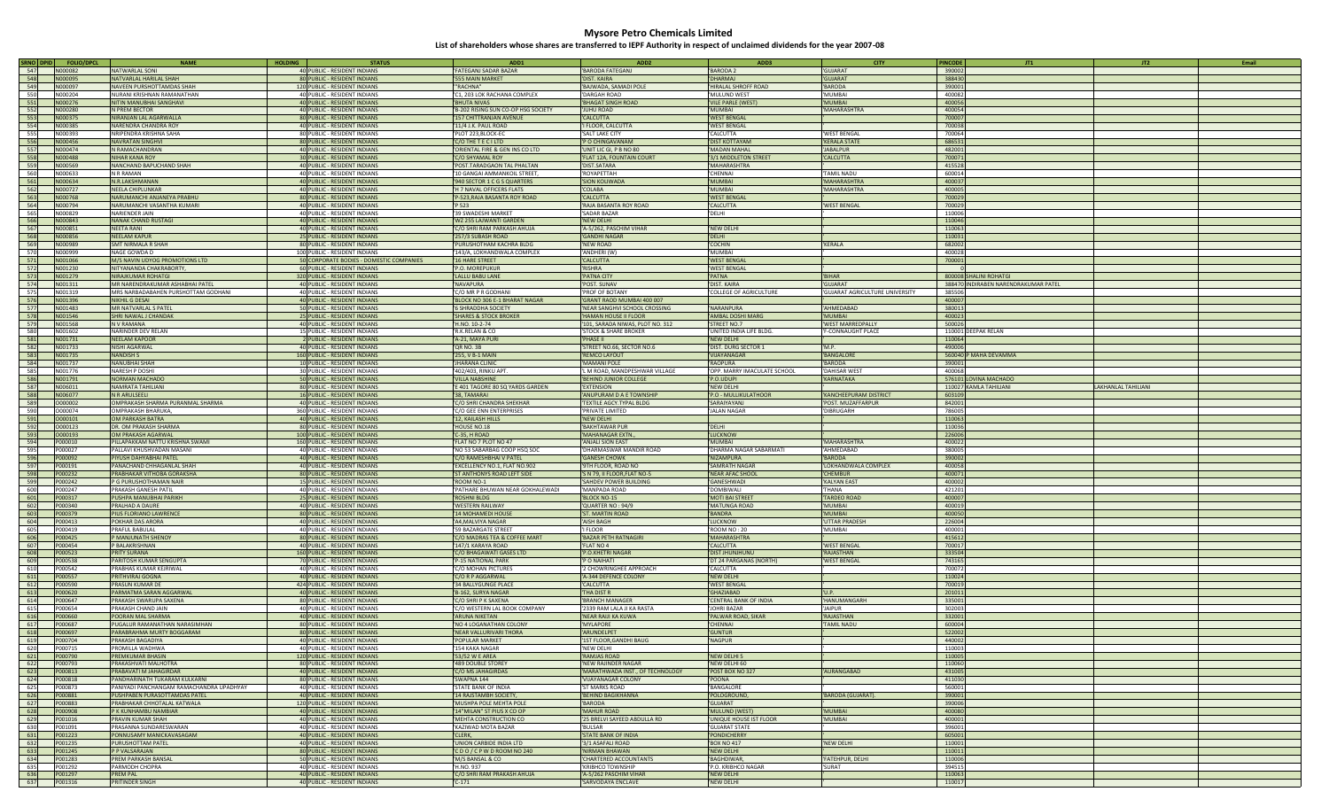# Mysore Petro Chemicals Limited

## List of shareholders whose shares are transferred to IEPF Authority in respect of unclaimed dividends for the year 2007-08

| SRNO | DPID | FOLIO/DPCL | NAME | HOLDING | STATUS | ADD1 | ADD2 | ADD3 | CITY | PINCODE | JT1 | JT2 | Email |
|---|---|---|---|---|---|---|---|---|---|---|---|---|---|
| 547 | | N000082 | NATWARLAL SONI | 40 | PUBLIC - RESIDENT INDIANS | 'FATEGANJ SADAR BAZAR | 'BARODA FATEGANJ | 'BARODA 2 | 'GUJARAT | 390002 | | | |
| 548 | | N000095 | NATVARLAL HARILAL SHAH | 80 | PUBLIC - RESIDENT INDIANS | '555 MAIN MARKET | 'DIST. KAIRA | 'DHARMAJ | 'GUJARAT | 388430 | | | |
| 549 | | N000097 | NAVEEN PURSHOTTAMDAS SHAH | 120 | PUBLIC - RESIDENT INDIANS | '"RACHNA" | 'BAJWADA, SAMADI POLE | 'HIRALAL SHROFF ROAD | 'BARODA | 390001 | | | |
| 550 | | N000204 | NURANI KRISHNAN RAMANATHAN | 40 | PUBLIC - RESIDENT INDIANS | 'C1, 203 LOK RACHANA COMPLEX | 'DARGAH ROAD | 'MULUND WEST | 'MUMBAI | 400082 | | | |
| 551 | | N000276 | NITIN MANUBHAI SANGHAVI | 40 | PUBLIC - RESIDENT INDIANS | 'BHUTA NIVAS | 'BHAGAT SINGH ROAD | 'VILE PARLE (WEST) | 'MUMBAI | 400056 | | | |
| 552 | | N000280 | N PREM BECTOR | 40 | PUBLIC - RESIDENT INDIANS | 'B-202 RISING SUN CO-OP HSG SOCIETY | 'JUHU ROAD | 'MUMBAI | 'MAHARASHTRA | 400054 | | | |
| 553 | | N000375 | NIRANJAN LAL AGARWALLA | 80 | PUBLIC - RESIDENT INDIANS | '157 CHITTRANJAN AVENUE | 'CALCUTTA | 'WEST BENGAL | | 700007 | | | |
| 554 | | N000385 | NARENDRA CHANDRA ROY | 40 | PUBLIC - RESIDENT INDIANS | '11/4 J.K. PAUL ROAD | 'I FLOOR, CALCUTTA | 'WEST BENGAL | | 700038 | | | |
| 555 | | N000393 | NRIPENDRA KRISHNA SAHA | 80 | PUBLIC - RESIDENT INDIANS | 'PLOT 223,BLOCK-EC | 'SALT LAKE CITY | 'CALCUTTA | 'WEST BENGAL | 700064 | | | |
| 556 | | N000456 | NAVRATAN SINGHVI | 80 | PUBLIC - RESIDENT INDIANS | 'C/O THE T E C I LTD | 'P.O CHINGAVANAM | 'DIST KOTTAYAM | 'KERALA STATE | 686531 | | | |
| 557 | | N000474 | N RAMACHANDRAN | 40 | PUBLIC - RESIDENT INDIANS | 'ORIENTAL FIRE & GEN INS CO LTD | 'UNIT LIC GI, P B NO 80 | 'MADAN MAHAL | 'JABALPUR | 482001 | | | |
| 558 | | N000488 | NIHAR KANA ROY | 30 | PUBLIC - RESIDENT INDIANS | 'C/O SHYAMAL ROY | 'FLAT 12A, FOUNTAIN COURT | '3/1 MIDDLETON STREET | 'CALCUTTA | 700071 | | | |
| 559 | | N000569 | NANCHAND BAPUCHAND SHAH | 40 | PUBLIC - RESIDENT INDIANS | 'POST.TARADGAON TAL PHALTAN | 'DIST.SATARA | 'MAHARASHTRA | | 415528 | | | |
| 560 | | N000633 | N R RAMAN | 40 | PUBLIC - RESIDENT INDIANS | '10 GANGAI AMMANKOIL STREET, | 'ROYAPETTAH | 'CHENNAI | 'TAMIL NADU | 600014 | | | |
| 561 | | N000634 | N.R.LAKSHMANAN | 40 | PUBLIC - RESIDENT INDIANS | '940 SECTOR 1 C G S QUARTERS | 'SION KOLIWADA | 'MUMBAI | 'MAHARASHTRA | 400037 | | | |
| 562 | | N000727 | NEELA CHIPLUNKAR | 40 | PUBLIC - RESIDENT INDIANS | 'H 7 NAVAL OFFICERS FLATS | 'COLABA | 'MUMBAI | 'MAHARASHTRA | 400005 | | | |
| 563 | | N000768 | NARUMANCHI ANJANEYA PRABHU | 80 | PUBLIC - RESIDENT INDIANS | 'P-523,RAJA BASANTA ROY ROAD | 'CALCUTTA | 'WEST BENGAL | | 700029 | | | |
| 564 | | N000794 | NARUMANCHI VASANTHA KUMARI | 40 | PUBLIC - RESIDENT INDIANS | 'P 523 | 'RAJA BASANTA ROY ROAD | 'CALCUTTA | 'WEST BENGAL | 700029 | | | |
| 565 | | N000829 | NARIENDER JAIN | 40 | PUBLIC - RESIDENT INDIANS | '39 SWADESHI MARKET | 'SADAR BAZAR | 'DELHI | | 110006 | | | |
| 566 | | N000843 | NANAK CHAND RUSTAGI | 40 | PUBLIC - RESIDENT INDIANS | 'WZ-255 LAJWANTI GARDEN | 'NEW DELHI | | | 110046 | | | |
| 567 | | N000851 | NEETA RANI | 40 | PUBLIC - RESIDENT INDIANS | 'C/O SHRI RAM PARKASH AHUJA | 'A-5/262, PASCHIM VIHAR | 'NEW DELHI | | 110063 | | | |
| 568 | | N000856 | NEELAM KAPUR | 25 | PUBLIC - RESIDENT INDIANS | '257/3 SUBASH ROAD | 'GANDHI NAGAR | 'DELHI | | 110031 | | | |
| 569 | | N000989 | SMT NIRMALA R SHAH | 80 | PUBLIC - RESIDENT INDIANS | 'PURUSHOTHAM KACHRA BLDG | 'NEW ROAD | 'COCHIN | 'KERALA | 682002 | | | |
| 570 | | N000999 | NAGE GOWDA D | 100 | PUBLIC - RESIDENT INDIANS | '143/A, LOKHANDWALA COMPLEX | 'ANDHERI (W) | 'MUMBAI | | 400028 | | | |
| 571 | | N001066 | M/S NAVIN UDYOG PROMOTIONS LTD | 50 | CORPORATE BODIES - DOMESTIC COMPANIES | '16 HARE STREET | 'CALCUTTA | 'WEST BENGAL | | 700001 | | | |
| 572 | | N001230 | NITYANANDA CHAKRABORTY, | 60 | PUBLIC - RESIDENT INDIANS | 'P.O. MOREPUKUR | 'RISHRA | 'WEST BENGAL | | 0 | | | |
| 573 | | N001279 | NIRAJKUMAR ROHATGI | 320 | PUBLIC - RESIDENT INDIANS | 'LALLU BABU LANE | 'PATNA CITY | 'PATNA | 'BIHAR | 800008 | SHALINI ROHATGI | | |
| 574 | | N001311 | MR NARENDRAKUMAR ASHABHAI PATEL | 40 | PUBLIC - RESIDENT INDIANS | 'NAVAPURA | 'POST. SUNAV | 'DIST. KAIRA | 'GUJARAT | 388470 | INDIRABEN NARENDRAKUMAR PATEL | | |
| 575 | | N001319 | MRS NARBADABAHEN PURSHOTTAM GODHANI | 40 | PUBLIC - RESIDENT INDIANS | 'C/O MR P R GODHANI | 'PROF OF BOTANY | 'COLLEGE OF AGRICULTURE | 'GUJARAT AGRICULTURE UNIVERSITY | 385506 | | | |
| 576 | | N001396 | NIKHIL G DESAI | 40 | PUBLIC - RESIDENT INDIANS | 'BLOCK NO 306 E-1 BHARAT NAGAR | 'GRANT RAOD MUMBAI 400 007 | | | 400007 | | | |
| 577 | | N001483 | MR NATVARLAL S PATEL | 50 | PUBLIC - RESIDENT INDIANS | '6 SHRADDHA SOCIETY | 'NEAR SANGHVI SCHOOL CROSSING | 'NARANPURA | 'AHMEDABAD | 380013 | | | |
| 578 | | N001546 | SHRI NAWAL J CHANDAK | 25 | PUBLIC - RESIDENT INDIANS | 'SHARES & STOCK BROKER | 'HAMAN HOUSE II FLOOR | 'AMBAL DOSHI MARG | 'MUMBAI | 400023 | | | |
| 579 | | N001568 | N V RAMANA | 40 | PUBLIC - RESIDENT INDIANS | 'H.NO. 10-2-74 | '101, SARADA NIWAS, PLOT NO. 312 | 'STREET NO.7 | 'WEST MARREDPALLY | 500026 | | | |
| 580 | | N001602 | NARINDER DEV RELAN | 15 | PUBLIC - RESIDENT INDIANS | 'R.K.RELAN & CO | 'STOCK & SHARE BROKER | 'UNITED INDIA LIFE BLDG. | 'F-CONNAUGHT PLACE | 110001 | DEEPAK RELAN | | |
| 581 | | N001731 | NEELAM KAPOOR | 2 | PUBLIC - RESIDENT INDIANS | 'A-21, MAYA PURI | 'PHASE II | 'NEW DELHI | | 110064 | | | |
| 582 | | N001733 | NISHI AGARWAL | 40 | PUBLIC - RESIDENT INDIANS | 'QR NO. 3B | 'STREET NO.66, SECTOR NO.6 | 'DIST. DURG SECTOR 1 | 'M.P. | 490006 | | | |
| 583 | | N001735 | NANDISH S | 160 | PUBLIC - RESIDENT INDIANS | '255, V B-1 MAIN | 'REMCO LAYOUT | 'VIJAYANAGAR | 'BANGALORE | 560040 | P MAHA DEVAMMA | | |
| 584 | | N001737 | NANUBHAI SHAH | 10 | PUBLIC - RESIDENT INDIANS | 'JHARANA CLINIC | 'MAMANI POLE | 'RAOPURA | 'BARODA | 390001 | | | |
| 585 | | N001776 | NARESH P DOSHI | 30 | PUBLIC - RESIDENT INDIANS | '402/403, RINKU APT. | 'L M ROAD, MANDPESHWAR VILLAGE | 'OPP. MARRY IMACULATE SCHOOL | 'DAHISAR WEST | 400068 | | | |
| 586 | | N001791 | NORMAN MACHADO | 50 | PUBLIC - RESIDENT INDIANS | 'VILLA NABSHINE | 'BEHIND JUNIOR COLLEGE | 'P.O.UDUPI | 'KARNATAKA | 576101 | LOVINA MACHADO | | |
| 587 | | N006011 | NAMRATA TAHILIANI | 80 | PUBLIC - RESIDENT INDIANS | 'E 401 TAGORE 80 SQ YARDS GARDEN | 'EXTENSION | 'NEW DELHI | | 110027 | KAMLA TAHILIANI | LAKHANLAL TAHILIANI | |
| 588 | | N006077 | N R ARULSELLI | 16 | PUBLIC - RESIDENT INDIANS | '38, TAMARAI | 'ANUPURAM D A E TOWNSHIP | 'P.O.: MULLIKULATHOOR | 'KANCHEEPURAM DISTRICT | 603109 | | | |
| 589 | | O000002 | OMPRAKASH SHARMA PURANMAL SHARMA | 40 | PUBLIC - RESIDENT INDIANS | 'C/O SHRI CHANDRA SHEKHAR | 'TEXTILE AGCY.TYPAL BLDG | 'SARAIYAYANI | 'POST. MUZAFFARPUR | 842001 | | | |
| 590 | | O000074 | OMPRAKASH BHARUKA, | 360 | PUBLIC - RESIDENT INDIANS | 'C/O GEE ENN ENTERPRISES | 'PRIVATE LIMITED | 'JALAN NAGAR | 'DIBRUGARH | 786005 | | | |
| 591 | | O000101 | OM PARKASH BATRA | 40 | PUBLIC - RESIDENT INDIANS | '12, KAILASH HILLS | 'NEW DELHI | | | 110063 | | | |
| 592 | | O000123 | DR. OM PRAKASH SHARMA | 80 | PUBLIC - RESIDENT INDIANS | 'HOUSE NO.18 | 'BAKHTAWAR PUR | 'DELHI | | 110036 | | | |
| 593 | | O000193 | OM PRAKASH AGARWAL | 100 | PUBLIC - RESIDENT INDIANS | 'C-35, H ROAD | 'MAHANAGAR EXTN., | 'LUCKNOW | | 226006 | | | |
| 594 | | P000010 | PILLAPAKKAM NATTU KRISHNA SWAMI | 160 | PUBLIC - RESIDENT INDIANS | 'FLAT NO 7 PLOT NO 47 | 'ANJALI SION EAST | 'MUMBAI | 'MAHARASHTRA | 400022 | | | |
| 595 | | P000027 | PALLAVI KHUSHVADAN MASANI | 40 | PUBLIC - RESIDENT INDIANS | 'NO 53 SABARBAG COOP HSG SOC | 'DHARMASWAR MANDIR ROAD | 'DHARMA NAGAR SABARMATI | 'AHMEDABAD | 380005 | | | |
| 596 | | P000092 | PIYUSH DAHYABHAI PATEL | 40 | PUBLIC - RESIDENT INDIANS | 'C/O RAMESHBHAI V PATEL | 'GANESH CHOWK | 'NIZAMPURA | 'BARODA | 390002 | | | |
| 597 | | P000191 | PANACHAND CHHAGANLAL SHAH | 40 | PUBLIC - RESIDENT INDIANS | 'EXCELLENCY NO.1, FLAT NO.902 | '9TH FLOOR, ROAD NO | 'SAMRATH NAGAR | 'LOKHANDWALA COMPLEX | 400058 | | | |
| 598 | | P000232 | PRABHAKAR VITHOBA GORAKSHA | 80 | PUBLIC - RESIDENT INDIANS | 'ST ANTHONYS ROAD LEFT SIDE | 'S N 79, II FLOOR,FLAT NO-5 | 'NEAR AFAC SHOOL | 'CHEMBUR | 400071 | | | |
| 599 | | P000242 | P G PURUSHOTHAMAN NAIR | 15 | PUBLIC - RESIDENT INDIANS | 'ROOM NO-1 | 'SAHDEV POWER BUILDING | 'GANESHWADI | 'KALYAN EAST | 400002 | | | |
| 600 | | P000247 | PRAKASH GANESH PATIL | 40 | PUBLIC - RESIDENT INDIANS | 'PATHARE BHUWAN NEAR GOKHALEWADI | 'MANPADA ROAD | 'DOMBIWALI | 'THANA | 421201 | | | |
| 601 | | P000317 | PUSHPA MANUBHAI PARIKH | 25 | PUBLIC - RESIDENT INDIANS | 'ROSHNI BLDG | 'BLOCK NO-15 | 'MOTI BAI STREET | 'TARDEO ROAD | 400007 | | | |
| 602 | | P000340 | PRALHAD A DAURE | 40 | PUBLIC - RESIDENT INDIANS | 'WESTERN RAILWAY | 'QUARTER NO : 94/9 | 'MATUNGA ROAD | 'MUMBAI | 400019 | | | |
| 603 | | P000379 | PIUS FLORIANO LAWRENCE | 80 | PUBLIC - RESIDENT INDIANS | '14 MOHAMEDI HOUSE | 'ST. MARTIN ROAD | 'BANDRA | 'MUMBAI | 400050 | | | |
| 604 | | P000413 | POKHAR DAS ARORA | 40 | PUBLIC - RESIDENT INDIANS | 'A4,MALVIYA NAGAR | 'AISH BAGH | 'LUCKNOW | 'UTTAR PRADESH | 226004 | | | |
| 605 | | P000419 | PRAFUL BABULAL | 40 | PUBLIC - RESIDENT INDIANS | '59 BAZARGATE STREET | 'I FLOOR | 'ROOM NO : 20 | 'MUMBAI | 400001 | | | |
| 606 | | P000425 | P MANJUNATH SHENOY | 80 | PUBLIC - RESIDENT INDIANS | 'C/O MADRAS TEA & COFFEE MART | 'BAZAR PETH RATNAGIRI | 'MAHARASHTRA | | 415612 | | | |
| 607 | | P000454 | P BALAKRISHNAN | 40 | PUBLIC - RESIDENT INDIANS | '147/1 KARAYA ROAD | 'FLAT NO 4 | 'CALCUTTA | 'WEST BENGAL | 700017 | | | |
| 608 | | P000523 | PRITY SURANA | 160 | PUBLIC - RESIDENT INDIANS | 'C/O BHAGAWATI GASES LTD | 'P.O.KHETRI NAGAR | 'DIST JHUNJHUNU | 'RAJASTHAN | 333504 | | | |
| 609 | | P000538 | PARITOSH KUMAR SENGUPTA | 70 | PUBLIC - RESIDENT INDIANS | 'P-15 NATIONAL PARK | 'P O NAIHATI | 'DT 24 PARGANAS (NORTH) | 'WEST BENGAL | 743165 | | | |
| 610 | | P000542 | PRABHAS KUMAR KEJRIWAL | 40 | PUBLIC - RESIDENT INDIANS | 'C/O MOHAN PICTURES | '2 CHOWRINGHEE APPROACH | 'CALCUTTA | | 700072 | | | |
| 611 | | P000557 | PRITHVIRAJ GOGNA | 40 | PUBLIC - RESIDENT INDIANS | 'C/O R P AGGARWAL | 'A-344 DEFENCE COLONY | 'NEW DELHI | | 110024 | | | |
| 612 | | P000590 | PRASUN KUMAR DE | 424 | PUBLIC - RESIDENT INDIANS | '34 BALLYGUNGE PLACE | 'CALCUTTA | 'WEST BENGAL | | 700019 | | | |
| 613 | | P000620 | PARMATMA SARAN AGGARWAL | 40 | PUBLIC - RESIDENT INDIANS | 'B-162, SURYA NAGAR | 'THA DIST R | 'GHAZIABAD | 'U.P. | 201011 | | | |
| 614 | | P000647 | PRAKASH SWARUPA SAXENA | 80 | PUBLIC - RESIDENT INDIANS | 'C/O SHRI P K SAXENA | 'BRANCH MANAGER | 'CENTRAL BANK OF INDIA | 'HANUMANGARH | 335001 | | | |
| 615 | | P000654 | PRAKASH CHAND JAIN | 40 | PUBLIC - RESIDENT INDIANS | 'C/O WESTERN LAL BOOK COMPANY | '2339 RAM LALA JI KA RASTA | 'JOHRI BAZAR | 'JAIPUR | 302003 | | | |
| 616 | | P000660 | POORAN MAL SHARMA | 40 | PUBLIC - RESIDENT INDIANS | 'ARUNA NIKETAN | 'NEAR RAUI KA KUWA | 'PALWAR ROAD, SIKAR | 'RAJASTHAN | 332001 | | | |
| 617 | | P000687 | PUGALUR RAMANATHAN NARASIMHAN | 80 | PUBLIC - RESIDENT INDIANS | 'NO 4 LOGANATHAN COLONY | 'MYLAPORE | 'CHENNAI | 'TAMIL NADU | 600004 | | | |
| 618 | | P000693 | PARABRAHMA MURTY BOGGARAM | 80 | PUBLIC - RESIDENT INDIANS | 'NEAR VALLURIVARI THORA | 'ARUNDELPET | 'GUNTUR | | 522002 | | | |
| 619 | | P000704 | PRAKASH BAGADIYA | 40 | PUBLIC - RESIDENT INDIANS | 'POPULAR MARKET | '1ST FLOOR,GANDHI BAUG | 'NAGPUR | | 440002 | | | |
| 620 | | P000715 | PROMILLA WADHWA | 40 | PUBLIC - RESIDENT INDIANS | '154 KAKA NAGAR | 'NEW DELHI | | | 110003 | | | |
| 621 | | P000790 | PREMKUMAR BHASIN | 120 | PUBLIC - RESIDENT INDIANS | '53/52 W E AREA | 'RAMJAS ROAD | 'NEW DELHI 5 | | 110005 | | | |
| 622 | | P000793 | PRAKASHVATI MALHOTRA | 80 | PUBLIC - RESIDENT INDIANS | '489 DOUBLE STOREY | 'NEW RAJINDER NAGAR | 'NEW DELHI 60 | | 110060 | | | |
| 623 | | P000813 | PRABAVATI M JAHAGIRDAR | 40 | PUBLIC - RESIDENT INDIANS | 'C/O MS JAHAGIRDAS | 'MARATHWADA INST., OF TECHNOLOGY | 'POST BOX NO 327 | 'AURANGABAD | 431005 | | | |
| 624 | | P000818 | PANDHARINATH TUKARAM KULKARNI | 80 | PUBLIC - RESIDENT INDIANS | 'SWAPNA 144 | 'VIJAYANAGAR COLONY | 'POONA | | 411030 | | | |
| 625 | | P000873 | PANIYADI PANCHANGAM RAMACHANDRA UPADHYAY | 40 | PUBLIC - RESIDENT INDIANS | 'STATE BANK OF INDIA | 'ST MARKS ROAD | 'BANGALORE | | 560001 | | | |
| 626 | | P000881 | PUSHPABEN PURASOTTAMDAS PATEL | 40 | PUBLIC - RESIDENT INDIANS | '14 RAJSTAMBH SOCIETY, | 'BEHIND BAGIKHANNA | 'POLOGROUND, | 'BARODA (GUJARAT). | 390001 | | | |
| 627 | | P000883 | PRABHAKAR CHHOTALAL KATWALA | 120 | PUBLIC - RESIDENT INDIANS | 'MUSHPA POLE MEHTA POLE | 'BARODA | 'GUJARAT | | 390006 | | | |
| 628 | | P000908 | P K KUNHAMBU NAMBIAR | 40 | PUBLIC - RESIDENT INDIANS | '14"MILAN" ST PIUS X CO OP | 'MAHUR ROAD | 'MULUND (WEST) | 'MUMBAI | 400080 | | | |
| 629 | | P001016 | PRAVIN KUMAR SHAH | 40 | PUBLIC - RESIDENT INDIANS | 'MEHTA CONSTRUCTION CO | '25 BREVI SAYEED ABDULLA RD | 'UNIQUE HOUSE IST FLOOR | 'MUMBAI | 400001 | | | |
| 630 | | P001091 | PRASANNA SUNDARESWARAN | 40 | PUBLIC - RESIDENT INDIANS | 'KAZIWAD MOTA BAZAR | 'BULSAR | 'GUJARAT STATE | | 396001 | | | |
| 631 | | P001223 | PONNUSAMY MANICKAVASAGAM | 40 | PUBLIC - RESIDENT INDIANS | 'CLERK, | 'STATE BANK OF INDIA | 'PONDICHERRY | | 605001 | | | |
| 632 | | P001235 | PURUSHOTTAM PATEL | 40 | PUBLIC - RESIDENT INDIANS | 'UNION CARBIDE INDIA LTD | '3/1 ASAFALI ROAD | 'BOX NO 457 | 'NEW DELHI | 110001 | | | |
| 633 | | P001245 | P P VALSARAJAN | 80 | PUBLIC - RESIDENT INDIANS | 'C D O / C P W D ROOM NO 240 | 'NIRMAN BHAWAN | 'NEW DELHI | | 110011 | | | |
| 634 | | P001283 | PREM PARKASH BANSAL | 50 | PUBLIC - RESIDENT INDIANS | 'M/S BANSAL & CO | 'CHARTERED ACCOUNTANTS | 'BAGHDIWAR, | 'FATEHPUR, DELHI | 110006 | | | |
| 635 | | P001292 | PARMODH CHOPRA | 40 | PUBLIC - RESIDENT INDIANS | 'H.NO. 937 | 'KRIBHCO TOWNSHIP | 'P.O. KRIBHCO NAGAR | 'SURAT | 394515 | | | |
| 636 | | P001297 | PREM PAL | 40 | PUBLIC - RESIDENT INDIANS | 'C/O SHRI RAM PRAKASH AHUJA | 'A-5/262 PASCHIM VIHAR | 'NEW DELHI | | 110063 | | | |
| 637 | | P001316 | PRITINDER SINGH | 40 | PUBLIC - RESIDENT INDIANS | 'C-171 | 'SARVODAYA ENCLAVE | 'NEW DELHI | | 110017 | | | |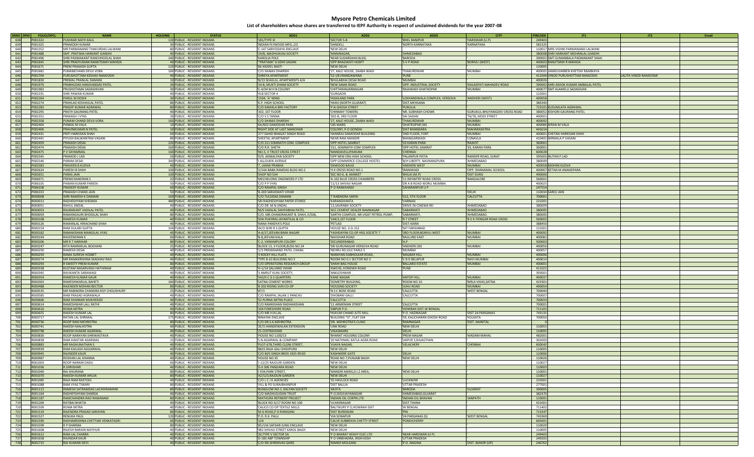# Mysore Petro Chemicals Limited

**List of shareholders whose shares are transferred to IEPF Authority in respect of unclaimed dividends for the year 2007-08**

| SRNO | DPID | FOLIO/DPCL | NAME | HOLDING | STATUS | ADD1 | ADD2 | ADD3 | CITY | PINCODE | JT1 | JT2 | Email |
|---|---|---|---|---|---|---|---|---|---|---|---|---|---|
| 638 | | P001322 | PUSHKAR NATH KAUL | 120 | PUBLIC - RESIDENT INDIANS | 181/TYPE III | SECTOR 5-B | BHEL RANIPUR | HARDWAR (U.P) | 249403 | | | |
| 639 | | P001325 | PRAMODH KUMAR | 30 | PUBLIC - RESIDENT INDIANS | INDIAN PLYWOOD MFG.,CO | DANDELI, | NORTH KARNATAKA | KARNATAKA | 581325 | | | |
| 640 | | P001352 | MR PARMANAND THAKURDAS LALWANI | 80 | PUBLIC - RESIDENT INDIANS | C-147 SARVODAYA ENCLAVE | NEW DELHI | | | 110017 | MRS VISHNI PARMANAND LALWANI | | |
| 641 | | P001488 | SMT. PRATIMA HARKANT GANDHI | 40 | PUBLIC - RESIDENT INDIANS | 24/B, MADHUKUNJ SOCIETY | MANINAGAR, | AHMEDABAD | | 380008 | SHRI HARKANT MOHANLAL GANDHI | | |
| 642 | | P001496 | SHRI PADMAKANT RANCHHODLAL SHAH | 240 | PUBLIC - RESIDENT INDIANS | KAROLIA POLE | NEAR SUDARSHAN BLDG. | BARODA | | 390001 | SMT.SUMANBALA PADMAKANT SHAH | | |
| 643 | | P001645 | SHRI PRADYUMAN RANJITSINH MAHIDA | 40 | PUBLIC - RESIDENT INDIANS | "PRATIMA" 6 SIDHI SADAN | OPP BHAGWATI HOSPT | S V P ROAD | BORIVLI (WEST) | 400003 | RANJITSINH R MAHIDA | | |
| 644 | | P001671 | PREM PRAKASH GUPTA | 120 | PUBLIC - RESIDENT INDIANS | 66 MODEL BASTI | NEW DELHI | | | 110005 | | | |
| 645 | | P001682 | PUNAMCHAND DEVJI VORA | 160 | PUBLIC - RESIDENT INDIANS | C/O SHAMJI DHARSHI | 27, KALE HOUSE, ZAABA WADI | THAKURDWAR | MUMBAI | 400002 | JAMKUVARBEN KHETSHI RAMBHIYA | | |
| 646 | | P001704 | PURUSHOTTAM KESHAV NAMJOSHI | 40 | PUBLIC - RESIDENT INDIANS | SHREYA APARTMENT | 52-I/B ERANDAWANA | PUNE | | 411004 | VINOD PURUSHOTTAM NAMJOSHI | LALITA VINOD NAMJOSHI | |
| 647 | | P001830 | PREMAL PRANLAL DAMANI | 10 | PUBLIC - RESIDENT INDIANS | B/23 SEAGULL APARTMENTS 4/A | BHULABHAI DESAI ROAD | MUMBAI | | 400026 | | | |
| 648 | | P001979 | PRABHUDAS HARJIVANDAS PATEL | 30 | PUBLIC - RESIDENT INDIANS | 14-B, MUKTI DHAM SOCIETY | NEW SAMA ROAD | OPP. INDUSTRIAL SOCIETY | KAILASPATI MAHADEV ROAD | 390002 | SHRI ASHOK KUMAR AMBALAL PATEL | | |
| 649 | | P001983 | PRUSHOTAMA SADASHIVAN | 30 | PUBLIC - RESIDENT INDIANS | C-4/34 M H B COLONY | CHITTARANJANNAGAR | RAJAWADI GHATKOPAR | MUMBAI | 400077 | SMT ALAMELU SADASIVAN | | |
| 650 | | P002191 | SHRI PAWAN KUMAR | 40 | PUBLIC - RESIDENT INDIANS | 418 SECTOR 4 | GURGAON | | | 122001 | | | |
| 651 | | P002264 | PARUL M DOSHI | 30 | PUBLIC - RESIDENT INDIANS | 1504, 'A' WING | HIGHLAND PARK | LOKHANDWALA COMPLEX, VERSOVA | ANDHERI (WEST) | 400058 | | | |
| 652 | | P002274 | PRAHLAD KESHAVLAL PATEL | 80 | PUBLIC - RESIDENT INDIANS | K.P. HIGH SCHOOL | HARIJ (NORTH GUJARAT) | DIST.MEHSANA | | 384240 | | | |
| 653 | | P002283 | PRADIP KUMAR AGRAWAL | 80 | PUBLIC - RESIDENT INDIANS | C/O KAMALA BIRI FACTORY | P.N.GHOSH STREET | PURULIA | | 723101 | KUSUMLATA AGRAWAL | | |
| 654 | | P002295 | PRATH GAURANG PATEL | 40 | PUBLIC - RESIDENT INDIANS | 102, IST FLOOR | CHINMAY TOWERS | NR. SUBHASH CHOWK | GURUKUL-BHUYANGDEV CROSS ROAD | 380052 | KISHORI GAURANG PATEL | | |
| 655 | | P002352 | PRAKASH J VYAS | 30 | PUBLIC - RESIDENT INDIANS | C/O S S TANNA | 302-B, 3RD FLOOR | SAI SADAN | 76/78, MODI STREET | 400001 | | | |
| 656 | | P002358 | PUNAM CHAND DEVJI VORA | 160 | PUBLIC - RESIDENT INDIANS | C/O SHAMJI DHARSHI | 27, KALE HOUSE, ZAABA WADI | THAKURDWAR | MUMBAI | 400002 | | | |
| 657 | | P002404 | PANKAJ M VALA | 10 | PUBLIC - RESIDENT INDIANS | 6A/602 DAMODAR PARK | LBS MARG | GHATKOPAR (W) | MUMBAI | 400086 | KIRAN M VALA | | |
| 658 | | P002406 | PRAVINKUMAR N PATEL | 10 | PUBLIC - RESIDENT INDIANS | RIGHT SIDE AT LAST MANOHAR | COLONY, P.O GONDIA | DIST BHANDARA | MAHARASHTRA | 441614 | | | |
| 659 | | P002431 | PRITI HARKISAN SHAH | 60 | PUBLIC - RESIDENT INDIANS | 277 SAHID BHAGAT SINGH ROAD | HANSRAJ DAMODAR BUILDING | 2ND FLOOR, FORT | MUMBAI | 400001 | CHETAN HARKISAN SHAH | | |
| 660 | | P002441 | PIYUSH BALWANTRAI VASANI | 80 | PUBLIC - RESIDENT INDIANS | SHEETAL APARTMENT | NEAR RAM MANDIR | BHANGARWADI | LONAVLA | 410401 | NIRMALA P VASANI | | |
| 661 | | P002459 | PRAKASH DESAI | 220 | PUBLIC - RESIDENT INDIANS | C/O 211 SOMNATH COM. COMPLEX | OPP HOTEL SAMRAT | 33 KARAN PARA | RAJKOT | 360001 | | | |
| 662 | | P002474 | PRAKASH DESAI | 160 | PUBLIC - RESIDENT INDIANS | C/O R.R. SHETH | 211, SOMNATH COM COMPLEX | OPP HOTEL SAMRAT | 33, KARAN PARA | 360001 | | | |
| 663 | | P002475 | P V SAYAMMAL | 160 | PUBLIC - RESIDENT INDIANS | NO.5, V TRUST CROSS STREET | MANDAVELLIPAKKAM | CHENNAI | | 600028 | | | |
| 664 | | P002545 | PRAMOD J LAD | 50 | PUBLIC - RESIDENT INDIANS | D/9, JANKALYAN SOCIETY | OPP NEW ERA HIGH SCHOOL | PALANPUR PATIA | RANDER ROAD, SURAT | 395005 | NUTAN P LAD | | |
| 665 | | P002546 | PARAM DESAI | 300 | PUBLIC - RESIDENT INDIANS | 1 ALLOUKIK AVENUE | OPP COMMERCE COLLEGE HOSTEL | B/H LIBERTY, NAVRANGPURA | AHMEDABAD | 380009 | | | |
| 666 | | P002583 | PRAVEEN B KUDVA | 40 | PUBLIC - RESIDENT INDIANS | 7, LAXMI PRABHA | DAWOOD BAUG | ANDHERI WEST | MUMBAI | 400058 | MOHINI KUDVA | | |
| 667 | | P002624 | PARESH B SHAH | 100 | PUBLIC - RESIDENT INDIANS | 2/144 BABA RAMDAS BLDG NO.2 | H K CROSS ROAD NO.1 | IRANIWADI | OPP. DHANAMAL SCHOOL | 400067 | KETAN M ANANDPARA | | |
| 668 | | P002651 | PARAS JAIN | 100 | PUBLIC - RESIDENT INDIANS | SHOP NO 534 | SEC NO 6, B, MARKET | BHILAI (M.P) | DIST DURG | 490006 | | | |
| 669 | | P006071 | PREMCHANDRAN S | 32 | PUBLIC - RESIDENT INDIANS | MECHELONIC ENGINEERS P LTD | A-102 BLUE CROSS CHAMBERS | 11 INFANTRY ROAD CROSS | BANGALORE | 560001 | | | |
| 670 | | P006105 | PAWAN KUMAR PAREEK | 50 | PUBLIC - RESIDENT INDIANS | C/O P P VYAS | 11/13 SHIVAJI NAGAR | DR A B ROAD WORLI MUMBAI | | 400025 | | | |
| 671 | | P006108 | PRADEEP KUMAR | 60 | PUBLIC - RESIDENT INDIANS | C/O RAMPAL SINGH | P O RANKHANDI | SAHARANPUR U P | | 247554 | | | |
| 672 | | P006333 | PRAKASH CHAND JAIN | 50 | PUBLIC - RESIDENT INDIANS | B-269 SARASWATI VIHAR | | | DELHI | 110034 | SAROJ JAIN | | |
| 673 | | R000008 | SHRI RAMESH K DAMANI | 160 | PUBLIC - RESIDENT INDIANS | C/O TULSIDAS DAMANI | 7 RABINDRA SARIN | 512, 5TH FLOOR | CALCUTTA | 700001 | | | |
| 674 | | R000013 | RADHESHYAM KHEMKA | 480 | PUBLIC - RESIDENT INDIANS | SRI RADHESHYAM PAPER STORES | KARANGHANTA | VARNASI | | 221001 | | | |
| 675 | | R000051 | RAHUL JINDAL | 40 | PUBLIC - RESIDENT INDIANS | C/O DR. M.N.JINDAL | 12,SAVRABH SOCIETY | DRIVE-IN-CINEMA RD | AHMEDABAD | 380009 | | | |
| 676 | | R000053 | RAJANIKANT VADILAL PATEL | 40 | PUBLIC - RESIDENT INDIANS | M/S VADILAL DAHYABHAI PATEL | ACC CEMENT DEALER RAMNAGAR | SABARMATI | AHMEDABAD | 380005 | | | |
| 677 | | R000059 | RAMANGAURI BHOGILAL SHAH | 80 | PUBLIC - RESIDENT INDIANS | C/O. MR.CHANDRAKANT B. SHAH, E/506, | SARTHI COMPLEX, NR.VISAT PETROL PUMP, | SABARMATI, | AHMEDABAD. | 380005 | | | |
| 678 | | R000108 | RAMESH KUMAR | 40 | PUBLIC - RESIDENT INDIANS | SHA PUKHRAJ JAYANTILAL & CO | 104/2,1ST FLOOR | R T STREET | B V K IYENGAR ROAD CROSS | 560002 | | | |
| 679 | | R000126 | RAMANLAL HIRACHAND SHAH | 40 | PUBLIC - RESIDENT INDIANS | NANA PANDYA'S POLE | PETLAD | DIST-KAIRA | | 388450 | | | |
| 680 | | R000154 | RAM DULARI GUPTA | 104 | PUBLIC - RESIDENT INDIANS | W/O SHRI R S GUPTA | HOUSE NO. 3-D-152 | NIT FARIDABAD | | 121001 | | | |
| 681 | | R000182 | RAMAKISHAN MANGILAL VYAS | 40 | PUBLIC - RESIDENT INDIANS | A-6/17,JEEVAN BIMA NAGAR | YASHDAYINI CO-OP HSG SOCIETY 7 | 3RD FLOOR;BORIVLI WEST | MUMBAI | 400092 | | | |
| 682 | | R000194 | RAVEENDRAN K | 60 | PUBLIC - RESIDENT INDIANS | B-8,JEEVAN KALA | NAVGHAR ROAD | MULUND EAST | MUMBAI | 400081 | | | |
| 683 | | R000206 | MR R T HARIHAR | 80 | PUBLIC - RESIDENT INDIANS | C-2, VIKRAMPURI COLONY | SECUNDERABAD | A.P | | 500003 | | | |
| 684 | | R000247 | RITA RAMNIKLAL BOGHANI | 25 | PUBLIC - RESIDENT INDIANS | BLOCK 13, II FLOOR,BLDG NO 24 | SRI GURUNAGAR VERSOVA ROAD | ANDHERI (W) | MUMBAI | 400058 | | | |
| 685 | | R000250 | RAMESH DESAI | 40 | PUBLIC - RESIDENT INDIANS | 1/3 PREMANAND PATEL CHAWL | NEHRU RD;VILE PARLE E | MUMBAI | | 400057 | | | |
| 686 | | R000259 | RAMA SURESH HOSBET | 40 | PUBLIC - RESIDENT INDIANS | 3 ROCKY HILL FLATS | NARAYAN DABHOLKAR ROAD, | MALBAR HILL | MUMBAI | 400006 | | | |
| 687 | | R000274 | MR RAMAKRISHNA MADHAV RAO | 40 | PUBLIC - RESIDENT INDIANS | TYPE B-10 BUILDING NO 3 | ROOM NO 0.1 SECTOR NO 3 | C B D BELAPUR | NAVI MUMBAI | 400614 | | | |
| 688 | | R000293 | R SWEETY PREM KUMAR | 80 | PUBLIC - RESIDENT INDIANS | C/O OPERATIONS RESEARCH GROUP | SHAHI BAG HOUSE | BALLARD ESTATE | MUMBAI | 400001 | | | |
| 689 | | R000338 | RUSTAM NASARVANJI HATHIRAM | 40 | PUBLIC - RESIDENT INDIANS | H-1/14 SALUNKE VIHAR | AWCHS, KONDWA ROAD | PUNE | | 411022 | | | |
| 690 | | R000345 | RAVIKANTA SARAWAGI | 40 | PUBLIC - RESIDENT INDIANS | 3 AMRUT KUNJ SOCIETY, | ANKLESHWAR . | | | 393001 | | | |
| 691 | | R000354 | RAMESH KUMAR GAUR | 40 | PUBLIC - RESIDENT INDIANS | 542/II C G S QUARTERS | KANE NAGAR | ANTOP HILL | MUMBAI | 400037 | | | |
| 692 | | R000363 | RAMESHWARLAL BAHETI | 184 | PUBLIC - RESIDENT INDIANS | SATNA CEMENT WORKS | DOMETRY BUILDING, | ROOM NO 10 | BIRLA VIKAS,SATNA | 423301 | | | |
| 693 | | R000488 | RAJENDER MOHAN BECTOR | 80 | PUBLIC - RESIDENT INDIANS | B 202 RISING SUN CO-OP | HOUSING SOCIETY | JUHU ROAD | MUMBAI | 400054 | | | |
| 694 | | R000535 | MR RABINDRA CHANDRA ROY CHOUDHURY | 25 | PUBLIC - RESIDENT INDIANS | 87/1 | N S C BOSE ROAD | CALCUTTA | WEST BENGAL | 700040 | | | |
| 695 | | R000585 | RAM PRASAD AGRAWALA | 40 | PUBLIC - RESIDENT INDIANS | C/O RAMPAL JALAN 1 PANCHU | DHOBANI GALLI | CALCUTTA | | 700007 | | | |
| 696 | | R000606 | RAM SHANKAR MUKHERJEE | 40 | PUBLIC - RESIDENT INDIANS | 52 PURNA MITRA PLACE | CALCUTTA | | | 700033 | | | |
| 697 | | R000614 | RAMESHWAR LALL RATHI | 40 | PUBLIC - RESIDENT INDIANS | C/O RAMKISHAN RADHAKISHAN | 11 ARMENIAN STREET | CALCUTTA | | 700001 | | | |
| 698 | | R000616 | ROMA MITRA | 40 | PUBLIC - RESIDENT INDIANS | 100 FORESHORE ROAD | SIBPUR P.O. | HOWRAH DIST.W.BENGAL | | 711101 | | | |
| 699 | | R000655 | RAKESH KUMAR LAL | 80 | PUBLIC - RESIDENT INDIANS | C/O MR.H.N.LAL | HUKUM CHAND JUTE MILL | P.O. HAZINAGAR | DIST.24 PARGANAS | 743135 | | | |
| 700 | | R000717 | RATAN LAL SHRIMAL | 175 | PUBLIC - RESIDENT INDIANS | BINAYAK ENCLAVE | BUILDING "O", FLAT 504 | 59, KALICHARAN GHOSH ROAD | KOLKATA | 700050 | | | |
| 701 | | R000736 | ROOP RANI MEHROTRA | 80 | PUBLIC - RESIDENT INDIANS | C/O DR.S.K.MEHROTRA | DR. MEHROTRA'S CLINIC | RAMNAGAR | DIST. NAINITAL | 0 | | | |
| 702 | | R000741 | RAKESH MALHOTRA | 40 | PUBLIC - RESIDENT INDIANS | 2E/3 JHANDEWALAN EXTENSION | LINK ROAD | NEW DELHI | | 110055 | | | |
| 703 | | R000798 | RAKESH KUMAR AGARWAL | 40 | PUBLIC - RESIDENT INDIANS | 21 CHITRAVIHAR | VIKASMARG | DELHI | | 110092 | | | |
| 704 | | R000830 | ROOP NARAYAN SHRIWASTAVA | 40 | PUBLIC - RESIDENT INDIANS | HOUSE NO 1100/13 | BHARAT HOUSING COLONY | PREM NAGAR | MADAM MAHAL | 482001 | | | |
| 705 | | R000838 | RAM AWATAR AGARWAL | 15 | PUBLIC - RESIDENT INDIANS | S.N.AGARWAL & COMPANY | 20 NATHMAL KATLA AGRA ROAD | JAIPUR 3,RAJASTHAN | | 302003 | | | |
| 706 | | R000883 | MR RAGHUNATHAN S | 40 | PUBLIC - RESIDENT INDIANS | PLOT-678,THIRD CLONI STREET, | VIJAYA NAGAR, | VELACHERY | CHENNAI | 600042 | | | |
| 707 | | R000939 | RAM KAILASH AGGARWAL | 40 | PUBLIC - RESIDENT INDIANS | 8825 RAJA GALI SHIDIPURA | NEW DELHI | | | 110005 | | | |
| 708 | | R000945 | RAJINDER KAUR | 40 | PUBLIC - RESIDENT INDIANS | C/O M/S SINGH BROS 1925 REGD | KASHMERE GATE | DELHI | | 110006 | | | |
| 709 | | R000960 | ROSHAN LAL KHANNA | 40 | PUBLIC - RESIDENT INDIANS | HOUSE NO 35 | ROAD NO 7,PUNJABI BAGH | NEW DELHI | | 110026 | | | |
| 710 | | R001003 | ROOP NARAIN DADU | 60 | PUBLIC - RESIDENT INDIANS | J-12/25 RAJOURI GARDEN | NEW DELHI | | | 110027 | | | |
| 711 | | R001036 | R.SHRIDHAR | 40 | PUBLIC - RESIDENT INDIANS | D-II 306 PANDARA ROAD | NEW DELHI | | | 110003 | | | |
| 712 | | R001040 | RAJ KHURANA | 80 | PUBLIC - RESIDENT INDIANS | I-934,PARK STREET, | MANDIR MARG,D.I.Z AREA, | NEW DELHI | | 110001 | | | |
| 713 | | R001070 | RAKESH KUMAR AHUJA | 80 | PUBLIC - RESIDENT INDIANS | A2/123,RAJOUN GARDEN | NEW DELHI | | | 110027 | | | |
| 714 | | R001085 | RAJA RAM RASTOGI | 40 | PUBLIC - RESIDENT INDIANS | C/O L C J K AGENCIES | 35 HAVLOCK ROAD | LUCKNOW | | 225001 | | | |
| 715 | | R001088 | RAM VYAS TIWARI | 80 | PUBLIC - RESIDENT INDIANS | VILL & PO SURAIBHANPUR | DIST BALLIA | UTTAR PRADESH | | 277001 | | | |
| 716 | | R001112 | RAMESH SATRAMDAS LACHHIRAMANI | 80 | PUBLIC - RESIDENT INDIANS | BUNGLOW NO.1, KALYAN SOCIETY | AKOTA | BARODA | GUJARAT | 390005 | | | |
| 717 | | R001164 | RADHEYSHYAM SHARDA | 40 | PUBLIC - RESIDENT INDIANS | C/O MADHUSUDAN TRUST | P.O.DIGVIJAYANAGAR | AHMEDABAD;GUJARAT | | 382470 | | | |
| 718 | | R001187 | RAMCHANDRA RAO RAMANAM | 80 | PUBLIC - RESIDENT INDIANS | MATHURA REFINERY PROJECT | INDIAN OIL CORPN,LTD | INDIAN OIL BHAVAN | JANPATH | 110001 | | | |
| 719 | | R001269 | RATIBAI BHATIA | 40 | PUBLIC - RESIDENT INDIANS | BLOCK NO A/17 ROOM NO 100 | ULHASNAGAR | DIST.THANA | | 421001 | | | |
| 720 | | R001509 | ROMA MITRA | 40 | PUBLIC - RESIDENT INDIANS | CALICO CO OP TEXTILE MILLS | BALTIKURY P O,HOWRAH DIST | W BENGAL | | 711401 | | | |
| 721 | | R001519 | RAJENDRA PRASAD SARAYAN | 80 | PUBLIC - RESIDENT INDIANS | M G ROAD,P O RANIGANJ | DIST BURDWAN | PIN | | 713347 | | | |
| 722 | | R001527 | RENUKA PAUL | 120 | PUBLIC - RESIDENT INDIANS | P.O. R.K. PALLI | VIA SONAPUR | 24 PARGANAS (S) | WEST BENGAL | 743369 | | | |
| 723 | | R001590 | RADHAKRISHNA CHETTIAR VENKATADRI | 60 | PUBLIC - RESIDENT INDIANS | 124 | CALVE SUBBRAYA CHETTY STREET | PONDICHERRY | | 605001 | | | |
| 724 | | R001599 | R P SHARMA | 80 | PUBLIC - RESIDENT INDIANS | BS/136 SAFDAR JUNG ENCLAVE | NEW DELHI | | | 110029 | | | |
| 725 | | R001608 | RAJESH NARAIN MATHUR | 40 | PUBLIC - RESIDENT INDIANS | 982 SHIVAJI STREET KAROL BAGH | NEW DELHI | | | 110005 | | | |
| 726 | | R001612 | RAM LAL CHABRA | 40 | PUBLIC - RESIDENT INDIANS | 20,TYPE V SECTOR 5A | P O BHARAT HEAVY ELEC LTD | NEAR HARDWAR (U P) | | 249403 | | | |
| 727 | | R001658 | RAJINDAR KAUR | 40 | PUBLIC - RESIDENT INDIANS | D-183 ABP TOWNSHIP | P O VIRBHADRA, RISHI KESH | UTTAR PRADESH | | 249202 | | | |
| 728 | | R001715 | RAJ KUMARI DEVI | 40 | PUBLIC - RESIDENT INDIANS | C/O SRI.SHRINIVAS GARG | MANDI MOLGANJ | P.O. NAGINA | DIST. BIJNOR (UP) | 246762 | | | |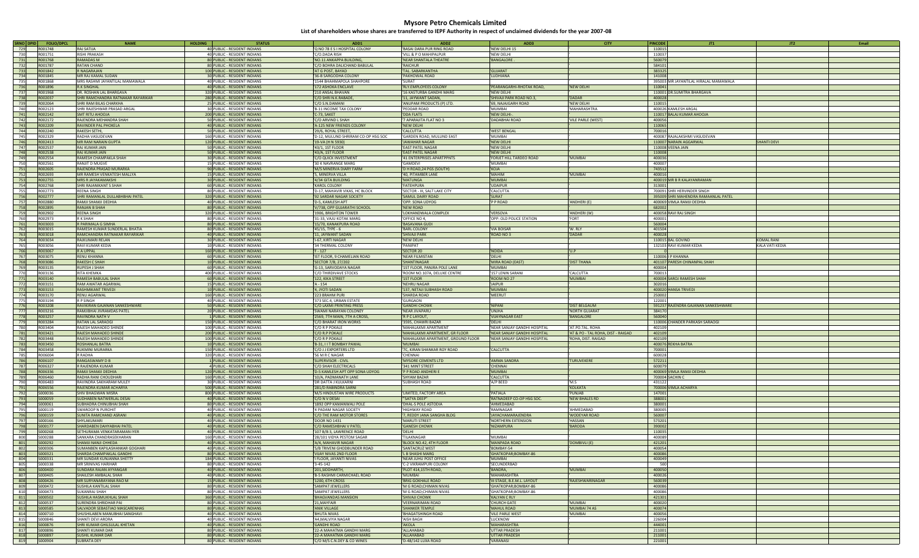# Mysore Petro Chemicals Limited

## List of shareholders whose shares are transferred to IEPF Authority in respect of unclaimed dividends for the year 2007-08

| SRNO | DPID | FOLIO/DPCL | NAME | HOLDING | STATUS | ADD1 | ADD2 | ADD3 | CITY | PINCODE | JT1 | JT2 | Email |
|---|---|---|---|---|---|---|---|---|---|---|---|---|---|
| 729 | | R001748 | RAJ SATIJA | 40 | PUBLIC - RESIDENT INDIANS | Q NO 78 E S I HOSPITAL COLONY | 'BASAI DARA PUR RING ROAD | 'NEW DELHI 15 | ' | 110015 | | | |
| 730 | | R001751 | RISHI PRAKASH | 40 | PUBLIC - RESIDENT INDIANS | C/O.DADA RISH | 'VILL & P O MAHIPALPUR | 'NEW DELHI | ' | 110037 | | | |
| 731 | | R001768 | RAMADAS M | 80 | PUBLIC - RESIDENT INDIANS | NO.11 ANKAPPA BUILDING, | 'NEAR SHANTALA THEATRE | 'BANGALORE . | ' | 560079 | | | |
| 732 | | R001787 | RATAN CHAND | 80 | PUBLIC - RESIDENT INDIANS | C/O BOHRA DALICHAND BABULAL | 'RAICHUR | ' | ' | 584101 | | | |
| 733 | | R001842 | R NAGARAJAN | 100 | PUBLIC - RESIDENT INDIANS | AT G POST, BAYAD | 'TAL. SABARKANTHA | 'GUJARAT | ' | 383325 | | | |
| 734 | | R001845 | MR RAJ KAMAL SUDAN | 30 | PUBLIC - RESIDENT INDIANS | 36-B SARGODHA COLONY | 'PAKHOWAL ROAD | 'LUDHIANA | ' | 141008 | | | |
| 735 | | R001868 | MRS RASHMI JAYANTILAL MAMAWALA | 40 | PUBLIC - RESIDENT INDIANS | 1544 BHAHMAPOLA SHAHPORE | 'SURAT | ' | ' | 395003 | MR JAYANTILAL HIRALAL MAMAWALA | | |
| 736 | | R001896 | R.K SINGHAL | 40 | PUBLIC - RESIDENT INDIANS | 172 ASHOKA ENCLAVE | 'RLY.EMPLOYEES COLONY | PEARANGARHI-KHOTAK ROAD, | 'NEW DELHI | 110041 | | | |
| 737 | | R001968 | DR. ROSHAN LAL BHARGAVA | 320 | PUBLIC - RESIDENT INDIANS | 210 ANSAL BHAVAN | '16 KASTURBA GANDHI MARG | 'NEW DELHI | ' | 110001 | DR.SUMITRA BHARGAVA | | |
| 738 | | R002037 | SHRI RAMCHANDRA RATNAKAR RAYARIKAR | 280 | PUBLIC - RESIDENT INDIANS | C/O SHRI N.K.RABADE, | '11, JAYWANT SADAN, | SHIVAJI PARK ROAD NO.3, | 'DADAR | 400028 | | | |
| 739 | | R002064 | SHRI RAM BILAS CHARKHA | 25 | PUBLIC - RESIDENT INDIANS | C/O S.N.DAMANI | 'ANUPAM PRODUCTS (P) LTD. | '69, NAJAIGARH ROAD | 'NEW DELHI | 110015 | | | |
| 740 | | R002123 | SHRI RAJESHWAR PRASAD ARGAL | 30 | PUBLIC - RESIDENT INDIANS | B-11 INCOME TAX COLONY | 'PEDDAR ROAD | 'MUMBAI | 'MAHARASHTRA | 400026 | KAMLESH ARGAL | | |
| 741 | | R002142 | SMT RITU AHOOJA | 200 | PUBLIC - RESIDENT INDIANS | C-73, SAKET | 'DDA FLATS | 'NEW DELHI- | ' | 110017 | BALAJ KUMAR AHOOJA | | |
| 742 | | R002172 | RAJENDRA MEHANDRA SHAH | 50 | PUBLIC - RESIDENT INDIANS | C/O ARVIND L SHAH | '7 APARAJITA FLAT NO 3 | 'DADABHAI ROAD | 'VILE PARLE (WEST) | 400056 | | | |
| 743 | | R002209 | RAVINDER PAL PHOKELA | 40 | PUBLIC - RESIDENT INDIANS | A-125 NEW FRIENDS COLONY | 'NEW DELHI | ' | ' | 110065 | | | |
| 744 | | R002240 | RAKESH SETHI, | 50 | PUBLIC - RESIDENT INDIANS | 29/6, ROYAL STREET, | 'CALCUTTA | 'WEST BENGAL | ' | 700016 | | | |
| 745 | | R002329 | RADHA VASUDEVAN | 160 | PUBLIC - RESIDENT INDIANS | D-12, MULUND SHRIRAM CO-OP HSG SOC | 'GARDEN ROAD, MULUND EAST | 'MUMBAI | ' | 400081 | RAJALAKSHMI VASUDEVAN | | |
| 746 | | R002413 | MR RAM NARAIN GUPTA | 120 | PUBLIC - RESIDENT INDIANS | 19-VA (H N 5930) | 'JAWAHAR NAGAR | 'NEW DELHI | ' | 110007 | NARAIN AGGARWAL | SHANTI DEVI | |
| 747 | | R002537 | RAJ KUMAR JAIN | 50 | PUBLIC - RESIDENT INDIANS | 43/1, 1ST FLOOR | 'EAST PATEL NAGAR | 'NEW DELHI | ' | 110008 | VEENA JAIN | | |
| 748 | | R002538 | RAJ KUMAR JAIN | 50 | PUBLIC - RESIDENT INDIANS | 43/A, 1ST FLOOR | 'EAST PATEL NAGAR | 'NEW DELHI | ' | 110008 | | | |
| 749 | | R002554 | RAMESH CHAMPAKLA SHAH | 30 | PUBLIC - RESIDENT INDIANS | C/O QUICK INVESTMENT | '41 ENTERPRISES APARTPNTS | 'FORJET HILL TARDEO ROAD | 'MUMBAI | 400036 | | | |
| 750 | | R002561 | RANJIT D MUGVE | 15 | PUBLIC - RESIDENT INDIANS | 30 K NAVRANGE MARG | 'GAMDEVI | 'MUMBAI | ' | 400007 | | | |
| 751 | | R002605 | RAJENDRA PRASAD MURARKA | 90 | PUBLIC - RESIDENT INDIANS | M/S MINERVA DAIRY FARM | 'D H ROAD,24 PGS (SOUTH) | 'KOIA | ' | 743512 | | | |
| 752 | | R002693 | MR RAMESH VENKATESH MALLYA | 15 | PUBLIC - RESIDENT INDIANS | 5, MINERVA VILLA | '40, PITAMBER LANE | 'MAHIM | 'MUMBAI | 400016 | | | |
| 753 | | R002725 | MRS R JAYAKAMAKSHI | 30 | PUBLIC - RESIDENT INDIANS | 4/34 GITA BUILDING | 'MATUNGA | 'MUMBAI | ' | 400019 | MR B R KALAYANRAMAN | | |
| 754 | | R002768 | SHRI RAJANIKANT S SHAH | 60 | PUBLIC - RESIDENT INDIANS | KAROL COLONY | 'FATEHPURA | 'UDAIPUR | ' | 313001 | | | |
| 755 | | R002773 | REENA SINGH | 80 | PUBLIC - RESIDENT INDIANS | D-17, MAHAVIR VIKAS, HC BLOCK | 'SECTOR - III, SALT LAKE CITY | 'CALCUTTA | ' | 700091 | SHRI HERVINDER SINGH | | |
| 756 | | R002777 | SHRI RAMANLAL DULLABHBHAI PATEL | 320 | PUBLIC - RESIDENT INDIANS | 92 SARDAR NAGAR SOCIETY | 'SAMUL DAIRY ROAD | 'SURAT | ' | 395009 | SHRI MAHENDRA RAMAANLAL PATEL | | |
| 757 | | R002880 | RAMJI SHAMJI DEDHIA | 40 | PUBLIC - RESIDENT INDIANS | D-5, KAMLESH APT | 'OPP. SONA UDYOG | 'P P ROAD | 'ANDHERI (E) | 400069 | VIMLA RAMJI DEDHIA | | |
| 758 | | R002895 | RANJAN B SHAH | 80 | PUBLIC - RESIDENT INDIANS | V/738, OPP GUJARATHI SCHOOL | 'NEW ROAD | ' | ' | 682002 | | | |
| 759 | | R002902 | REENA SINGH | 320 | PUBLIC - RESIDENT INDIANS | 1906, BRIGHTON TOWER | 'LOKHANDWALA COMPLEX | 'VERSOVA | 'ANDHERI (W) | 400058 | RAVI RAJ SINGH | | |
| 760 | | R002973 | R K SHAH | 80 | PUBLIC - RESIDENT INDIANS | 31-33, VAJU KOTAK MARG | 'OFFICE NO.4, | 'OPP: OLD POLICE STATION | 'FORT | 400001 | | | |
| 761 | | R003003 | R PARIMALA G SIMHA | 80 | PUBLIC - RESIDENT INDIANS | 15/70, KANAKPURA ROAD | 'BASAVANA GUDI | ' | ' | 560004 | | | |
| 762 | | R003015 | RAMESH KUMAR SUNDERLAL BHATIA | 80 | PUBLIC - RESIDENT INDIANS | 45/15, TYPE - 6 | 'BARL COLONY | 'VIA BOISAR | 'W. RLY | 401504 | | | |
| 763 | | R003018 | RAMCHANDRA RATNAKAR RAYARIKAR | 40 | PUBLIC - RESIDENT INDIANS | 11, JAYWANT SADAN | 'SHIVAJI PARK | 'ROAD NO 3 | 'DADAR | 400028 | | | |
| 764 | | R003054 | RAJKUMARI REJAN | 10 | PUBLIC - RESIDENT INDIANS | I-87, KIRTI NAGAR | 'NEW DELHI | ' | ' | 110015 | BAL GOVIND | KOMAL RANI | |
| 765 | | R003056 | RAVI KUMAR KEDIA | 10 | PUBLIC - RESIDENT INDIANS | 34 THERMAL COLONY | 'PANIPAT | ' | ' | 132103 | RAVI KUMAR KEDIA | KALA VATI KEDIA | |
| 766 | | R003067 | R A UPPAL | 160 | PUBLIC - RESIDENT INDIANS | F - 127 | 'SECTOR 20 | 'NOIDA | 'U.P | 0 | | | |
| 767 | | R003075 | RENU KHANNA | 60 | PUBLIC - RESIDENT INDIANS | IST FLOOR, 9 CHAMELIAN ROAD | 'NEAR FILMISTAN | 'DELHI | ' | 110006 | P P KHANNA | | |
| 768 | | R003086 | RAKESH C SHAH | 10 | PUBLIC - RESIDENT INDIANS | SECTOR 7/B, 27/202 | 'SHANTINAGAR | 'MIRA ROAD (EAST) | 'DIST THANA | 401107 | PARESH CHINANPAL SHAH | | |
| 769 | | R003135 | RUPESH J SHAH | 60 | PUBLIC - RESIDENT INDIANS | G-13, SARVODAYA NAGAR | '1ST FLOOR, PANJRA POLE LANE | 'MUMBAI | ' | 400004 | | | |
| 770 | | R003136 | RITA KHEMKA | 400 | PUBLIC - RESIDENT INDIANS | C/O THIRDWAVE STOCKS | 'ROOM NO.107A, DELUXE CENTRE | '157 LENIN SARANI | 'CALCUTTA | 700013 | | | |
| 771 | | R003140 | RAMESH BABULAL SHAH | 60 | PUBLIC - RESIDENT INDIANS | 122, KIKA STREET | '1ST FLOOR | 'ROOM NO 27 | 'MUMBAI | 400004 | SAROJ RAMESH SHAH | | |
| 772 | | R003151 | RAM AWATAR AGARWAL | 15 | PUBLIC - RESIDENT INDIANS | A - 154 | 'NEHRU NAGAR | 'JAIPUR | ' | 302016 | | | |
| 773 | | R003153 | RASHMIKANT TRIVEDI | 10 | PUBLIC - RESIDENT INDIANS | 4, JYOTI SADAN | '137, NETAJI SUBHASH ROAD | 'MUMBAI | ' | 400020 | HANSA TRIVEDI | | |
| 774 | | R003170 | RENU AGARWAL | 160 | PUBLIC - RESIDENT INDIANS | 223 BRAHM PURI | 'SHARDA ROAD | 'MEERUT | ' | 250002 | | | |
| 775 | | R003194 | R P SINGH | 40 | PUBLIC - RESIDENT INDIANS | 373 SEC.4, URBAN ESTATE | 'GURGAON | ' | ' | 122001 | | | |
| 776 | | R003208 | RAVIKIRAN GAJANAN SANKESHWARE | 50 | PUBLIC - RESIDENT INDIANS | C/O LAXMI PRINTING PRESS | 'GANDHI CHOWK | 'NIPANI | 'DIST BELGAUM | 591237 | RAJENDRA GAJANAN SANKESHWARE | | |
| 777 | | R003216 | RAMJIBHAI JIVRAMDAS PATEL | 20 | PUBLIC - RESIDENT INDIANS | SWAMI NARAYAN COLONEY | 'NEAR JIVAPARU | 'UNJHA | 'NORTH GUJARAT | 384170 | | | |
| 778 | | R003257 | RAVINDRA NATH V | 1 | PUBLIC - RESIDENT INDIANS | 2569, 7TH MAIN, 7TH A CROSS, | 'R P C LAYOUT, | 'VIJAYNAGAR EAST | 'BANGALORE | 560040 | | | |
| 779 | | R003284 | RATAN LAL SARAOGI | 150 | PUBLIC - RESIDENT INDIANS | C/O BHARAT IRON WORKS | '3595, CHAWRI BAZAR | 'DELHI | ' | 110006 | CHANDER PARKASH SARAOGI | | |
| 780 | | R003404 | RAJESH MAHADEO SHINDE | 100 | PUBLIC - RESIDENT INDIANS | C/O R P POKALE | 'MAHALAXMI APARTMENT | 'NEAR SANJAY GANDHI HOSPITAL | 'AT.PO.TAL. ROHA | 402109 | | | |
| 781 | | R003421 | RAJESH MAHADEO SHINDE | 200 | PUBLIC - RESIDENT INDIANS | C/O R P POKALE | 'MAHALAXMI APARTMENT, GR FLOOR | 'NEAR SANJAY GANDHI HOSPITAL | 'AT & PO - TAL ROHA, DIST - RAIGAD | 402109 | | | |
| 782 | | R003448 | RAJESH MAHADEO SHINDE | 100 | PUBLIC - RESIDENT INDIANS | C/O R P POKALE | 'MAHALAXMI APARTMENT, GROUND FLOOR | 'NEAR SANJAY GANDHI HOSPITAL | 'ROHA, DIST. RAIGAD | 402109 | | | |
| 783 | | R003450 | ROSHANLAL BATRA | 10 | PUBLIC - RESIDENT INDIANS | B-31, I I T BOMBAY PAWAL | 'MUMBAI | ' | ' | 400076 | REKHA BATRA | | |
| 784 | | R003458 | RUKMINI MURARKA | 150 | PUBLIC - RESIDENT INDIANS | C/O J J EXPORTERS LTD | '7C, KIRAN SHANKAR ROY ROAD | 'CALCUTTA | ' | 700001 | | | |
| 785 | | R006004 | R RADHA | 320 | PUBLIC - RESIDENT INDIANS | 56 M R C NAGAR | 'CHENNAI | ' | ' | 600028 | | | |
| 786 | | R006107 | RANGASWAMY D B | 1 | PUBLIC - RESIDENT INDIANS | SUPERVISOR - CIVIL | 'MYSORE CEMENTS LTD | 'AMMA SANDRA | 'TURUVEKERE | 572211 | | | |
| 787 | | R006327 | R RAJENDRA KUMAR | 4 | PUBLIC - RESIDENT INDIANS | C/O SHAH ELECTRICALS | '341 MINT STREET | 'CHENNAI | ' | 600079 | | | |
| 788 | | R006336 | RAMJI SHAMJI DEDHIA | 120 | PUBLIC - RESIDENT INDIANS | D-5 KAMLESH APT OPP SONA UDYOG | 'P P ROAD ANDHERI E | 'MUMBAI | ' | 400069 | VIMLA RAMJI DEDHIA | | |
| 789 | | R006460 | RADHA RANI CHOUDHARI | 160 | PUBLIC - RESIDENT INDIANS | 10/A, PADMANATH LANE | 'SHYAM BAZAR | 'CALCUTTA | ' | 700004 | SACHIN C | | |
| 790 | | R006483 | RAVINDRA SAKHARAM MULEY | 30 | PUBLIC - RESIDENT INDIANS | DR DATTA J KULKARNI | 'SUBHASH ROAD | 'A/P BEEDI | 'M.S | 431122 | | | |
| 791 | | R006556 | RAJENDRA KUMAR ACHARYA | 500 | PUBLIC - RESIDENT INDIANS | 281/D RABINDRA SARNI | ' | ' | 'KOLKATA | 700006 | VIMLA ACHARYA | | |
| 792 | | S000036 | SHIV BHAGWAN MISRA | 800 | PUBLIC - RESIDENT INDIANS | M/S HINDUSTAN WIRE PRODUCTS | 'LIMITED, FACTORY AREA | 'PATIALA | 'PUNJAB | 147001 | | | |
| 793 | | S000059 | SUDHABEN NATWERLAL DESAI | 40 | PUBLIC - RESIDENT INDIANS | C/O N V DESAI | '"SATYA DEEP" | RATNADEEP CO-OP HSG SOC. | 'NEW BHALES RD | 388001 | | | |
| 794 | | S000061 | SUBHADRA CHINUBHAI SHAH | 80 | PUBLIC - RESIDENT INDIANS | 1892 OPP KAMANWALI POLE | 'DHAL-S POLE ASTODIA | 'AHMEDABAD | ' | 380001 | | | |
| 795 | | S000119 | SWAROOP N PUROHIT | 40 | PUBLIC - RESIDENT INDIANS | 4 PADAM NAGAR SOCIETY | 'HIGHWAY ROAD | 'RANINAGAR | 'AHMEDABAD | 380001 | | | |
| 796 | | S000159 | SUNITA RAMCHAND ASRANI | 40 | PUBLIC - RESIDENT INDIANS | C/O THE RAM MOTOR STORES | '7, REDDY JANA SANGHA BLDG | 'JAYACHAMARAJENDRA | 'WODEYAR ROAD | 560002 | | | |
| 797 | | S000166 | SHYLAKUMARI | 40 | PUBLIC - RESIDENT INDIANS | DOOR NO 1431 | 'MARUTI STREET | 'NORTHERN EXTENSION | 'HASSAN | 573201 | | | |
| 798 | | S000177 | SHARDABEN DAHYABHAI PATEL | 40 | PUBLIC - RESIDENT INDIANS | C/O RAMESHBHAI V PATEL | 'GANESH CHOWK | 'RAOMPURA | 'BARODA | 390002 | | | |
| 799 | | S000268 | SETHURAMA VENKATARAMAN IYER | 40 | PUBLIC - RESIDENT INDIANS | 107 B/B 3, LAWRENCE ROAD | 'DELHI | ' | ' | 110035 | | | |
| 800 | | S000288 | SANKARA CHANDRASEKHARAN | 160 | PUBLIC - RESIDENT INDIANS | 28/101 VIDYA PESTOM SAGAR | 'TILAKNAGAR | 'MUMBAI | ' | 400089 | | | |
| 801 | | S000292 | SHAMJI NANJI CHHEDA | 40 | PUBLIC - RESIDENT INDIANS | A/4, MAHAVIR NAGAR | 'BLOCK NO.42, 4TH FLOOR | 'MANPADA ROAD | 'DOMBIVLI (E) | 421201 | | | |
| 802 | | S000306 | SUMANBEN KAPILASHANKAR GOGHARI | 40 | PUBLIC - RESIDENT INDIANS | 5/B TRIVENI GHODBUNDER ROAD | 'SANTACRUZ WEST | 'BOMBAY-54 | ' | 400054 | | | |
| 803 | | S000321 | SHARDA CHAMPAKLAL GANDHI | 80 | PUBLIC - RESIDENT INDIANS | VIJAY NIVAS 2ND FLOOR | 'L B SHASHI MARG | 'GHATKOPAR;BOMBAY-86 | ' | 400086 | | | |
| 804 | | S000331 | MR SUNDAR KUNJANNA SHETTY | 184 | PUBLIC - RESIDENT INDIANS | I FLOOR, JAYANTI NIVAS | 'NEAR JUHU POST OFFICE | 'MUMBAI | ' | 400049 | | | |
| 805 | | S000338 | MR SRINIVAS HARIHAR | 80 | PUBLIC - RESIDENT INDIANS | 3-45-142 | 'C-2 VIKRAMPURI COLONY | 'SECUNDERBAD | ' | 500 | | | |
| 806 | | S000400 | SUNDARA RAJAN AYYANGAR | 40 | PUBLIC - RESIDENT INDIANS | 201,SIDDHARTH, | 'PLOT 414,15TH ROAD, | 'BANDRA, | 'MUMBAI | 400050 | | | |
| 807 | | S000405 | SHAILESH AMBALAL SHAH | 40 | PUBLIC - RESIDENT INDIANS | B-5 RASHMI CARMICHAEL ROAD | 'MUMBAI | 'MAHARASHTRA | ' | 400026 | | | |
| 808 | | S000426 | MR SURYANARAYANA RAO M | 15 | PUBLIC - RESIDENT INDIANS | 1200, 6TH CROSS | 'BRIG GOKHALE ROAD | 'III STAGE, B.E.M.L. LAYOUT | 'RAJESHWARINAGAR | 560039 | | | |
| 809 | | S000472 | SUSHILA KANTILAL SHAH | 80 | PUBLIC - RESIDENT INDIANS | SAMPAT JEWELLERS | 'M G ROAD,CHIMAN NIVAS | 'GHATKOPAR;BOMBAY-86 | ' | 400086 | | | |
| 810 | | S000473 | SUKANRAJ SHAH | 80 | PUBLIC - RESIDENT INDIANS | SAMPAT JEWELLERS | 'M G ROAD,CHIMAN NIVAS | 'GHATKOPAR;BOMBAY-86 | ' | 400086 | | | |
| 811 | | S000502 | SUSHILA HASMUKHLAL SHAH | 360 | PUBLIC - RESIDENT INDIANS | BHAGVANDAS MANSION | 'SHIVAJI CHOWK | 'KALYAN C RLY | ' | 421301 | | | |
| 812 | | S000537 | SURENDRA SHRIDHAR PAI | 80 | PUBLIC - RESIDENT INDIANS | 21,MAYFAIR | 'VEERNARIMAN ROAD | 'CHURCH GATE | 'MUMBAI | 400020 | | | |
| 813 | | S000585 | SALVADOR SEBASTIAO MASCARENHAS | 80 | PUBLIC - RESIDENT INDIANS | ANIK VILLAGE | 'SHANKER TEMPLE | 'MAHUL ROAD | 'MUMBAI 74 AS | 400074 | | | |
| 814 | | S000710 | SHUSHILABEN MANUBHAI SANGHAVI | 40 | PUBLIC - RESIDENT INDIANS | BHUTA NIVAS | 'BHAGATSHINGH ROAD | 'VILE PARLE WEST | 'MUMBAI | 400056 | | | |
| 815 | | S000846 | SHANTI DEVI ARORA | 40 | PUBLIC - RESIDENT INDIANS | A4,MALVIYA NAGAR | 'AISH BAGH | 'LUCKNOW | ' | 226004 | | | |
| 816 | | S000876 | SHRI KUMAR GHILSULAL KHETAN | 40 | PUBLIC - RESIDENT INDIANS | GANDHI ROAD | 'AKOLA | 'MAHARASHTRA | ' | 444001 | | | |
| 817 | | S000896 | SHANTI KUMAR DAR | 80 | PUBLIC - RESIDENT INDIANS | 22-A MAHATMA GANDHI MARG | 'ALLAHABAD | 'UTTAR PRADESH | ' | 211001 | | | |
| 818 | | S000897 | SUSHIL KUMAR DAR | 80 | PUBLIC - RESIDENT INDIANS | 22-A MAHATMA GANDHI MARG | 'ALLAHABAD | 'UTTAR PRADESH | ' | 211001 | | | |
| 819 | | S000904 | SUBRATA DEY | 80 | PUBLIC - RESIDENT INDIANS | C/O M/S C.N.DEY & CO WINES | 'D-48/142 LUXA ROAD | 'VARANASI | ' | 221001 | | | |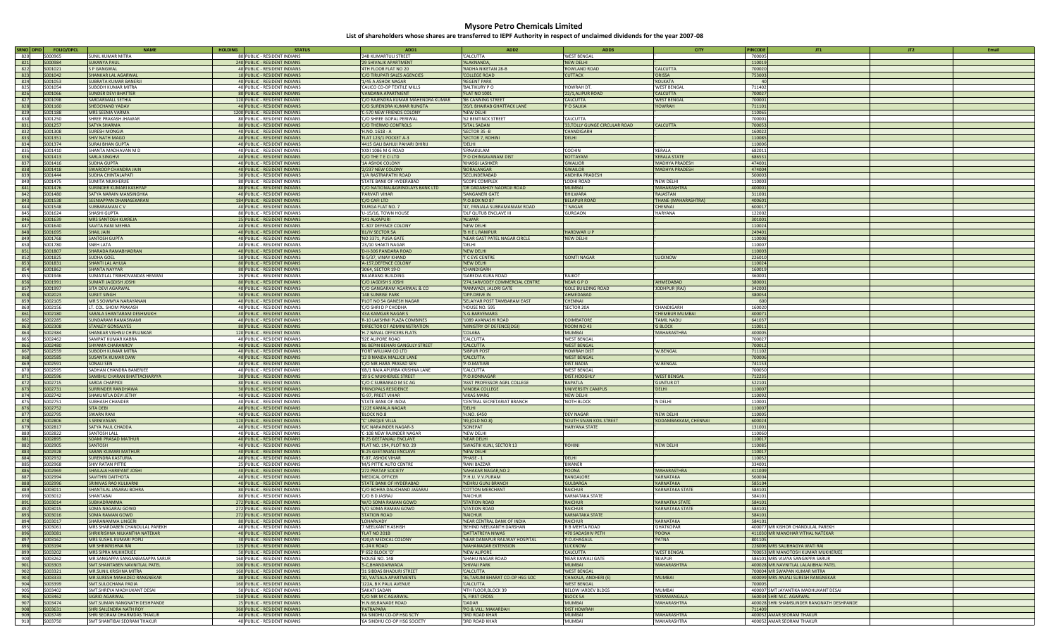# Mysore Petro Chemicals Limited

## List of shareholders whose shares are transferred to IEPF Authority in respect of unclaimed dividends for the year 2007-08

| SRNO | DPID | FOLIO/DPCL | NAME | HOLDING | STATUS | ADD1 | ADD2 | ADD3 | CITY | PINCODE | JT1 | JT2 | Email |
|---|---|---|---|---|---|---|---|---|---|---|---|---|---|
| 820 | | S000965 | SUNIL KUMAR MITRA | 80 | PUBLIC - RESIDENT INDIANS | 24B KUMARTULI STREET | 'CALCUTTA | 'WEST BENGAL | | 700005 | | | |
| 821 | | S000984 | SUKANYA PAUL | 240 | PUBLIC - RESIDENT INDIANS | 29 SHIVALIK APARTMENT | 'ALAKNANDA, | 'NEW DELHI | | 110019 | | | |
| 822 | | S001021 | S P GANGWAL | 40 | PUBLIC - RESIDENT INDIANS | 4TH FLOOR FLAT NO 20 | 'RADHA NIKETAN 28-B | 'ROWLAND ROAD | 'CALCUTTA | 700020 | | | |
| 823 | | S001042 | SHANKAR LAL AGARWAL | 10 | PUBLIC - RESIDENT INDIANS | C/O TIRUPATI SALES AGENCIES | 'COLLEGE ROAD | 'CUTTACK | 'ORISSA | 753003 | | | |
| 824 | | S001053 | SUBRATA KUMAR BANERJI | 40 | PUBLIC - RESIDENT INDIANS | 1/45 A ASHOK NAGAR | 'REGENT PARK | | 'KOLKATA | 40 | | | |
| 825 | | S001054 | SUBODH KUMAR MITRA | 40 | PUBLIC - RESIDENT INDIANS | CALICO CO-OP TEXTILE MILLS | 'BALTIKURY P O | 'HOWRAH DT. | 'WEST BENGAL | 711402 | | | |
| 826 | | S001066 | SUNDER DEVI BHATTER | 80 | PUBLIC - RESIDENT INDIANS | VANDANA APARTMENT | 'FLAT NO 1001 | '22/1,ALIPUR ROAD | 'CALCUTTA | 700027 | | | |
| 827 | | S001098 | SARDARMALL SETHIA | 120 | PUBLIC - RESIDENT INDIANS | C/O RAJENDRA KUMAR MAHENDRA KUMAR | '86 CANNING STREET | 'CALCUTTA | 'WEST BENGAL | 700001 | | | |
| 828 | | S001160 | SHEOCHAND YADAV | 40 | PUBLIC - RESIDENT INDIANS | C/O SURENDRA KUMAR RUNGTA | '26/1 BHAIRAB GHATTACK LANE | 'P O SALKIA | 'HOWRAH | 711101 | | | |
| 829 | | S001188 | MRS SEEMA VARMA | 1200 | PUBLIC - RESIDENT INDIANS | C-570 NEW FRIENDS COLONY | 'NEW DELHI | | | 110065 | | | |
| 830 | | S001250 | SHREE PRAKASH JHAWAR | 80 | PUBLIC - RESIDENT INDIANS | C/O SHREE GOPAL PERIWAL | '62 BENTINCK STREET | 'CALCUTTA | | 700001 | | | |
| 831 | | S001257 | SATYA SHARMA | 80 | PUBLIC - RESIDENT INDIANS | C/O THERMO CONTROLS | 'SITAL SADAN | '33,TOLLY GUNGE CIRCULAR ROAD | 'CALCUTTA | 700053 | | | |
| 832 | | S001308 | SURESH MONGIA | 40 | PUBLIC - RESIDENT INDIANS | H.NO. 1618 - A | 'SECTOR 35 -B | 'CHANDIGARH | | 160022 | | | |
| 833 | | S001351 | SHIV NATH MAGO | 40 | PUBLIC - RESIDENT INDIANS | FLAT 123/1 POCKET A-3 | 'SECTOR 7, ROHINI | 'DELHI | | 110085 | | | |
| 834 | | S001374 | SURAJ BHAN GUPTA | 40 | PUBLIC - RESIDENT INDIANS | 4415 GALI BAHUJI PAHARI DHIRJI | 'DELHI | | | 110006 | | | |
| 835 | | S001410 | SHANTA MADHAVAN M D | 40 | PUBLIC - RESIDENT INDIANS | XXXI 1086 M G ROAD | 'ERNAKULAM | 'COCHIN | 'KERALA | 682011 | | | |
| 836 | | S001413 | SARLA SINGHVI | 40 | PUBLIC - RESIDENT INDIANS | C/O THE T E C I LTD | 'P O CHINGAVANAM DIST | 'KOTTAYAM | 'KERALA STATE | 686531 | | | |
| 837 | | S001416 | SUDHA GUPTA | 40 | PUBLIC - RESIDENT INDIANS | 1A ASHOK COLONY | 'KHASGI LASHKER | 'GWALIOR | 'MADHYA PRADESH | 474001 | | | |
| 838 | | S001418 | SWAROOP CHANDRA JAIN | 40 | PUBLIC - RESIDENT INDIANS | 2/237 NEW COLONY | 'BORALANGAR | 'GWALIOR | 'MADHYA PRADESH | 474004 | | | |
| 839 | | S001444 | SUDHA CHINTALAPATI | 30 | PUBLIC - RESIDENT INDIANS | 1/A RASTRAPATHI ROAD | 'SECUNDERABAD | 'ANDHRA PRADESH | | 500003 | | | |
| 840 | | S001475 | SUMITA MUKHERJIE | 80 | PUBLIC - RESIDENT INDIANS | STATE BANK OF HYDERABAD | 'SCOPE COMPLEX | 'LODHI ROAD | 'NEW DELHI | 110003 | | | |
| 841 | | S001476 | SURINDER KUMARI KASHYAP | 80 | PUBLIC - RESIDENT INDIANS | C/O NATIONAL&GRINDLAYS BANK LTD | 'DR DADABHOY NAOROJI ROAD | 'MUMBAI | 'MAHARASHTRA | 400001 | | | |
| 842 | | S001480 | SATYA NARAIN MANSINGHKA | 40 | PUBLIC - RESIDENT INDIANS | PARVATI VIHAR | 'SANGANERI GATE | 'BHILWARA | 'RAJASTAN | 311001 | | | |
| 843 | | S001538 | SEENIAPPAN DHANASEKARAN | 184 | PUBLIC - RESIDENT INDIANS | C/O CAFI LTD | 'P.O.BOX NO 87 | 'BELAPUR ROAD | 'THANE-(MAHARASHTRA) | 400601 | | | |
| 844 | | S001548 | SUBBARAMAN C V | 40 | PUBLIC - RESIDENT INDIANS | DURGA FLAT NO. 7 | '47, PANJALA SUBRAMANIAM ROAD | 'T NAGAR | 'CHENNAI | 600017 | | | |
| 845 | | S001624 | SHASHI GUPTA | 80 | PUBLIC - RESIDENT INDIANS | U-15/16, TOWN HOUSE | 'DLF QUTUB ENCLAVE III | 'GURGAON | 'HARYANA | 122002 | | | |
| 846 | | S001639 | MRS SANTOSH KUKREJA | 25 | PUBLIC - RESIDENT INDIANS | 141 ALKAPURI | 'ALWAR | | | 301001 | | | |
| 847 | | S001640 | SAVITA RANI MEHRA | 40 | PUBLIC - RESIDENT INDIANS | C-307 DEFENCE COLONY | 'NEW DELHI | | | 110024 | | | |
| 848 | | S001695 | SHAIL JAIN | 40 | PUBLIC - RESIDENT INDIANS | 81/IV SECTOR 5A | 'B H E L RANIPUR | 'HARDWAR U P | | 249401 | | | |
| 849 | | S001768 | SANTOSH GUPTA | 40 | PUBLIC - RESIDENT INDIANS | NO 3371, PUSA GATE | 'NEAR GAST PATEL NAGAR CIRCLE | 'NEW DELHI | | 110008 | | | |
| 850 | | S001780 | SNEH LATA | 40 | PUBLIC - RESIDENT INDIANS | 23/10 SHAKTI NAGAR | 'DELHI | | | 110007 | | | |
| 851 | | S001807 | SHARADA RAMABHADRAN | 40 | PUBLIC - RESIDENT INDIANS | D-II-306 PANDARA ROAD | 'NEW DELHI | | | 110003 | | | |
| 852 | | S001825 | SUDHA GOEL | 50 | PUBLIC - RESIDENT INDIANS | B-5/97, VINAY KHAND | 'T C EYE CENTRE | 'GOMTI NAGAR | 'LUCKNOW | 226010 | | | |
| 853 | | S001831 | SHANTI LAL AHUJA | 80 | PUBLIC - RESIDENT INDIANS | A-157,DEFENCE COLONY | 'NEW DELHI | | | 110024 | | | |
| 854 | | S001862 | SHANTA NAYYAR | 80 | PUBLIC - RESIDENT INDIANS | 3064, SECTOR 19-D | 'CHANDIGARH | | | 160019 | | | |
| 855 | | S001945 | SUMATILAL TRIBHOVANDAS HEMANI | 25 | PUBLIC - RESIDENT INDIANS | BAJARANG BUILDING | 'GAREDIA KURA ROAD | 'RAJKOT | | 360001 | | | |
| 856 | | S001991 | SUMATI JAGDISH JOSHI | 80 | PUBLIC - RESIDENT INDIANS | C/O JAGDISH S JOSHI | '274,SARVODEY COMMERCIAL CENTRE | 'NEAR G P O | 'AHMEDABAD | 380001 | | | |
| 857 | | S001997 | SITA DEVI AGARWAL | 40 | PUBLIC - RESIDENT INDIANS | C/O GANGARAM AGARWAL & CO | 'RAMWADI, JALORI GATE | 'GOLE BUILDING ROAD | 'JODHPUR (RAJ) | 342003 | | | |
| 858 | | S002023 | SURJIT SINGH | 50 | PUBLIC - RESIDENT INDIANS | 148 SUNRISE PARK | 'OPP.DRIVE IN | 'AHMEDABAD | | 380054 | | | |
| 859 | | S002105 | MR S SOWMYA NARAYANAN | 40 | PUBLIC - RESIDENT INDIANS | PLOT NO 54 GANESH NAGAR | 'SELAIYAR POST TAMBARAM EAST | 'CHENNAI | | 600 | | | |
| 860 | | S002156 | LT. COL. SHOM PRAKASH | 40 | PUBLIC - RESIDENT INDIANS | C/O SHRI D P CHODHA | 'HOUSE NO. 595 | 'SECTOR 20A | 'CHANDIGARH | 160020 | | | |
| 861 | | S002180 | SARALA SHANTARAM DESHMUKH | 40 | PUBLIC - RESIDENT INDIANS | 43A KAMGAR NAGAR S | 'S.G.BARVEMARG | | 'CHEMBUR MUMBAI | 400071 | | | |
| 862 | | S002285 | SUNDARAM RAMASWAMI | 40 | PUBLIC - RESIDENT INDIANS | R-10 LAKSHMI PLAZA COMBINES | '1089 AVANASHI ROAD | 'COIMBATORE | 'TAMIL NADU | 641037 | | | |
| 863 | | S002308 | STANLEY GONSALVES | 80 | PUBLIC - RESIDENT INDIANS | DIRECTOR OF ADMINISTRATION | 'MINISTRY OF DEFENCE(DGI) | 'ROOM NO 43 | 'G BLOCK | 110011 | | | |
| 864 | | S002384 | SHANKAR VISHNU CHIPLUNKAR | 120 | PUBLIC - RESIDENT INDIANS | H-7 NAVAL OFFICERS FLATS | 'COLABA | 'MUMBAI | 'MAHARASHTRA | 400005 | | | |
| 865 | | S002462 | SAMPAT KUMAR KABRA | 40 | PUBLIC - RESIDENT INDIANS | 92E ALIPORE ROAD | 'CALCUTTA | 'WEST BENGAL | | 700027 | | | |
| 866 | | S002480 | SHYAMA CHARANROY | 40 | PUBLIC - RESIDENT INDIANS | 86 BEPIN BEHARI GANGULY STREET | 'CALCUTTA | 'WEST BENGAL | | 700012 | | | |
| 867 | | S002559 | SUBODH KUMAR MITRA | 40 | PUBLIC - RESIDENT INDIANS | FORT WILLIAM CO LTD | 'SIBPUR POST | 'HOWRAH DIST | 'W.BENGAL | 711102 | | | |
| 868 | | S002585 | SUSANTA KUMAR DAW | 40 | PUBLIC - RESIDENT INDIANS | 12 B NANDA MALLICK LANE | 'CALCUTTA | 'WEST BENGAL | | 700006 | | | |
| 869 | | S002591 | SONALI SEN | 40 | PUBLIC - RESIDENT INDIANS | C/O MR.HARA PRASAD SEN | 'P.O.MATIARI | 'DIST.NADIA | 'W.BENGAL | 741153 | | | |
| 870 | | S002595 | SADHAN CHANDRA BANERJEE | 40 | PUBLIC - RESIDENT INDIANS | 68/1 RAJA APURBA KRISHNA LANE | 'CALCUTTA | 'WEST BENGAL | | 700050 | | | |
| 871 | | S002596 | SAMBHU CHARAN BHATTACHARYYA | 30 | PUBLIC - RESIDENT INDIANS | 19 S C MUKHERJEE STREET | 'P.O.KONNAGAR | 'DIST.HOOGHLY | 'WEST BENGAL | 712235 | | | |
| 872 | | S002715 | SARDA CHAPPIDI | 80 | PUBLIC - RESIDENT INDIANS | C/O C SUBBARAO M SC AG | 'ASST PROFESSOR AGRL COLLEGE | 'BAPATLA | 'GUNTUR DT | 522101 | | | |
| 873 | | S002731 | SURRINDER RANDHAWA | 30 | PUBLIC - RESIDENT INDIANS | PRINCIPALS RESIDENCE | 'VINOBA COLLEGE | 'UNIVERSITY CAMPUS | 'DELHI | 110007 | | | |
| 874 | | S002742 | SHAKUNTLA DEVI JETHY | 40 | PUBLIC - RESIDENT INDIANS | G-97, PREET VIHAR | 'VIKAS MARG | 'NEW DELHI | | 110092 | | | |
| 875 | | S002751 | SUBHASH CHANDER | 40 | PUBLIC - RESIDENT INDIANS | STATE BANK OF INDIA | 'CENTRAL SECRETARIAT BRANCH | 'NOTH BLOCK | 'N DELHI | 110001 | | | |
| 876 | | S002752 | SITA DEBI | 40 | PUBLIC - RESIDENT INDIANS | 122E KAMALA NAGAR | 'DELHI | | | 110007 | | | |
| 877 | | S002795 | SWARN RANI | 40 | PUBLIC - RESIDENT INDIANS | BLOCK NO.8 | 'H.NO. 6450 | 'DEV NAGAR | 'NEW DELHI | 110005 | | | |
| 878 | | S002806 | S SRINIVASAN | 120 | PUBLIC - RESIDENT INDIANS | "C" UNIQUE VILLA | '49,(OLD NO.8) | 'SOUTH SIVAN KOIL STREET | 'KODAMBAKKAM, CHENNAI | 600024 | | | |
| 879 | | S002817 | SATYA PAUL CHADDA | 40 | PUBLIC - RESIDENT INDIANS | 6/C NARAINDER NAGAR-3 | 'SONEPAT | 'HARYANA STATE | | 131001 | | | |
| 880 | | S002822 | SANTOSH LALL | 40 | PUBLIC - RESIDENT INDIANS | C-108 NEW RAJINDER NAGAR | 'NEW DELHI | | | 110060 | | | |
| 881 | | S002895 | SOAMI PRASAD MATHUR | 40 | PUBLIC - RESIDENT INDIANS | B-25 GEETANJALI ENCLAVE | 'NEAR DELHI | | | 110017 | | | |
| 882 | | S002905 | SANTOSH | 40 | PUBLIC - RESIDENT INDIANS | FLAT NO. 194, PLOT NO. 29 | 'SWASTIK KUNJ, SECTOR 13 | 'ROHINI | 'NEW DELHI | 110085 | | | |
| 883 | | S002928 | SARAN KUMARI MATHUR | 40 | PUBLIC - RESIDENT INDIANS | B-25 GEETANJALI ENCLAVE | 'NEW DELHI | | | 110017 | | | |
| 884 | | S002932 | SURENDRA KASTURIA | 40 | PUBLIC - RESIDENT INDIANS | E-97, ASHOK VIHAR | 'PHASE - 1 | 'DELHI | | 110052 | | | |
| 885 | | S002968 | SHIV RATAN PITTIE | 25 | PUBLIC - RESIDENT INDIANS | M/S PITTIE AUTO CENTRE | 'RANI BAZZAR | 'BIKANER | | 334001 | | | |
| 886 | | S002969 | SHAILAJA HARIPANT JOSHI | 40 | PUBLIC - RESIDENT INDIANS | 272 PRATAP SOCIETY | 'SAHAKAR NAGAR,NO 2 | 'POONA | 'MAHARASTHRA | 411009 | | | |
| 887 | | S002994 | SAVITHRI DAITHOTA | 40 | PUBLIC - RESIDENT INDIANS | MEDICAL OFFICER | 'P.H.U. V.V.PURAM | 'BANGALORE | 'KARNATAKA | 560004 | | | |
| 888 | | S002996 | SRINIVAS RAO KULKARNI | 40 | PUBLIC - RESIDENT INDIANS | STATE BANK OF HYDERABAD | 'NEHRU GUNJ BRANCH | 'GULBARGA | 'KARNATAKA | 585104 | | | |
| 889 | | S003011 | SHANTILAL JASARAJ BOHRA | 80 | PUBLIC - RESIDENT INDIANS | C/O BOHRA DALICHAND JASARAJ | 'COTTON MERCHANT | 'RAICHUR | 'KARNATAKA STATE | 584101 | | | |
| 890 | | S003012 | SHANTABAI | 80 | PUBLIC - RESIDENT INDIANS | C/O B D JASRAJ | 'RAICHUR | 'KARNATAKA STATE | | 584101 | | | |
| 891 | | S003014 | SUBHADRAMMA | 272 | PUBLIC - RESIDENT INDIANS | W/O SOMA RAMAN GOWD | 'STATION ROAD | 'RAICHUR | 'KARNATAKA STATE | 584101 | | | |
| 892 | | S003015 | SOMA NAGARAJ GOWD | 272 | PUBLIC - RESIDENT INDIANS | S/O SOMA RAMAN GOWD | 'STATION ROAD | 'RAICHUR | 'KARNATAKA STATE | 584101 | | | |
| 893 | | S003016 | SOMA RAMAN GOWD | 272 | PUBLIC - RESIDENT INDIANS | STATION ROAD | 'RAICHUR | 'KARNATAKA STATE | | 584101 | | | |
| 894 | | S003017 | SHARANAMMA LINGERI | 80 | PUBLIC - RESIDENT INDIANS | LOHARVADY | 'NEAR CENTRAL BANK OF INDIA | 'RAICHUR | 'KARNATAKA | 584101 | | | |
| 895 | | S003061 | MRS SHARDABEN CHANDULAL PAREKH | 40 | PUBLIC - RESIDENT INDIANS | 7 NEELKANTH ASHISH | 'BEHIND NEELKANTH DARSHAN | 'R B MEHTA ROAD | 'GHATKOPAR | 400077 | MR KISHOR CHANDULAL PAREKH | | |
| 896 | | S003081 | SHRIKRISHNA NILKANTHA NATEKAR | 40 | PUBLIC - RESIDENT INDIANS | FLAT NO 2018 | 'DATTATREYA NIWAS | '470 SADASHIV PETH | 'POONA | 411030 | MR MANOHAR VITHAL NATEKAR | | |
| 897 | | S003162 | MRS SUSHIL KUMARI POPLI | 30 | PUBLIC - RESIDENT INDIANS | 420/A MEDICAL COLONY | 'NEAR DANAPUR RAILWAY HOSPITAL | 'P.O.KHAGAUL | 'PATNA | 801105 | | | |
| 898 | | S003194 | MR SHRIKRISHNA RAI | 125 | PUBLIC - RESIDENT INDIANS | C-24 K ROAD | 'MAHANAGAR EXTENSION | 'LUCKNOW | | 226006 | MRS SAUBHAGYA WATI RAI | | |
| 899 | | S003202 | MRS SIPRA MUKHERJEE | 50 | PUBLIC - RESIDENT INDIANS | P 652 BLOCK 'O' | 'NEW ALIPORE | 'CALCUTTA | 'WEST BENGAL | 700053 | MR MANOTOSH KUMAR MUKHERJEE | | |
| 900 | | S003262 | MR.SANGAPPA SANGANBASAPPA SARUR | 160 | PUBLIC - RESIDENT INDIANS | HOUSE NO. 148 | 'SHAHU NAGAR ROAD | 'NEAR KAWALI GATE | 'BIJAPUR | 586101 | MRS VIJAYA SANGAPPA SARUR | | |
| 901 | | S003303 | SMT.SHANTABEN NAVNITLAL PATEL | 100 | PUBLIC - RESIDENT INDIANS | 5-C,BHANDARWADA | 'SHIVAJI PARK | 'MUMBAI | 'MAHARASHTRA | 400028 | MR.NAVNITLAL LALAJIBHAI PATEL | | |
| 902 | | S003321 | MR.SUNIL KRISHNA MITRA | 160 | PUBLIC - RESIDENT INDIANS | 31 SIBDAS BHADURI STREET | 'CALCUTTA | 'WEST BENGAL | | 700004 | MR SWAPAN KUMAR MITRA | | |
| 903 | | S003333 | MR.SURESH MAHADEO RANGNEKAR | 80 | PUBLIC - RESIDENT INDIANS | 10, VATSALA APARTMENTS | '36,TARUN BHARAT CO-OP HSG SOC | 'CHAKALA, ANDHERI (E) | 'MUMBAI | 400099 | MRS ANJALI SURESH RANGNEKAR | | |
| 904 | | S003399 | SMT.SULOCHANA PADIA | 160 | PUBLIC - RESIDENT INDIANS | 122A, B K PAUL AVENUE | 'CALCUTTA | 'WEST BENGAL | | 700005 | | | |
| 905 | | S003402 | SMT.SHREYA MADHUKANT DESAI | 50 | PUBLIC - RESIDENT INDIANS | SAKATI SADAN | '4TH FLOOR,BLOCK 39 | 'BELOW JARDEV BLDGS | 'MUMBAI | 400007 | SMT JAYANTIKA MADHUKANT DESAI | | |
| 906 | | S003462 | SIGRID AGARWAL | 150 | PUBLIC - RESIDENT INDIANS | C/O MR M C AGARWAL | '6, FIRST CROSS | 'BLOCK 5A | 'KORAMANGALA | 560034 | SHRI M.C. AGARWAL | | |
| 907 | | S003474 | SMT.SUMAN RANGNATH DESHPANDE | 25 | PUBLIC - RESIDENT INDIANS | H.N.66,RANADE ROAD | 'DADAR | 'MUMBAI | 'MAHARASTHRA | 400028 | SHRI SHAMSUNDER RANGNATH DESHPANDE | | |
| 908 | | S003631 | SHRI SAILENDRA NATH ROY | 360 | PUBLIC - RESIDENT INDIANS | PATRAPARA | 'PO & VILL: MAKARDAH | 'DIST HOWRAH | | 711409 | | | |
| 909 | | S003749 | SHRI SEORAM DHARMDAS THAKUR | 40 | PUBLIC - RESIDENT INDIANS | 6A SINDHU CO-OP HSG SCTY | '3RD ROAD KHAR | 'MUMBAI | 'MAHARASHTRA | 400052 | AMAR SEORAM THAKUR | | |
| 910 | | S003750 | SMT SHANTIBAI SEORAM THAKUR | 40 | PUBLIC - RESIDENT INDIANS | 6A SINDHU CO-OP HSG SOCIETY | '3RD ROAD KHAR | 'MUMBAI | 'MAHARASHTRA | 400052 | AMAR SEORAM THAKUR | | |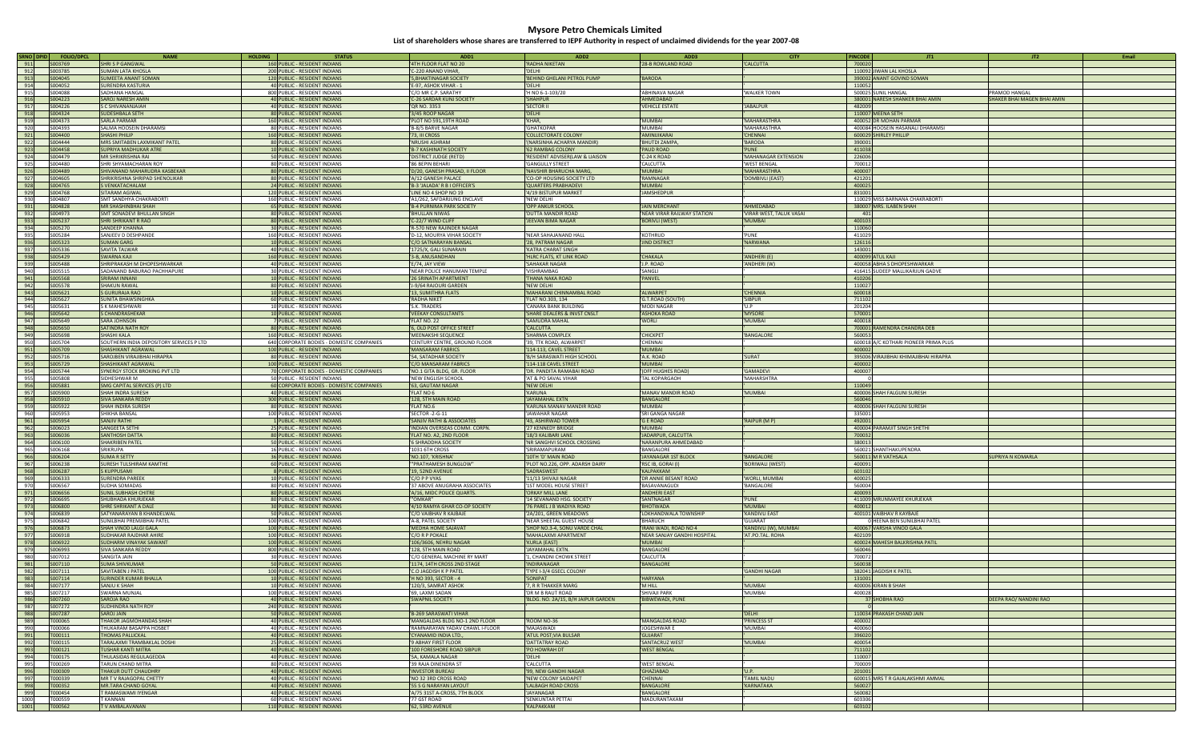# Mysore Petro Chemicals Limited

## List of shareholders whose shares are transferred to IEPF Authority in respect of unclaimed dividends for the year 2007-08

| SRNO | DPID | FOLIO/DPCL | NAME | HOLDING | STATUS | ADD1 | ADD2 | ADD3 | CITY | PINCODE | JT1 | JT2 | Email |
|---|---|---|---|---|---|---|---|---|---|---|---|---|---|
| 911 | | S003769 | SHRI S P GANGWAL | 160 | PUBLIC - RESIDENT INDIANS | 4TH FLOOR FLAT NO 20 | 'RADHA NIKETAN | 28-B ROWLAND ROAD | 'CALCUTTA | 700020 | | | |
| 912 | | S003785 | SUMAN LATA KHOSLA | 200 | PUBLIC - RESIDENT INDIANS | C-220 ANAND VIHAR, | 'DELHI | ' | ' | 110092 | JIWAN LAL KHOSLA | | |
| 913 | | S004045 | SUMEETA ANANT SOMAN | 120 | PUBLIC - RESIDENT INDIANS | 5,BHAKTINAGAR SOCIETY | 'BEHIND GHELANI PETROL PUMP | 'BARODA | ' | 390002 | ANANT GOVIND SOMAN | | |
| 914 | | S004052 | SURENDRA KASTURIA | 40 | PUBLIC - RESIDENT INDIANS | E-97, ASHOK VIHAR - 1 | 'DELHI | ' | ' | 110052 | | | |
| 915 | | S004088 | SADHANA HANGAL | 800 | PUBLIC - RESIDENT INDIANS | C/O MR C.P. SARATHY | 'H NO 6-1-103/20 | 'ABHINAVA NAGAR | 'WALKER TOWN | 500025 | SUNIL HANGAL | PRAMOD HANGAL | |
| 916 | | S004223 | SAROJ NARESH AMIN | 40 | PUBLIC - RESIDENT INDIANS | C-26 SARDAR KUNJ SOCIETY | 'SHAHPUR | 'AHMEDABAD | ' | 380001 | NARESH SHANKER BHAI AMIN | SHAKER BHAI MAGEN BHAI AMIN | |
| 917 | | S004226 | S C SHIVANANAIAH | 40 | PUBLIC - RESIDENT INDIANS | QR NO. 3353 | 'SECTOR II | 'VEHICLE ESTATE | 'JABALPUR | 482009 | | | |
| 918 | | S004324 | SUDESHBALA SETH | 80 | PUBLIC - RESIDENT INDIANS | 3/45 ROOP NAGAR | 'DELHI | ' | ' | 110007 | MEENA SETH | | |
| 919 | | S004373 | SARLA PARMAR | 160 | PUBLIC - RESIDENT INDIANS | PLOT NO 591,19TH ROAD | 'KHAR, | 'MUMBAI | 'MAHARASTHRA | 400052 | DR MOHAN PARMAR | | |
| 920 | | S004393 | SALMA HOOSEIN DHARAMSI | 80 | PUBLIC - RESIDENT INDIANS | B-8/5 BARVE NAGAR | 'GHATKOPAR | 'MUMBAI | 'MAHARASTHRA | 400084 | HOOSEIN HASANALI DHARAMSI | | |
| 921 | | S004400 | SHASHI PHILLIP | 160 | PUBLIC - RESIDENT INDIANS | 73, III CROSS | 'COLLECTORATE COLONY | 'AMINJIKARAI | 'CHENNAI | 600029 | SHIRLEY PHILLIP | | |
| 922 | | S004444 | MRS SMITABEN LAXMIKANT PATEL | 80 | PUBLIC - RESIDENT INDIANS | NRUSHI ASHRAM | '(NARSINHA ACHARYA MANDIR) | 'BHUTDI ZAMPA, | 'BARODA | 390001 | | | |
| 923 | | S004458 | SUPRIYA MADHUKAR ATRE | 10 | PUBLIC - RESIDENT INDIANS | B-7 KASHINATH SOCIETY | '62 RAMBAG COLONY | 'PAUD ROAD | 'PUNE | 411038 | | | |
| 924 | | S004479 | MR SHRIKRISHNA RAI | 50 | PUBLIC - RESIDENT INDIANS | DISTRICT JUDGE (RETD) | 'RESIDENT ADVISER LAW & LIAISON | 'C-24 K ROAD | 'MAHANAGAR EXTENSION | 226006 | | | |
| 925 | | S004480 | SHRI SHYAMACHARAN ROY | 80 | PUBLIC - RESIDENT INDIANS | 86 BEPIN BEHARI | 'GANGULLY STREET | 'CALCUTTA | 'WEST BENGAL | 700012 | | | |
| 926 | | S004489 | SHIVANAND MAHARUDRA KASBEKAR | 80 | PUBLIC - RESIDENT INDIANS | D/20, GANESH PRASAD, II FLOOR | 'NAVSHIR BHARUCHA MARG, | 'MUMBAI | 'MAHARASTHRA | 400007 | | | |
| 927 | | S004605 | SHRIKRISHNA SHRIPAD SHENOLIKAR | 80 | PUBLIC - RESIDENT INDIANS | A/12 GANESH PALACE | 'CO-OP HOUSING SOCIETY LTD | 'RAMNAGAR | 'DOMBIVLI (EAST) | 421201 | | | |
| 928 | | S004765 | S VENKATACHALAM | 24 | PUBLIC - RESIDENT INDIANS | B-3 'JALADA' R B I OFFICER'S | 'QUARTERS PRABHADEVI | 'MUMBAI | ' | 400025 | | | |
| 929 | | S004768 | SITARAM AGIWAL | 120 | PUBLIC - RESIDENT INDIANS | LINE NO 4 SHOP NO 19 | '4/19 BISTUPUR MARKET | 'JAMSHEDPUR | ' | 831001 | | | |
| 930 | | S004807 | SMT SANDHYA CHAKRABORTI | 160 | PUBLIC - RESIDENT INDIANS | A1/262, SAFDARJUNG ENCLAVE | 'NEW DELHI | ' | ' | 110029 | MISS BARNANA CHAKRABORTI | | |
| 931 | | S004828 | MR SHASHINBHAI SHAH | 65 | PUBLIC - RESIDENT INDIANS | B-4 PURNIMA PARK SOCIETY | 'OPP ANKUR SCHOOL | 'JAIN MERCHANT | 'AHMEDABAD | 380007 | MRS. ILABEN SHAH | | |
| 932 | | S004973 | SMT SONADEVI BHULLAN SINGH | 80 | PUBLIC - RESIDENT INDIANS | BHULLAN NIWAS | 'DUTTA MANDIR ROAD | 'NEAR VIRAR RAILWAY STATION | 'VIRAR WEST, TALUK VASAI | 401303 | | | |
| 933 | | S005237 | SHRI SHRIKANT R RAO | 80 | PUBLIC - RESIDENT INDIANS | C-22/7 WIND CLIFF | 'JEEVAN BIMA NAGAR | 'BORIVLI (WEST) | 'MUMBAI | 400103 | | | |
| 934 | | S005270 | SANDEEP KHANNA | 30 | PUBLIC - RESIDENT INDIANS | R-570 NEW RAJINDER NAGAR | ' | ' | ' | 110060 | | | |
| 935 | | S005284 | SANJEEV D DESHPANDE | 160 | PUBLIC - RESIDENT INDIANS | D-12, MOURYA VIHAR SOCIETY | 'NEAR SAHAJANAND HALL | 'KOTHRUD | 'PUNE | 411029 | | | |
| 936 | | S005323 | SUMAN GARG | 10 | PUBLIC - RESIDENT INDIANS | C/O SATNARAYAN BANSAL | '28, PATRAM NAGAR | 'JIND DISTRICT | 'NARWANA | 126116 | | | |
| 937 | | S005336 | SAVITA TALWAR | 40 | PUBLIC - RESIDENT INDIANS | 1725/X, GALI SUNARAIN | 'KATRA CHARAT SINGH | ' | ' | 143001 | | | |
| 938 | | S005429 | SWARNA KAJI | 160 | PUBLIC - RESIDENT INDIANS | 3-B, ANUSANDHAN | 'HLRC FLATS, KT LINK ROAD | 'CHAKALA | 'ANDHERI (E) | 400099 | ATUL KAJI | | |
| 939 | | S005488 | SHRIPRAKASH M DHOPESHWARKAR | 40 | PUBLIC - RESIDENT INDIANS | E/74, JAY VIEW | 'SAHAKAR NAGAR | 'J.P. ROAD | 'ANDHERI (W) | 400058 | ABHA S DHOPESHWARKAR | | |
| 940 | | S005515 | SADANAND BABURAO PACHHAPURE | 30 | PUBLIC - RESIDENT INDIANS | NEAR POLICE HANUMAN TEMPLE | 'VISHRAMBAG | 'SANGLI | ' | 416415 | SUDEEP MALLIKARJUN GADVE | | |
| 941 | | S005568 | SRIRAM INNANI | 10 | PUBLIC - RESIDENT INDIANS | 26 SRINATH APARTMENT | 'THANA NAKA ROAD | 'PANVEL | ' | 410206 | | | |
| 942 | | S005578 | SHAKUN RAWAL | 80 | PUBLIC - RESIDENT INDIANS | I-9/64 RAJOURI GARDEN | 'NEW DELHI | ' | ' | 110027 | | | |
| 943 | | S005621 | S GURURAJA RAO | 10 | PUBLIC - RESIDENT INDIANS | 13, SUMITHRA FLATS | 'MAHARANI CHINNAMBAL ROAD | 'ALWARPET | 'CHENNIA | 600018 | | | |
| 944 | | S005627 | SUNITA BHAWSINGHKA | 60 | PUBLIC - RESIDENT INDIANS | RADHA NIKET | 'FLAT NO.303, 134 | 'G.T.ROAD (SOUTH) | 'SIBPUR | 711102 | | | |
| 945 | | S005631 | S K MAHESHWARI | 10 | PUBLIC - RESIDENT INDIANS | S.K. TRADERS | 'CANARA BANK BUILDING | 'MODI NAGAR | 'U.P. | 201204 | | | |
| 946 | | S005642 | S CHANDRASHEKAR | 10 | PUBLIC - RESIDENT INDIANS | VEEKAY CONSULTANTS | 'SHARE DEALERS & INVST CNSLT | 'ASHOKA ROAD | 'MYSORE | 570001 | | | |
| 947 | | S005649 | SARA JOHNSON | 7 | PUBLIC - RESIDENT INDIANS | FLAT NO. 22 | 'SAMUDRA MAHAL | 'WORLI | 'MUMBAI | 400018 | | | |
| 948 | | S005650 | SATINDRA NATH ROY | 80 | PUBLIC - RESIDENT INDIANS | 6, OLD POST OFFICE STREET | 'CALCUTTA | ' | ' | 700001 | RAMENDRA CHANDRA DEB | | |
| 949 | | S005698 | SHASHI KALA | 160 | PUBLIC - RESIDENT INDIANS | MEENAKSHI SEQUENCE | 'SHARMA COMPLEX | 'CHICKPET | 'BANGALORE | 560053 | | | |
| 950 | | S005704 | SOUTHERN INDIA DEPOSITORY SERVICES P LTD | 640 | CORPORATE BODIES - DOMESTIC COMPANIES | CENTURY CENTRE, GROUND FLOOR | '39, TTK ROAD, ALWARPET | 'CHENNAI | ' | 600018 | A/C KOTHARI PIONEER PRIMA PLUS | | |
| 951 | | S005709 | SHASHIKANT AGRAWAL | 100 | PUBLIC - RESIDENT INDIANS | MANSARAM FABRICS | '114-113, CAVEL STREET | 'MUMBAI | ' | 400002 | | | |
| 952 | | S005716 | SAROJBEN VIRAJBHAI HIRAPRA | 80 | PUBLIC - RESIDENT INDIANS | 54, SATADHAR SOCIETY | 'B/H SARASWATI HIGH SCHOOL | 'A.K. ROAD | 'SURAT | 395006 | VIRAJBHAI KHIMAJIBHAI HIRAPRA | | |
| 953 | | S005729 | SHASHIKANT AGRAWAL | 100 | PUBLIC - RESIDENT INDIANS | C/O MANSARAM FABRICS | '114-118 CAVEL STREET | 'MUMBAI | ' | 400002 | | | |
| 954 | | S005744 | SYNERGY STOCK BROKING PVT LTD | 70 | CORPORATE BODIES - DOMESTIC COMPANIES | NO.1 GITA BLDG, GR. FLOOR | 'DR. PANDITA RAMABAI ROAD | '(OFF HUGHES ROAD) | 'GAMADEVI | 400007 | | | |
| 955 | | S005808 | SIDHESHWAR M | 50 | PUBLIC - RESIDENT INDIANS | NEW ENGLISH SCHOOL | 'AT & PO SAVAL VIHAR | 'TAL KOPARGAOH | 'MAHARSHTRA | 0 | | | |
| 956 | | S005881 | SMG CAPITAL SERVICES (P) LTD | 60 | CORPORATE BODIES - DOMESTIC COMPANIES | 63, GAUTAM NAGAR | 'NEW DELHI | ' | ' | 110049 | | | |
| 957 | | S005900 | SHAH INDIRA SURESH | 40 | PUBLIC - RESIDENT INDIANS | FLAT NO 6 | 'KARUNA | 'MANAV MANDIR ROAD | 'MUMBAI | 400006 | SHAH FALGUNI SURESH | | |
| 958 | | S005910 | SIVA SANKARA REDDY | 300 | PUBLIC - RESIDENT INDIANS | 128, 5TH MAIN ROAD | 'JAYAMAHAL EXTN | 'BANGALORE | ' | 560046 | | | |
| 959 | | S005922 | SHAH INDIRA SURESH | 80 | PUBLIC - RESIDENT INDIANS | FLAT NO.6 | 'KARUNA MANAV MANDIR ROAD | 'MUMBAI | ' | 400006 | SHAH FALGUNI SURESH | | |
| 960 | | S005953 | SHIKHA BANSAL | 100 | PUBLIC - RESIDENT INDIANS | SECTOR -2-G-11 | 'JAWAHAR NAGAR | 'SRI GANGA NAGAR | ' | 335001 | | | |
| 961 | | S005954 | SANJIV RATHI | 1 | PUBLIC - RESIDENT INDIANS | SANJIV RATHI & ASSOCIATES | '43, ASHIRWAD TOWER | 'G E ROAD | 'RAIPUR (M P) | 492001 | | | |
| 962 | | S006023 | SANGEETA SETHI | 25 | PUBLIC - RESIDENT INDIANS | INDIAN OVERSEAS COMM. CORPN. | '27 KENNEDY BRIDGE | 'MUMBAI | ' | 400004 | PARAMJIT SINGH SHETHI | | |
| 963 | | S006036 | SANTHOSH DATTA | 80 | PUBLIC - RESIDENT INDIANS | FLAT NO. A2, 2ND FLOOR | '18/3 KALIBARI LANE | 'JADAPUR, CALCUTTA | ' | 700032 | | | |
| 964 | | S006100 | SHAKRIBEN PATEL | 50 | PUBLIC - RESIDENT INDIANS | 6 SHRADDHA SOCIETY | 'NR SANGHVI SCHOOL CROSSING | 'NARANPURA AHMEDABAD | ' | 380013 | | | |
| 965 | | S006168 | SRIKRUPA | 16 | PUBLIC - RESIDENT INDIANS | 1031 6TH CROSS | 'SRIRAMAPURAM | 'BANGALORE | ' | 560021 | SHANTHAKUPENDRA | | |
| 966 | | S006204 | SUMA R SETTY | 36 | PUBLIC - RESIDENT INDIANS | NO.107, 'KRISHNA' | '10TH 'D' MAIN ROAD | 'JAYANAGAR 1ST BLOCK | 'BANGALORE | 560011 | M R VATHSALA | SUPRIYA N KOMARLA | |
| 967 | | S006238 | SURESH TULSHIRAM KAMTHE | 60 | PUBLIC - RESIDENT INDIANS | "PRATHAMESH BUNGLOW" | 'PLOT NO.226, OPP. ADARSH DAIRY | 'RSC IB, GORAI (I) | 'BORIWALI (WEST) | 400091 | | | |
| 968 | | S006287 | S KUPPUSAMI | 8 | PUBLIC - RESIDENT INDIANS | 19, 52ND AVENUE | 'SADRASWEST | 'KALPAKKAM | ' | 603102 | | | |
| 969 | | S006333 | SURENDRA PAREEK | 10 | PUBLIC - RESIDENT INDIANS | C/O P P VYAS | '11/13 SHIVAJI NAGAR | 'DR ANNIE BESANT ROAD | 'WORLI, MUMBAI | 400025 | | | |
| 970 | | S006567 | SUDHA SOMADAS | 80 | PUBLIC - RESIDENT INDIANS | 37 ABOVE ANUGRAHA ASSOCIATES | '1ST MODEL HOUSE STREET | 'BASAVANAGUDI | 'BANGALORE | 560004 | | | |
| 971 | | S006656 | SUNIL SUBHASH CHITRE | 80 | PUBLIC - RESIDENT INDIANS | A/16, MIDC POLICE QUARTS. | 'ORKAY MILL LANE | 'ANDHERI EAST | ' | 400093 | | | |
| 972 | | S006695 | SHUBHADA KHURJEKAR | 80 | PUBLIC - RESIDENT INDIANS | "OMKAR" | '14 SEVANAND HSG. SOCIETY | 'SANTNAGAR | 'PUNE | 411009 | MRUNMAYEE KHURJEKAR | | |
| 973 | | S006800 | SHRI SHRIKANT A DALE | 30 | PUBLIC - RESIDENT INDIANS | 4/10 RAMYA GHAR CO-OP SOCIETY | '76 PAREL J B WADIYA ROAD | 'BHOTWADA | 'MUMBAI | 400012 | | | |
| 974 | | S006839 | SATYANARAYAN B KHANDELWAL | 50 | PUBLIC - RESIDENT INDIANS | C/O VAIBHAV R KAIBAJE | '2A/201, GREEN MEADOWS | 'LOKHANDWALA TOWNSHIP | 'KANDIVLI EAST | 400101 | VAIBHAV R KAYBAJE | | |
| 975 | | S006842 | SUNILBHAI PREMJIBHAI PATEL | 100 | PUBLIC - RESIDENT INDIANS | A-8, PATEL SOCIETY | 'NEAR SHEETAL GUEST HOUSE | 'BHARUCH | 'GUJARAT | 0 | HEENA BEN SUNILBHAI PATEL | | |
| 976 | | S006873 | SHAH VINOD LALJI GALA | 100 | PUBLIC - RESIDENT INDIANS | MEDHA HOME SAJAVAT | 'SHOP NO.3-4, SONU VARDE CHAL | 'IRANI WADI, ROAD NO 4 | 'KANDIVLI (W), MUMBAI | 400067 | VARSHA VINOD GALA | | |
| 977 | | S006918 | SUDHAKAR RAJDHAR AHIRE | 100 | PUBLIC - RESIDENT INDIANS | C/O R P POKALE | 'MAHALAXMI APARTMENT | 'NEAR SANJAY GANDHI HOSPITAL | 'AT.PO.TAL. ROHA | 402109 | | | |
| 978 | | S006922 | SUDHARM VINAYAK SAWANT | 100 | PUBLIC - RESIDENT INDIANS | 106/3606, NEHRU NAGAR | 'KURLA (EAST) | 'MUMBAI | ' | 400024 | MAHESH BALKRISHNA PATIL | | |
| 979 | | S006993 | SIVA SANKARA REDDY | 800 | PUBLIC - RESIDENT INDIANS | 128, 5TH MAIN ROAD | 'JAYAMAHAL EXTN. | 'BANGALORE | ' | 560046 | | | |
| 980 | | S007012 | SANGITA JAIN | 30 | PUBLIC - RESIDENT INDIANS | C/O GENERAL MACHINE RY MART | '1, CHANDNI CHOWK STREET | 'CALCUTTA | ' | 700072 | | | |
| 981 | | S007110 | SUMA SHIVKUMAR | 50 | PUBLIC - RESIDENT INDIANS | 1174, 14TH CROSS 2ND STAGE | 'INDIRANAGAR | 'BANGALORE | ' | 560038 | | | |
| 982 | | S007111 | SAVITABEN J PATEL | 100 | PUBLIC - RESIDENT INDIANS | C.O JAGDISH K P PATEL | 'TYPE I-3/4 GSECL COLONY | ' | 'GANDHI NAGAR | 382041 | JAGDISH K PATEL | | |
| 983 | | S007114 | SURINDER KUMAR BHALLA | 10 | PUBLIC - RESIDENT INDIANS | H NO 393, SECTOR - 4 | 'SONIPAT | 'HARYANA | ' | 131001 | | | |
| 984 | | S007177 | SANJU K SHAH | 10 | PUBLIC - RESIDENT INDIANS | 120/3, SAMRAT ASHOK | '7, R R THAKKER MARG | 'M HILL | 'MUMBAI | 400006 | KIRAN B SHAH | | |
| 985 | | S007217 | SWARNA MUNJAL | 100 | PUBLIC - RESIDENT INDIANS | 69, LAXMI SADAN | 'DR M B RAUT ROAD | 'SHIVAJI PARK | 'MUMBAI | 400028 | | | |
| 986 | | S007260 | SAROJA RAO | 40 | PUBLIC - RESIDENT INDIANS | SWAPNIL SOCIETY | 'BLDG. NO. 2A/15, B/H JAIPUR GARDEN | 'BIBWEWADI, PUNE | ' | 37 | SHOBHA RAO | DEEPA RAO/ NANDINI RAO | |
| 987 | | S007272 | SUDHINDRA NATH ROY | 240 | PUBLIC - RESIDENT INDIANS | | | | | 0 | | | |
| 988 | | S007287 | SAROJ JAIN | 50 | PUBLIC - RESIDENT INDIANS | B-269 SARASWATI VIHAR | ' | ' | 'DELHI | 110034 | PRAKASH CHAND JAIN | | |
| 989 | | T000065 | THAKOR JAGMOHANDAS SHAH | 40 | PUBLIC - RESIDENT INDIANS | MANGALDAS BLDG NO-1 2ND FLOOR | 'ROOM NO-36 | 'MANGALDAS ROAD | 'PRINCESS ST | 400002 | | | |
| 990 | | T000066 | THUKARAM BASAPPA HOSBET | 40 | PUBLIC - RESIDENT INDIANS | RAMNARAYAN YADAV CHAWL I-FLOOR | 'MAJASWADI | 'JOGESHWARI E | 'MUMBAI | 400060 | | | |
| 991 | | T000111 | THOMAS PALLICKAL | 40 | PUBLIC - RESIDENT INDIANS | CYANAMID INDIA LTD., | 'ATUL POST,VIA BULSAR | 'GUJARAT | ' | 396020 | | | |
| 992 | | T000115 | TARALAXMI TRAMBAKLAL DOSHI | 25 | PUBLIC - RESIDENT INDIANS | 9 ABHAY FIRST FLOOR | 'DATTATRAY ROAD | 'SANTACRUZ WEST | 'MUMBAI | 400054 | | | |
| 993 | | T000121 | TUSHAR KANTI MITRA | 40 | PUBLIC - RESIDENT INDIANS | 100 FORESHORE ROAD SIBPUR | 'PO HOWRAH DT | 'WEST BENGAL | ' | 711102 | | | |
| 994 | | T000175 | THULASIDAS REGULAGEDDA | 40 | PUBLIC - RESIDENT INDIANS | 5A, KAMALA NAGAR | 'DELHI | ' | ' | 110007 | | | |
| 995 | | T000269 | TARUN CHAND MITRA | 80 | PUBLIC - RESIDENT INDIANS | 39 RAJA DINENDRA ST | 'CALCUTTA | 'WEST BENGAL | ' | 700009 | | | |
| 996 | | T000309 | THAKUR DUTT CHAUDHRY | 40 | PUBLIC - RESIDENT INDIANS | INVESTOR BUREAU | '99, NEW GANDHI NAGAR | 'GHAZIABAD | 'U.P. | 201001 | | | |
| 997 | | T000339 | MR T V RAJAGOPAL CHETTY | 40 | PUBLIC - RESIDENT INDIANS | NO 32 3RD CROSS ROAD | 'NEW COLONY SAIDAPET | 'CHENNAI | 'TAMIL NADU | 600015 | MRS T R GAJALAKSHMI AMMAL | | |
| 998 | | T000352 | MR.TARA CHAND GOYAL | 40 | PUBLIC - RESIDENT INDIANS | 55 S G NARAYAN LAYOUT | 'LALBAGH ROAD CROSS | 'BANGALORE | 'KARNATAKA | 560027 | | | |
| 999 | | T000454 | T RAMASWAMI IYENGAR | 40 | PUBLIC - RESIDENT INDIANS | A/75 31ST A-CROSS, 7TH BLOCK | 'JAYANAGAR | 'BANGALORE | ' | 560082 | | | |
| 1000 | | T000559 | T KANNAN | 60 | PUBLIC - RESIDENT INDIANS | 77 GST ROAD | 'SENKUNTAR PETTAI | 'MADURANTAKAM | ' | 603306 | | | |
| 1001 | | T000562 | T V AMBALAVANAN | 110 | PUBLIC - RESIDENT INDIANS | 62, 53RD AVENUE | 'KALPAKKAM | ' | ' | 603102 | | | |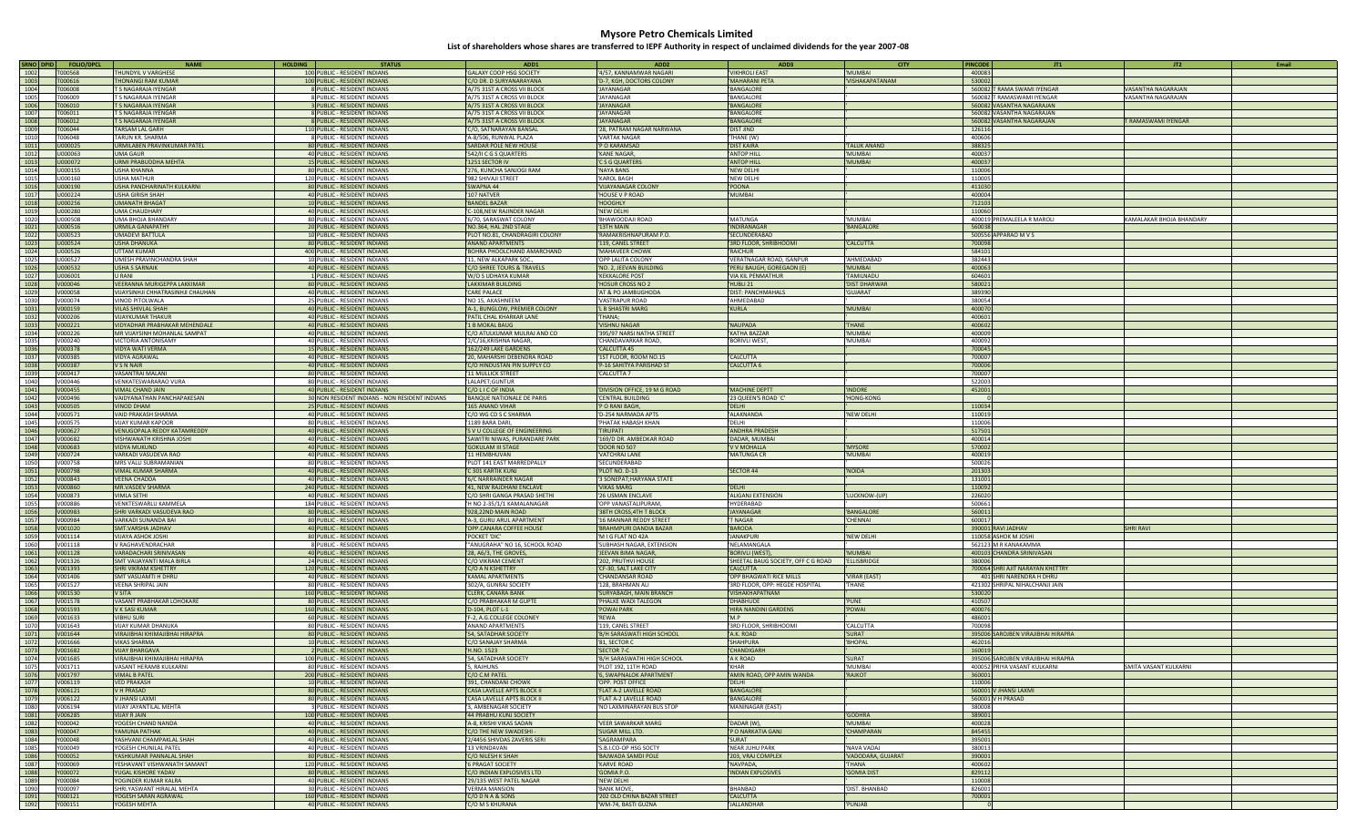# Mysore Petro Chemicals Limited

## List of shareholders whose shares are transferred to IEPF Authority in respect of unclaimed dividends for the year 2007-08

| SRNO | DPID | FOLIO/DPCL | NAME | HOLDING | STATUS | ADD1 | ADD2 | ADD3 | CITY | PINCODE | JT1 | JT2 | Email |
|---|---|---|---|---|---|---|---|---|---|---|---|---|---|
| 1002 | | T000568 | THUNDYIL V VARGHESE | 100 | PUBLIC - RESIDENT INDIANS | GALAXY COOP HSG SOCIETY | 4/57, KANNAMWAR NAGARI | VIKHROLI EAST | MUMBAI | 400083 | | | |
| 1003 | | T000616 | THONANGI RAM KUMAR | 100 | PUBLIC - RESIDENT INDIANS | C/O DR. D SURYANARAYANA | D-7, KGH, DOCTORS COLONY | MAHARANI PETA | VISHAKAPATNAM | 530002 | | | |
| 1004 | | T006008 | T S NAGARAJA IYENGAR | 8 | PUBLIC - RESIDENT INDIANS | A/75 31ST A CROSS VII BLOCK | JAYANAGAR | BANGALORE | | 560082 | T RAMA SWAMI IYENGAR | VASANTHA NAGARAJAN | |
| 1005 | | T006009 | T S NAGARAJA IYENGAR | 8 | PUBLIC - RESIDENT INDIANS | A/75 31ST A CROSS VII BLOCK | JAYANAGAR | BANGALORE | | 560082 | T RAMASWAMI IYENGAR | VASANTHA NAGARAJAN | |
| 1006 | | T006010 | T S NAGARAJA IYENGAR | 3 | PUBLIC - RESIDENT INDIANS | A/75 31ST A CROSS VII BLOCK | JAYANAGAR | BANGALORE | | 560082 | VASANTHA NAGARAJAN | | |
| 1007 | | T006011 | T S NAGARAJA IYENGAR | 8 | PUBLIC - RESIDENT INDIANS | A/75 31ST A CROSS VII BLOCK | JAYANAGAR | BANGALORE | | 560082 | VASANTHA NAGARAJAN | | |
| 1008 | | T006012 | T S NAGARAJA IYENGAR | 8 | PUBLIC - RESIDENT INDIANS | A/75 31ST A CROSS VII BLOCK | JAYANAGAR | BANGALORE | | 560082 | VASANTHA NAGARAJAN | T RAMASWAMI IYENGAR | |
| 1009 | | T006044 | TARSAM LAL GARH | 110 | PUBLIC - RESIDENT INDIANS | C/O, SATNARAYAN BANSAL | 28, PATRAM NAGAR NARWANA | DIST JIND | | 126116 | | | |
| 1010 | | T006048 | TARUN KR. SHARMA | 8 | PUBLIC - RESIDENT INDIANS | A-8/506, RUNWAL PLAZA | VARTAK NAGAR | THANE (W) | | 400606 | | | |
| 1011 | | U000025 | URMILABEN PRAVINKUMAR PATEL | 80 | PUBLIC - RESIDENT INDIANS | SARDAR POLE NEW HOUSE | P O KARAMSAD | DIST KAIRA | TALUK ANAND | 388325 | | | |
| 1012 | | U000063 | UMA GAUR | 40 | PUBLIC - RESIDENT INDIANS | 542/II C G S QUARTERS | KANE NAGAR, | ANTOP HILL | MUMBAI | 400037 | | | |
| 1013 | | U000072 | URMI PRABUDDHA MEHTA | 15 | PUBLIC - RESIDENT INDIANS | 1251 SECTOR IV | C S G QUARTERS | ANTOP HILL | MUMBAI | 400037 | | | |
| 1014 | | U000155 | USHA KHANNA | 80 | PUBLIC - RESIDENT INDIANS | 276, KUNCHA SANJOGI RAM | NAYA BANS | NEW DELHI | | 110006 | | | |
| 1015 | | U000160 | USHA MATHUR | 120 | PUBLIC - RESIDENT INDIANS | 982 SHIVAJI STREET | KAROL BAGH | NEW DELHI | | 110005 | | | |
| 1016 | | U000190 | USHA PANDHARINATH KULKARNI | 80 | PUBLIC - RESIDENT INDIANS | SWAPNA 44 | VIJAYANAGAR COLONY | POONA | | 411030 | | | |
| 1017 | | U000224 | USHA GIRISH SHAH | 40 | PUBLIC - RESIDENT INDIANS | 107 NATVER | HOUSE V P ROAD | MUMBAI | | 400004 | | | |
| 1018 | | U000256 | UMANATH BHAGAT | 10 | PUBLIC - RESIDENT INDIANS | BANDEL BAZAR | HOOGHLY | | | 712103 | | | |
| 1019 | | U000280 | UMA CHAUDHARY | 40 | PUBLIC - RESIDENT INDIANS | C-108,NEW RAJINDER NAGAR | NEW DELHI | | | 110060 | | | |
| 1020 | | U000508 | UMA BHOJA BHANDARY | 80 | PUBLIC - RESIDENT INDIANS | 6/70, SARASWAT COLONY | BHAWOODAJI ROAD | MATUNGA | MUMBAI | 400019 | PREMALEELA R MAROLI | KAMALAKAR BHOJA BHANDARY | |
| 1021 | | U000516 | URMILA GANAPATHY | 20 | PUBLIC - RESIDENT INDIANS | NO.364, HAL 2ND STAGE | 13TH MAIN | INDIRANAGAR | BANGALORE | 560038 | | | |
| 1022 | | U000523 | UMADEVI BATTULA | 10 | PUBLIC - RESIDENT INDIANS | PLOT NO.81, CHANDRAGIRI COLONY | RAMAKRISHNAPURAM P.O. | SECUNDERABAD | | 500556 | APPARAO M V S | | |
| 1023 | | U000524 | USHA DHANUKA | 80 | PUBLIC - RESIDENT INDIANS | ANAND APARTMENTS | 119, CANEL STREET | 3RD FLOOR, SHRIBHOOMI | CALCUTTA | 700098 | | | |
| 1024 | | U000526 | UTTAM KUMAR | 400 | PUBLIC - RESIDENT INDIANS | BOHRA PHOOLCHAND AMARCHAND | MAHAVEER CHOWK | RAICHUR | | 584101 | | | |
| 1025 | | U000527 | UMESH PRAVINCHANDRA SHAH | 10 | PUBLIC - RESIDENT INDIANS | 11, NEW ALKAPARK SOC., | OPP LALITA COLONY | VERATNAGAR ROAD, ISANPUR | AHMEDABAD | 382443 | | | |
| 1026 | | U000530 | USHA S SARNAIK | 40 | PUBLIC - RESIDENT INDIANS | C/O SHREE TOURS & TRAVELS | NO. 2, JEEVAN BUILDING | PERU BAUGH, GOREGAON (E) | MUMBAI | 400063 | | | |
| 1027 | | U006001 | U RANI | 1 | PUBLIC - RESIDENT INDIANS | W/O S UDHAYA KUMAR | KEKKALORE POST | VIA KIL PENMATHUR | TAMILNADU | 604601 | | | |
| 1028 | | V000046 | VEERANNA MURIGEPPA LAKKIMAR | 80 | PUBLIC - RESIDENT INDIANS | LAKKIMAR BUILDING | HOSUR CROSS NO 2 | HUBLI 21 | DIST DHARWAR | 580021 | | | |
| 1029 | | V000058 | VIJAYSINHJI CHHATRASINHJI CHAUHAN | 40 | PUBLIC - RESIDENT INDIANS | CARE PALACE | AT & PO JAMBUGHODA | DIST. PANCHMAHALS | GUJARAT | 389390 | | | |
| 1030 | | V000074 | VINOD PITOLWALA | 25 | PUBLIC - RESIDENT INDIANS | NO 15, AKASHNEEM | VASTRAPUR ROAD | AHMEDABAD | | 380054 | | | |
| 1031 | | V000159 | VILAS SHIVLAL SHAH | 40 | PUBLIC - RESIDENT INDIANS | A-1, BUNGLOW, PREMIER COLONY | L B SHASTRI MARG | KURLA | MUMBAI | 400070 | | | |
| 1032 | | V000206 | VIJAYKUMAR THAKUR | 40 | PUBLIC - RESIDENT INDIANS | PATIL CHAL KHARKAR LANE | THANA; | | | 400601 | | | |
| 1033 | | V000221 | VIDYADHAR PRABHAKAR MEHENDALE | 40 | PUBLIC - RESIDENT INDIANS | 1 B MOKAL BAUG | VISHNU NAGAR | NAUPADA | THANE | 400602 | | | |
| 1034 | | V000226 | MR VIJAYSINH MOHANLAL SAMPAT | 40 | PUBLIC - RESIDENT INDIANS | C/O ATULKUMAR MULRAJ AND CO | 395/97 NARSI NATHA STREET | KATHA BAZZAR | MUMBAI | 400009 | | | |
| 1035 | | V000240 | VICTORIA ANTONISAMY | 40 | PUBLIC - RESIDENT INDIANS | 2/C/16,KRISHNA NAGAR, | CHANDAVARKAR ROAD, | BORIVLI WEST, | MUMBAI | 400092 | | | |
| 1036 | | V000378 | VIDYA WATI VERMA | 15 | PUBLIC - RESIDENT INDIANS | 162/249 LAKE GARDENS | CALCUTTA 45 | | | 700045 | | | |
| 1037 | | V000385 | VIDYA AGRAWAL | 40 | PUBLIC - RESIDENT INDIANS | 20, MAHARSHI DEBENDRA ROAD | 1ST FLOOR, ROOM NO.15 | CALCUTTA | | 700007 | | | |
| 1038 | | V000387 | V S N NAIR | 40 | PUBLIC - RESIDENT INDIANS | C/O HINDUSTAN PIN SUPPLY CO | 9-16 SAHITYA PARISHAD ST | CALCUTTA 6 | | 700006 | | | |
| 1039 | | V000417 | VASANTRAI MALANI | 80 | PUBLIC - RESIDENT INDIANS | 11 MULLICK STREET | CALCUTTA 7 | | | 700007 | | | |
| 1040 | | V000446 | VENKATESWARARAO VURA | 80 | PUBLIC - RESIDENT INDIANS | LALAPET,GUNTUR | | | | 522003 | | | |
| 1041 | | V000455 | VIMAL CHAND JAIN | 40 | PUBLIC - RESIDENT INDIANS | C/O L I C OF INDIA | DIVISION OFFICE, 19 M G ROAD | MACHINE DEPTT | INDORE | 452001 | | | |
| 1042 | | V000496 | VAIDYANATHAN PANCHAPAKESAN | 30 | NON RESIDENT INDIANS - NON RESIDENT INDIANS | BANQUE NATIONALE DE PARIS | CENTRAL BUILDING | 23 QUEEN'S ROAD 'C' | HONG-KONG | 0 | | | |
| 1043 | | V000505 | VINOD DHAM | 25 | PUBLIC - RESIDENT INDIANS | 165 ANAND VIHAR | P O RANI BAGH, | DELHI | | 110034 | | | |
| 1044 | | V000571 | VAID PRAKASH SHARMA | 40 | PUBLIC - RESIDENT INDIANS | C/O WG CD S C SHARMA | D-254 NARMADA APTS | ALAKNANDA | NEW DELHI | 110019 | | | |
| 1045 | | V000575 | VIJAY KUMAR KAPOOR | 80 | PUBLIC - RESIDENT INDIANS | 1189 BARA DARI, | PHATAK HABASH KHAN | DELHI | | 110006 | | | |
| 1046 | | V000627 | VENUGOPALA REDDY KATAMREDDY | 40 | PUBLIC - RESIDENT INDIANS | S V U COLLEGE OF ENGINEERING | TIRUPATI | ANDHRA PRADESH | | 517501 | | | |
| 1047 | | V000682 | VISHWANATH KRISHNA JOSHI | 40 | PUBLIC - RESIDENT INDIANS | SAWITRI NIWAS, PURANDARE PARK | 169/D DR. AMBEDKAR ROAD | DADAR, MUMBAI | | 400014 | | | |
| 1048 | | V000683 | VIDYA MUKUND | 40 | PUBLIC - RESIDENT INDIANS | GOKULAM III STAGE | DOOR NO 507 | V V MOHALLA | MYSORE | 570002 | | | |
| 1049 | | V000724 | VARKADI VASUDEVA RAO | 40 | PUBLIC - RESIDENT INDIANS | 11 HEMBHUVAN | VATCHRAJ LANE | MATUNGA CR | MUMBAI | 400019 | | | |
| 1050 | | V000758 | MRS VALLI SUBRAMANIAN | 80 | PUBLIC - RESIDENT INDIANS | PLOT 141 EAST MARREDPALLY | SECUNDERABAD | | | 500026 | | | |
| 1051 | | V000798 | VIMAL KUMAR SHARMA | 40 | PUBLIC - RESIDENT INDIANS | C 301 KARTIK KUNJ | PLOT NO. D-13 | SECTOR 44 | NOIDA | 201303 | | | |
| 1052 | | V000843 | VEENA CHADDA | 40 | PUBLIC - RESIDENT INDIANS | 6/C NARRAINDER NAGAR | 3 SONEPAT,HARYANA STATE | | | 131001 | | | |
| 1053 | | V000860 | MR.VASDEV SHARMA | 240 | PUBLIC - RESIDENT INDIANS | 41, NEW RAJDHANI ENCLAVE | VIKAS MARG | DELHI | | 110092 | | | |
| 1054 | | V000873 | VIMLA SETHI | 40 | PUBLIC - RESIDENT INDIANS | C/O SHRI GANGA PRASAD SHETHI | 26 USMAN ENCLAVE | ALIGANJ EXTENSION | LUCKNOW-(UP) | 226020 | | | |
| 1055 | | V000886 | VENKTESWARLU KAMMELA | 184 | PUBLIC - RESIDENT INDIANS | H NO 2-35/1/1 KAMALANAGAR | OPP VANASTALIPURAM, | HYDERABAD | | 500661 | | | |
| 1056 | | V000983 | SHRI VARKADI VASUDEVA RAO | 80 | PUBLIC - RESIDENT INDIANS | 928,22ND MAIN ROAD | 38TH CROSS,4TH T BLOCK | JAYANAGAR | BANGALORE | 560011 | | | |
| 1057 | | V000984 | VARKADI SUNANDA BAI | 80 | PUBLIC - RESIDENT INDIANS | A-3, GURU ARUL APARTMENT | 16 MANNAR REDDY STREET | T NAGAR | CHENNAI | 600017 | | | |
| 1058 | | V001020 | SMT.VARSHA JADHAV | 40 | PUBLIC - RESIDENT INDIANS | OPP.CANARA COFFEE HOUSE | BRAHMPURI DANDIA BAZAR | BARODA | | 390001 | RAVI JADHAV | SHRI RAVI | |
| 1059 | | V001114 | VIJAYA ASHOK JOSHI | 40 | PUBLIC - RESIDENT INDIANS | POCKET 'DIC' | M I G FLAT NO 42A | JANAKPURI | NEW DELHI | 110058 | ASHOK M JOSHI | | |
| 1060 | | V001118 | V RAGHAVENDRACHAR | 8 | PUBLIC - RESIDENT INDIANS | "ANUGRAHA" NO 16, SCHOOL ROAD | SUBHASH NAGAR, EXTENSION | NELAMANGALA | | 562123 | M R KANAKAMMA | | |
| 1061 | | V001128 | VARADACHARI SRINIVASAN | 40 | PUBLIC - RESIDENT INDIANS | 28, A6/3, THE GROVES, | JEEVAN BIMA NAGAR, | BORIVLI (WEST), | MUMBAI | 400103 | CHANDRA SRINIVASAN | | |
| 1062 | | V001326 | SMT VAIJAYANTI MALA BIRLA | 24 | PUBLIC - RESIDENT INDIANS | C/O VIKRAM CEMENT | 202, PRUTHVI HOUSE | SHEETAL BAUG SOCIETY, OFF C G ROAD | ELLISBRIDGE | 380006 | | | |
| 1063 | | V001393 | SHRI VIKRAM KSHETTRY | 120 | PUBLIC - RESIDENT INDIANS | C/O A N KSHETTRY | CF-30, SALT LAKE CITY | CALCUTTA | | 700064 | SHRI AJIT NARAYAN KHETTRY | | |
| 1064 | | V001406 | SMT VASUMTI H DHRU | 40 | PUBLIC - RESIDENT INDIANS | KAMAL APARTMENTS | CHANDANSAR ROAD | OPP BHAGWATI RICE MILLS | VIRAR (EAST) | 401 | SHRI NARENDRA H DHRU | | |
| 1065 | | V001527 | VEENA SHRIPAL JAIN | 30 | PUBLIC - RESIDENT INDIANS | 302/A, GUNRAJ SOCIETY | 128, BRAHMAN ALI | 3RD FLOOR, OPP: HEGDE HOSPITAL | THANE | 421302 | SHRIPAL NIHALCHANJI JAIN | | |
| 1066 | | V001530 | V SITA | 160 | PUBLIC - RESIDENT INDIANS | CLERK, CANARA BANK | SURYABAGH, MAIN BRANCH | VISHAKHAPATNAM | | 530020 | | | |
| 1067 | | V001578 | VASANT PRABHAKAR LOHOKARE | 80 | PUBLIC - RESIDENT INDIANS | C/O PRABHAKAR M GUPTE | PHALKE WADI TALEGON | DHABHUDE | PUNE | 410507 | | | |
| 1068 | | V001593 | V K SASI KUMAR | 160 | PUBLIC - RESIDENT INDIANS | D-104, PLOT L-1 | POWAI PARK | HIRA NANDINI GARDENS | POWAI | 400076 | | | |
| 1069 | | V001633 | VIBHU SURI | 60 | PUBLIC - RESIDENT INDIANS | F-2, A.G.COLLEGE COLONEY | REWA | M.P | | 486001 | | | |
| 1070 | | V001643 | VIJAY KUMAR DHANUKA | 80 | PUBLIC - RESIDENT INDIANS | ANAND APARTMENTS | 119, CANEL STREET | 3RD FLOOR, SHRIBHOOMI | CALCUTTA | 700098 | | | |
| 1071 | | V001644 | VIRAJIBHAI KHIMAJIBHAI HIRAPRA | 80 | PUBLIC - RESIDENT INDIANS | 54, SATADHAR SOCIETY | B/H SARASWATI HIGH SCHOOL | A.K. ROAD | SURAT | 395006 | SAROJBEN VIRAJIBHAI HIRAPRA | | |
| 1072 | | V001666 | VIKAS SHARMA | 10 | PUBLIC - RESIDENT INDIANS | C/O SANAJAY SHARMA | 81, SECTOR C | SHAHPURA | BHOPAL | 462016 | | | |
| 1073 | | V001682 | VIJAY BHARGAVA | 2 | PUBLIC - RESIDENT INDIANS | H.NO. 1523 | SECTOR 7-C | CHANDIGARH | | 160019 | | | |
| 1074 | | V001685 | VIRAJIBHAI KHIMAJIBHAI HIRAPRA | 100 | PUBLIC - RESIDENT INDIANS | 54, SATADHAR SOCIETY | B/H SARASWATHI HIGH SCHOOL | A K ROAD | SURAT | 395006 | SAROJBEN VIRAJIBHAI HIRAPRA | | |
| 1075 | | V001711 | VASANT HERAMB KULKARNI | 80 | PUBLIC - RESIDENT INDIANS | 5, RAJHUNS | PLOT 192, 11TH ROAD | KHAR | MUMBAI | 400052 | PRIYA VASANT KULKARNI | SMITA VASANT KULKARNI | |
| 1076 | | V001797 | VIMAL B PATEL | 200 | PUBLIC - RESIDENT INDIANS | C/O C.M PATEL | 6, SWAPNALOK APARTMENT | AMIN ROAD, OPP AMIN WANDA | RAJKOT | 360001 | | | |
| 1077 | | V006119 | VED PRAKASH | 10 | PUBLIC - RESIDENT INDIANS | 591, CHANDANI CHOWK | OPP. POST OFFICE | DELHI | | 110006 | | | |
| 1078 | | V006121 | V H PRASAD | 80 | PUBLIC - RESIDENT INDIANS | CASA LAVELLE APTS BLOCK II | FLAT A-2 LAVELLE ROAD | BANGALORE | | 560001 | V JHANSI LAXMI | | |
| 1079 | | V006122 | V JHANSI LAXMI | 80 | PUBLIC - RESIDENT INDIANS | CASA LAVELLE APTS BLOCK II | FLAT A-2 LAVELLE ROAD | BANGALORE | | 560001 | V H PRASAD | | |
| 1080 | | V006194 | VIJAY JAYANTILAL MEHTA | 3 | PUBLIC - RESIDENT INDIANS | 5, AMBENAGAR SOCIETY | NO LAXMINARAYAN BUS STOP | MANINAGAR (EAST) | | 380008 | | | |
| 1081 | | V006285 | VIJAY R JAIN | 100 | PUBLIC - RESIDENT INDIANS | 44 PRABHU KUNJ SOCIETY | | | GODHRA | 389001 | | | |
| 1082 | | Y000042 | YOGESH CHAND NANDA | 40 | PUBLIC - RESIDENT INDIANS | A-8, KRISHI VIKAS SADAN | VEER SAWARKAR MARG | DADAR (W), | MUMBAI | 400028 | | | |
| 1083 | | Y000047 | YAMUNA PATHAK | 40 | PUBLIC - RESIDENT INDIANS | C/O THE NEW SWADESHI | SUGAR MILL LTD. | P O NARKATIA GANJ | CHAMPARAN | 845455 | | | |
| 1084 | | Y000048 | YASHVANI CHAMPAKLAL SHAH | 40 | PUBLIC - RESIDENT INDIANS | 2/4456 SHIVDAS ZAVERIS SERI | SAGRAMPARA | SURAT | | 395001 | | | |
| 1085 | | Y000049 | YOGESH CHUNILAL PATEL | 40 | PUBLIC - RESIDENT INDIANS | 13 VRINDAVAN | S.B.I.CO-OP HSG SOCTY | NEAR JUHU PARK | NAVA VADAJ | 380013 | | | |
| 1086 | | Y000052 | YASHKUMAR PANNALAL SHAH | 80 | PUBLIC - RESIDENT INDIANS | C/O NILESH K SHAH | BAJWADA SAMDI POLE | 203, VRAJ COMPLEX | VADODARA, GUJARAT | 390001 | | | |
| 1087 | | Y000069 | YESHAVANT VISHWANATH SAMANT | 120 | PUBLIC - RESIDENT INDIANS | 6 PRAGAT SOCIETY | KARVE ROAD | NAVPADA, | THANA | 400602 | | | |
| 1088 | | Y000072 | YUGAL KISHORE YADAV | 80 | PUBLIC - RESIDENT INDIANS | C/O INDIAN EXPLOSIVES LTD | GOMIA P.O. | INDIAN EXPLOSIVES | GOMIA DIST | 829112 | | | |
| 1089 | | Y000084 | YOGINDER KUMAR KALRA | 40 | PUBLIC - RESIDENT INDIANS | 29/135 WEST PATEL NAGAR | NEW DELHI | | | 110008 | | | |
| 1090 | | Y000097 | SHRI.YASWANT HIRALAL MEHTA | 30 | PUBLIC - RESIDENT INDIANS | VERMA MANSION | BANK MOVE, | DHANBAD | DIST. DHANBAD | 826001 | | | |
| 1091 | | Y000121 | YOGESH SARAN AGRAWAL | 160 | PUBLIC - RESIDENT INDIANS | C/O D N A & SONS | 202 OLD CHINA BAZAR STREET | CALCUTTA | | 700001 | | | |
| 1092 | | Y000151 | YOGESH MEHTA | 40 | PUBLIC - RESIDENT INDIANS | C/O M S KHURANA | WM-74, BASTI GUZNA | JALLANDHAR | PUNJAB | 0 | | | |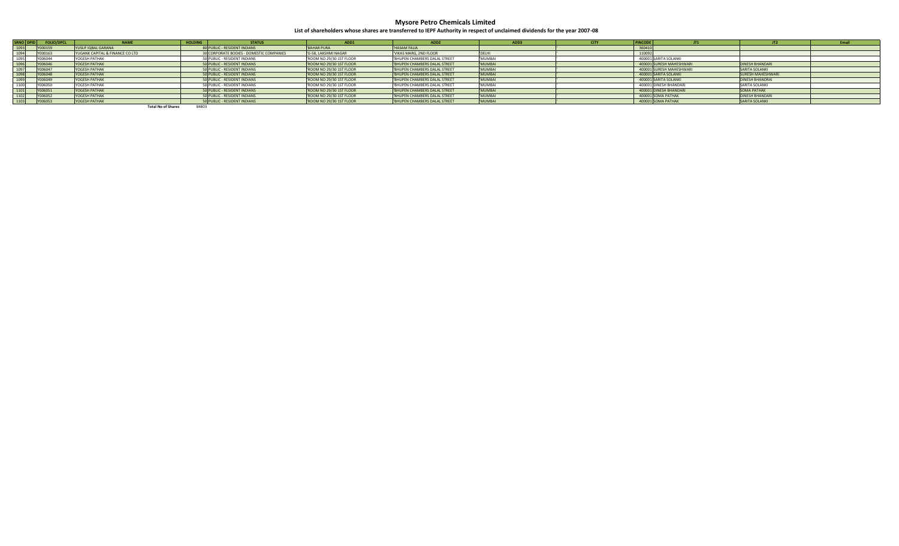# Mysore Petro Chemicals Limited

**List of shareholders whose shares are transferred to IEPF Authority in respect of unclaimed dividends for the year 2007-08**

| SRNO | DPID | FOLIO/DPCL | NAME | HOLDING | STATUS | ADD1 | ADD2 | ADD3 | CITY | PINCODE | JT1 | JT2 | Email |
|---|---|---|---|---|---|---|---|---|---|---|---|---|---|
| 1093 | | Y000159 | YUSUF IQBAL GARANA | 80 | PUBLIC - RESIDENT INDIANS | 'BAHAR PURA | 'HASAM FALIA | ' | ' | 360410 | | | |
| 1094 | | Y000163 | YUGANK CAPITAL & FINANCE CO LTD | 30 | CORPORATE BODIES - DOMESTIC COMPANIES | 'G-58, LAKSHMI NAGAR | 'VIKAS MARG, 2ND FLOOR | 'DELHI | ' | 110092 | | | |
| 1095 | | Y006044 | YOGESH PATHAK | 50 | PUBLIC - RESIDENT INDIANS | 'ROOM NO 29/30 1ST FLOOR | 'BHUPEN CHAMBERS DALAL STREET | 'MUMBAI | ' | 400001 | SARITA SOLANKI | | |
| 1096 | | Y006046 | YOGESH PATHAK | 50 | PUBLIC - RESIDENT INDIANS | 'ROOM NO 29/30 1ST FLOOR | 'BHUPEN CHAMBERS DALAL STREET | 'MUMBAI | ' | 400001 | SURESH MAHESHWARI | DINESH BHANDARI | |
| 1097 | | Y006047 | YOGESH PATHAK | 50 | PUBLIC - RESIDENT INDIANS | 'ROOM NO 29/30 1ST FLOOR | 'BHUPEN CHAMBERS DALAL STREET | 'MUMBAI | ' | 400001 | SURESH MAHESHWARI | SARITA SOLANKI | |
| 1098 | | Y006048 | YOGESH PATHAK | 50 | PUBLIC - RESIDENT INDIANS | 'ROOM NO 29/30 1ST FLOOR | 'BHUPEN CHAMBERS DALAL STREET | 'MUMBAI | ' | 400001 | SARITA SOLANKI | SURESH MAHESHWARI | |
| 1099 | | Y006049 | YOGESH PATHAK | 50 | PUBLIC - RESIDENT INDIANS | 'ROOM NO 29/30 1ST FLOOR | 'BHUPEN CHAMBERS DALAL STREET | 'MUMBAI | ' | 400001 | SARITA SOLANKI | DINESH BHANDRAI | |
| 1100 | | Y006050 | YOGESH PATHAK | 50 | PUBLIC - RESIDENT INDIANS | 'ROOM NO 29/30 1ST FLOOR | 'BHUPEN CHAMBERS DALAL STREET | 'MUMBAI | ' | 400001 | DINESH BHANDARI | SARITA SOLANKI | |
| 1101 | | Y006051 | YOGESH PATHAK | 50 | PUBLIC - RESIDENT INDIANS | 'ROOM NO 29/30 1ST FLOOR | 'BHUPEN CHAMBERS DALAL STREET | 'MUMBAI | ' | 400001 | DINESH BHANDARI | SOMA PATHAK | |
| 1102 | | Y006052 | YOGESH PATHAK | 50 | PUBLIC - RESIDENT INDIANS | 'ROOM NO 29/30 1ST FLOOR | 'BHUPEN CHAMBERS DALAL STREET | 'MUMBAI | ' | 400001 | SOMA PATHAK | DINESH BHANDARI | |
| 1103 | | Y006053 | YOGESH PATHAK | 50 | PUBLIC - RESIDENT INDIANS | 'ROOM NO 29/30 1ST FLOOR | 'BHUPEN CHAMBERS DALAL STREET | 'MUMBAI | ' | 400001 | SOMA PATHAK | SARITA SOLANKI | |
| | | | **Total No of Shares** | 84803 | | | | | | | | | |